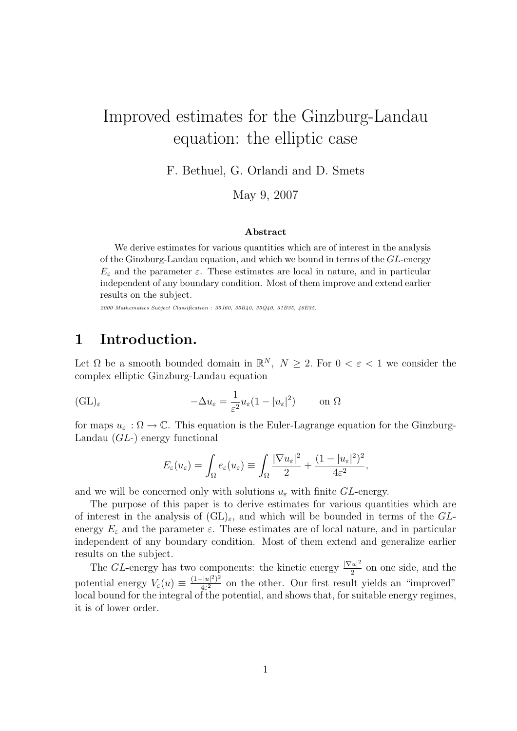# Improved estimates for the Ginzburg-Landau equation: the elliptic case

F. Bethuel, G. Orlandi and D. Smets

May 9, 2007

### Abstract

We derive estimates for various quantities which are of interest in the analysis of the Ginzburg-Landau equation, and which we bound in terms of the $GL$-energy $E_\varepsilon$ and the parameter $\varepsilon$. These estimates are local in nature, and in particular independent of any boundary condition. Most of them improve and extend earlier results on the subject.

*2000 Mathematics Subject Classification : 35J60, 35B40, 35Q40, 31B35, 46E35.*

## 1 Introduction.

Let $\Omega$ be a smooth bounded domain in $\mathbb{R}^N$, $N \geq 2$. For $0 < \varepsilon < 1$ we consider the complex elliptic Ginzburg-Landau equation

$$(\mathrm{GL})_\varepsilon \qquad\qquad -\Delta u_\varepsilon = \frac{1}{\varepsilon^2} u_\varepsilon (1 - |u_\varepsilon|^2) \qquad \text{on } \Omega$$

for maps $u_\varepsilon : \Omega \to \mathbb{C}$. This equation is the Euler-Lagrange equation for the Ginzburg-Landau ($GL$-) energy functional

$$E_\varepsilon(u_\varepsilon) = \int_\Omega e_\varepsilon(u_\varepsilon) \equiv \int_\Omega \frac{|\nabla u_\varepsilon|^2}{2} + \frac{(1 - |u_\varepsilon|^2)^2}{4\varepsilon^2},$$

and we will be concerned only with solutions $u_\varepsilon$ with finite $GL$-energy.

The purpose of this paper is to derive estimates for various quantities which are of interest in the analysis of $(\mathrm{GL})_\varepsilon$, and which will be bounded in terms of the $GL$-energy $E_\varepsilon$ and the parameter $\varepsilon$. These estimates are of local nature, and in particular independent of any boundary condition. Most of them extend and generalize earlier results on the subject.

The $GL$-energy has two components: the kinetic energy $\frac{|\nabla u|^2}{2}$ on one side, and the potential energy $V_\varepsilon(u) \equiv \frac{(1-|u|^2)^2}{4\varepsilon^2}$ on the other. Our first result yields an "improved" local bound for the integral of the potential, and shows that, for suitable energy regimes, it is of lower order.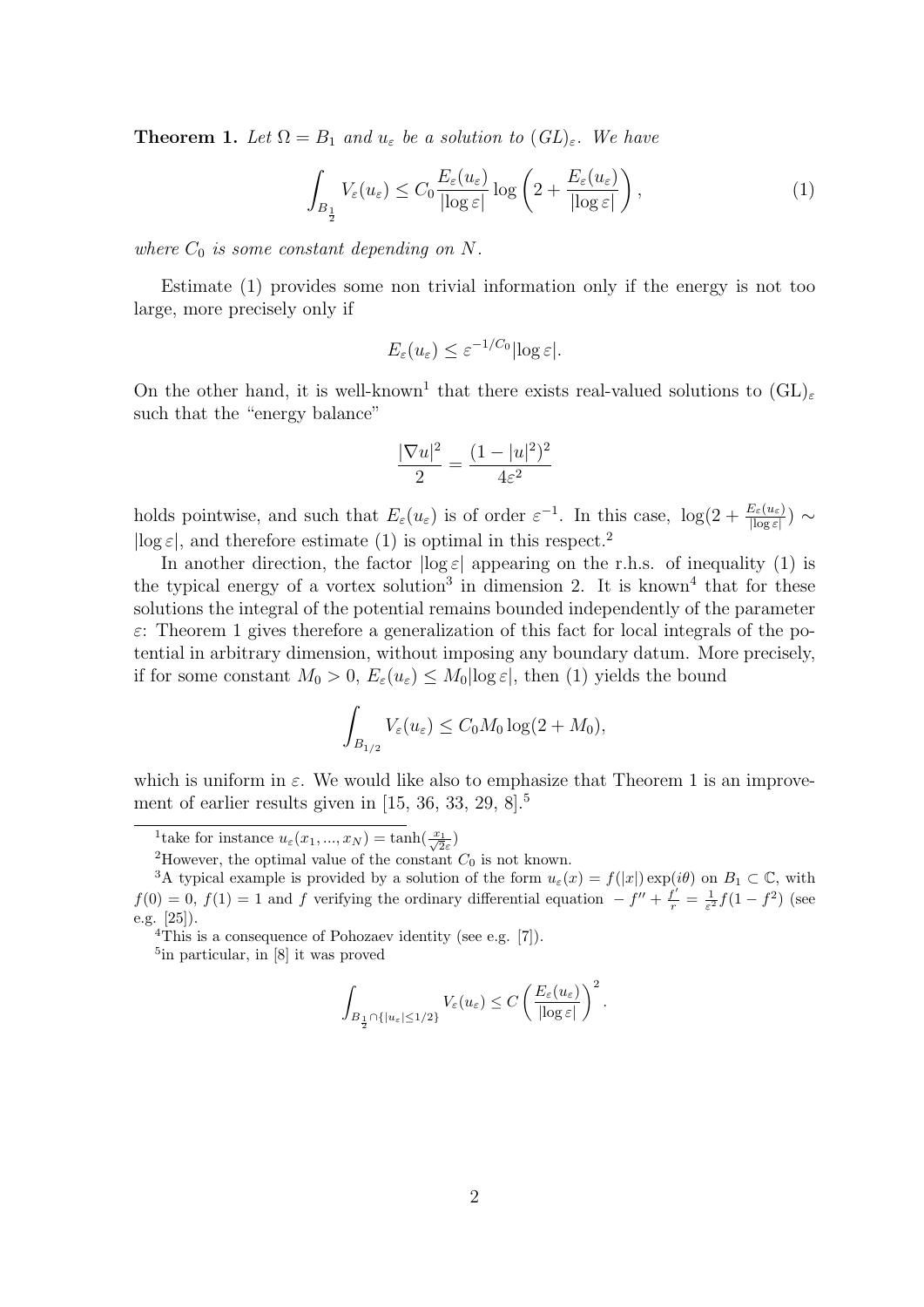**Theorem 1.** *Let $\Omega = B_1$ and $u_\varepsilon$ be a solution to $(GL)_\varepsilon$. We have*

$$\int_{B_{\frac{1}{2}}} V_\varepsilon(u_\varepsilon) \leq C_0 \frac{E_\varepsilon(u_\varepsilon)}{|\log \varepsilon|} \log\left(2 + \frac{E_\varepsilon(u_\varepsilon)}{|\log \varepsilon|}\right), \tag{1}$$

*where $C_0$ is some constant depending on $N$.*

Estimate (1) provides some non trivial information only if the energy is not too large, more precisely only if

$$E_\varepsilon(u_\varepsilon) \leq \varepsilon^{-1/C_0} |\log \varepsilon|.$$

On the other hand, it is well-known[1] that there exists real-valued solutions to $(\mathrm{GL})_\varepsilon$ such that the "energy balance"

$$\frac{|\nabla u|^2}{2} = \frac{(1 - |u|^2)^2}{4\varepsilon^2}$$

holds pointwise, and such that $E_\varepsilon(u_\varepsilon)$ is of order $\varepsilon^{-1}$. In this case, $\log(2 + \frac{E_\varepsilon(u_\varepsilon)}{|\log \varepsilon|}) \sim |\log \varepsilon|$, and therefore estimate (1) is optimal in this respect.[2]

In another direction, the factor $|\log \varepsilon|$ appearing on the r.h.s. of inequality (1) is the typical energy of a vortex solution[3] in dimension 2. It is known[4] that for these solutions the integral of the potential remains bounded independently of the parameter $\varepsilon$: Theorem 1 gives therefore a generalization of this fact for local integrals of the potential in arbitrary dimension, without imposing any boundary datum. More precisely, if for some constant $M_0 > 0$, $E_\varepsilon(u_\varepsilon) \leq M_0 |\log \varepsilon|$, then (1) yields the bound

$$\int_{B_{1/2}} V_\varepsilon(u_\varepsilon) \leq C_0 M_0 \log(2 + M_0),$$

which is uniform in $\varepsilon$. We would like also to emphasize that Theorem 1 is an improvement of earlier results given in [15, 36, 33, 29, 8].[5]

---

[1] take for instance $u_\varepsilon(x_1, ..., x_N) = \tanh(\frac{x_1}{\sqrt{2}\varepsilon})$

[2] However, the optimal value of the constant $C_0$ is not known.

[3] A typical example is provided by a solution of the form $u_\varepsilon(x) = f(|x|)\exp(i\theta)$ on $B_1 \subset \mathbb{C}$, with $f(0) = 0$, $f(1) = 1$ and $f$ verifying the ordinary differential equation $-f'' + \frac{f'}{r} = \frac{1}{\varepsilon^2} f(1 - f^2)$ (see e.g. [25]).

[4] This is a consequence of Pohozaev identity (see e.g. [7]).

[5] in particular, in [8] it was proved

$$\int_{B_{\frac{1}{2}} \cap \{|u_\varepsilon| \leq 1/2\}} V_\varepsilon(u_\varepsilon) \leq C \left(\frac{E_\varepsilon(u_\varepsilon)}{|\log \varepsilon|}\right)^2.$$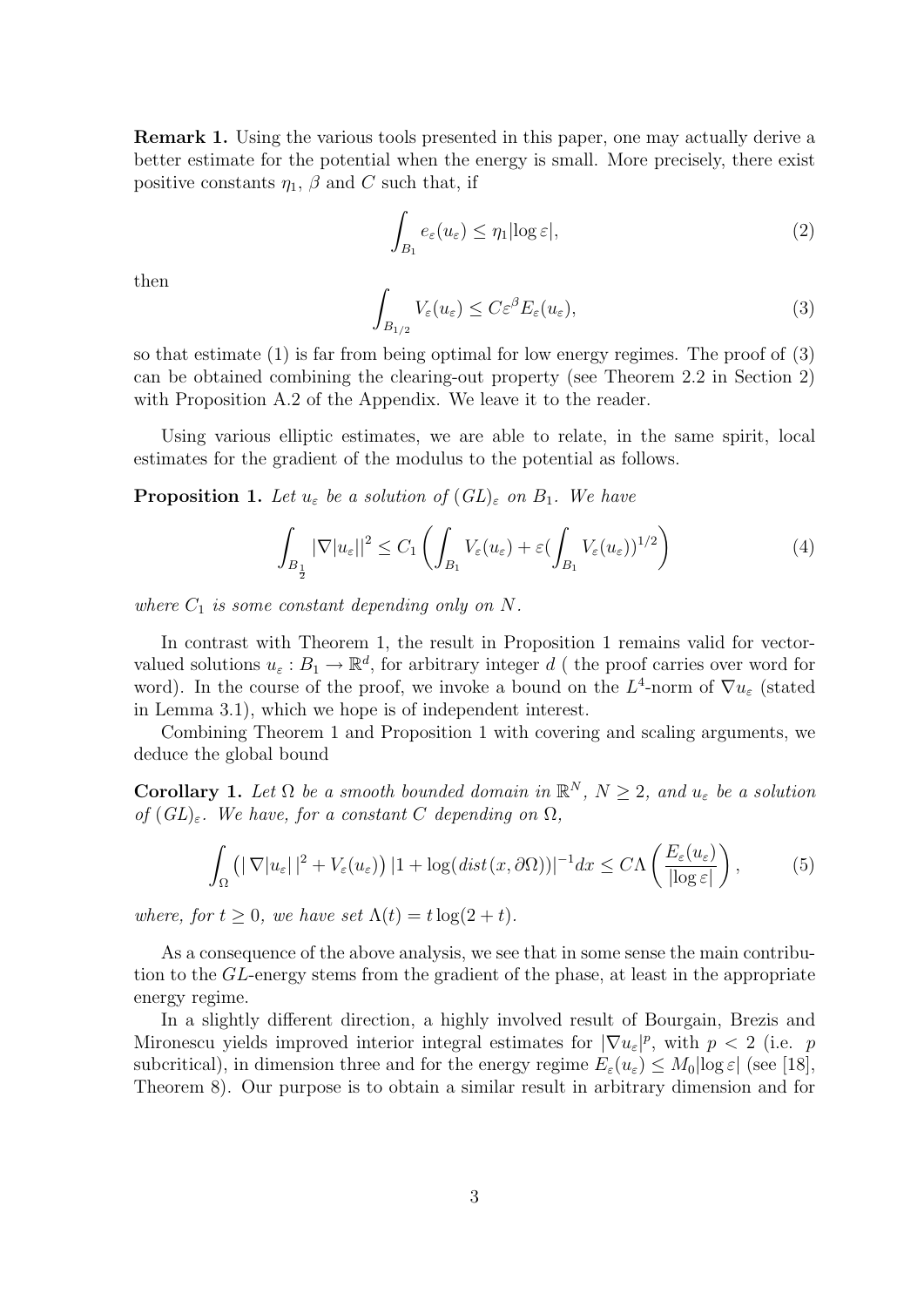**Remark 1.** Using the various tools presented in this paper, one may actually derive a better estimate for the potential when the energy is small. More precisely, there exist positive constants $\eta_1$, $\beta$ and $C$ such that, if

$$
\int_{B_1} e_\varepsilon(u_\varepsilon) \leq \eta_1 |\log \varepsilon|, \tag{2}
$$

then

$$
\int_{B_{1/2}} V_\varepsilon(u_\varepsilon) \leq C\varepsilon^\beta E_\varepsilon(u_\varepsilon), \tag{3}
$$

so that estimate (1) is far from being optimal for low energy regimes. The proof of (3) can be obtained combining the clearing-out property (see Theorem 2.2 in Section 2) with Proposition A.2 of the Appendix. We leave it to the reader.

Using various elliptic estimates, we are able to relate, in the same spirit, local estimates for the gradient of the modulus to the potential as follows.

**Proposition 1.** *Let $u_\varepsilon$ be a solution of $(GL)_\varepsilon$ on $B_1$. We have*

$$
\int_{B_{\frac{1}{2}}} |\nabla |u_\varepsilon||^2 \leq C_1 \left( \int_{B_1} V_\varepsilon(u_\varepsilon) + \varepsilon \Big(\int_{B_1} V_\varepsilon(u_\varepsilon)\Big)^{1/2} \right) \tag{4}
$$

*where $C_1$ is some constant depending only on $N$.*

In contrast with Theorem 1, the result in Proposition 1 remains valid for vector-valued solutions $u_\varepsilon : B_1 \to \mathbb{R}^d$, for arbitrary integer $d$ ( the proof carries over word for word). In the course of the proof, we invoke a bound on the $L^4$-norm of $\nabla u_\varepsilon$ (stated in Lemma 3.1), which we hope is of independent interest.

Combining Theorem 1 and Proposition 1 with covering and scaling arguments, we deduce the global bound

**Corollary 1.** *Let $\Omega$ be a smooth bounded domain in $\mathbb{R}^N$, $N \geq 2$, and $u_\varepsilon$ be a solution of $(GL)_\varepsilon$. We have, for a constant $C$ depending on $\Omega$,*

$$
\int_\Omega \big( |\nabla |u_\varepsilon||^2 + V_\varepsilon(u_\varepsilon) \big) |1 + \log(dist(x, \partial\Omega))|^{-1} dx \leq C\Lambda\left(\frac{E_\varepsilon(u_\varepsilon)}{|\log \varepsilon|}\right), \tag{5}
$$

*where, for $t \geq 0$, we have set $\Lambda(t) = t\log(2 + t)$.*

As a consequence of the above analysis, we see that in some sense the main contribution to the $GL$-energy stems from the gradient of the phase, at least in the appropriate energy regime.

In a slightly different direction, a highly involved result of Bourgain, Brezis and Mironescu yields improved interior integral estimates for $|\nabla u_\varepsilon|^p$, with $p < 2$ (i.e. $p$ subcritical), in dimension three and for the energy regime $E_\varepsilon(u_\varepsilon) \leq M_0|\log \varepsilon|$ (see [18], Theorem 8). Our purpose is to obtain a similar result in arbitrary dimension and for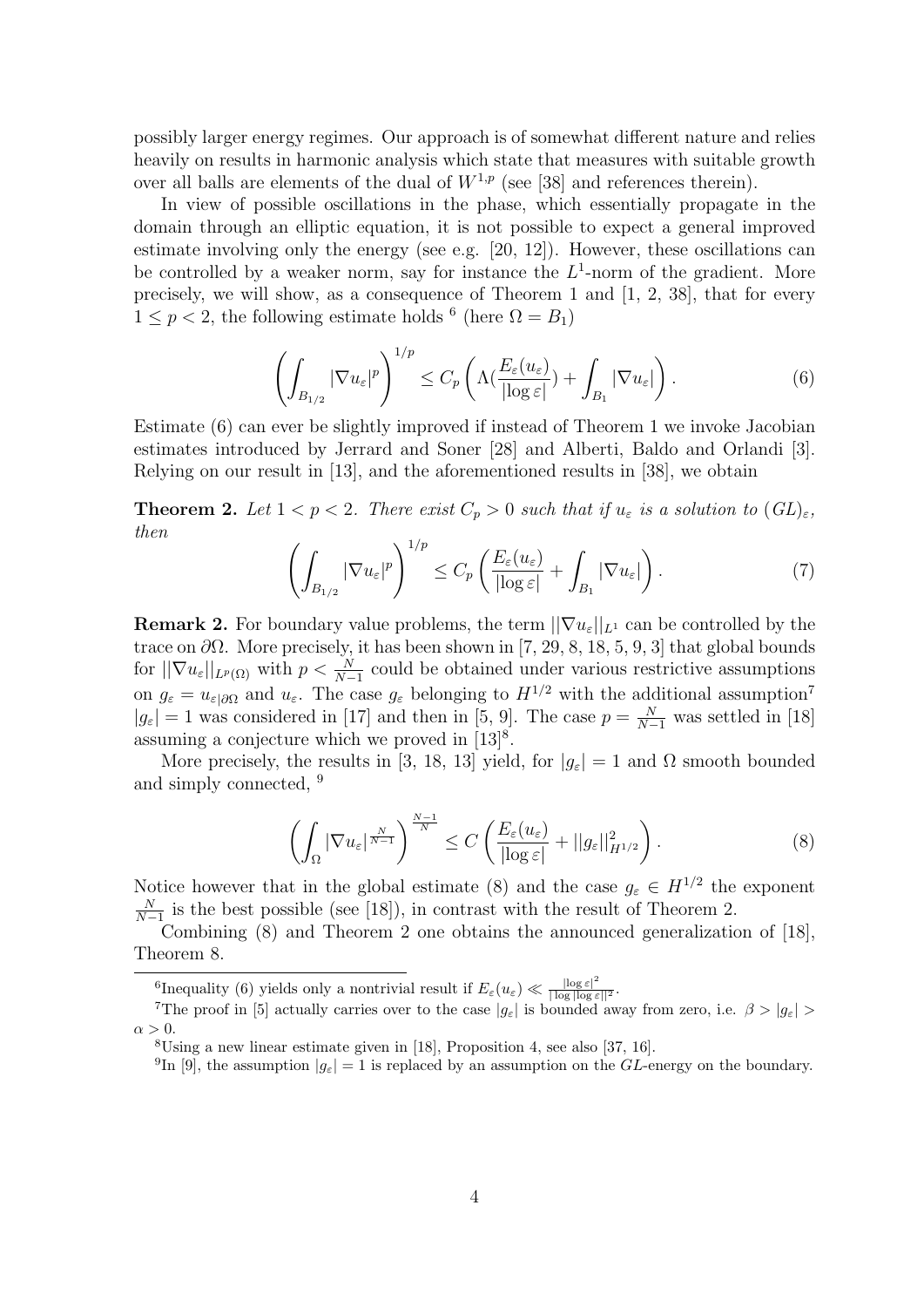possibly larger energy regimes. Our approach is of somewhat different nature and relies heavily on results in harmonic analysis which state that measures with suitable growth over all balls are elements of the dual of $W^{1,p}$ (see [38] and references therein).

In view of possible oscillations in the phase, which essentially propagate in the domain through an elliptic equation, it is not possible to expect a general improved estimate involving only the energy (see e.g. [20, 12]). However, these oscillations can be controlled by a weaker norm, say for instance the $L^1$-norm of the gradient. More precisely, we will show, as a consequence of Theorem 1 and [1, 2, 38], that for every $1 \leq p < 2$, the following estimate holds [6] (here $\Omega = B_1$)

$$\left( \int_{B_{1/2}} |\nabla u_\varepsilon|^p \right)^{1/p} \leq C_p \left( \Lambda(\frac{E_\varepsilon(u_\varepsilon)}{|\log \varepsilon|}) + \int_{B_1} |\nabla u_\varepsilon| \right). \tag{6}$$

Estimate (6) can ever be slightly improved if instead of Theorem 1 we invoke Jacobian estimates introduced by Jerrard and Soner [28] and Alberti, Baldo and Orlandi [3]. Relying on our result in [13], and the aforementioned results in [38], we obtain

**Theorem 2.** *Let $1 < p < 2$. There exist $C_p > 0$ such that if $u_\varepsilon$ is a solution to $(GL)_\varepsilon$, then*

$$\left( \int_{B_{1/2}} |\nabla u_\varepsilon|^p \right)^{1/p} \leq C_p \left( \frac{E_\varepsilon(u_\varepsilon)}{|\log \varepsilon|} + \int_{B_1} |\nabla u_\varepsilon| \right). \tag{7}$$

**Remark 2.** For boundary value problems, the term $||\nabla u_\varepsilon||_{L^1}$ can be controlled by the trace on $\partial\Omega$. More precisely, it has been shown in [7, 29, 8, 18, 5, 9, 3] that global bounds for $||\nabla u_\varepsilon||_{L^p(\Omega)}$ with $p < \frac{N}{N-1}$ could be obtained under various restrictive assumptions on $g_\varepsilon = u_{\varepsilon|\partial\Omega}$ and $u_\varepsilon$. The case $g_\varepsilon$ belonging to $H^{1/2}$ with the additional assumption[7] $|g_\varepsilon| = 1$ was considered in [17] and then in [5, 9]. The case $p = \frac{N}{N-1}$ was settled in [18] assuming a conjecture which we proved in [13][8].

More precisely, the results in [3, 18, 13] yield, for $|g_\varepsilon| = 1$ and $\Omega$ smooth bounded and simply connected, [9]

$$\left( \int_\Omega |\nabla u_\varepsilon|^{\frac{N}{N-1}} \right)^{\frac{N-1}{N}} \leq C \left( \frac{E_\varepsilon(u_\varepsilon)}{|\log \varepsilon|} + ||g_\varepsilon||^2_{H^{1/2}} \right). \tag{8}$$

Notice however that in the global estimate (8) and the case $g_\varepsilon \in H^{1/2}$ the exponent $\frac{N}{N-1}$ is the best possible (see [18]), in contrast with the result of Theorem 2.

Combining (8) and Theorem 2 one obtains the announced generalization of [18], Theorem 8.

---

[6] Inequality (6) yields only a nontrivial result if $E_\varepsilon(u_\varepsilon) \ll \frac{|\log \varepsilon|^2}{|\log |\log \varepsilon||^2}$.

[7] The proof in [5] actually carries over to the case $|g_\varepsilon|$ is bounded away from zero, i.e. $\beta > |g_\varepsilon| > \alpha > 0$.

[8] Using a new linear estimate given in [18], Proposition 4, see also [37, 16].

[9] In [9], the assumption $|g_\varepsilon| = 1$ is replaced by an assumption on the $GL$-energy on the boundary.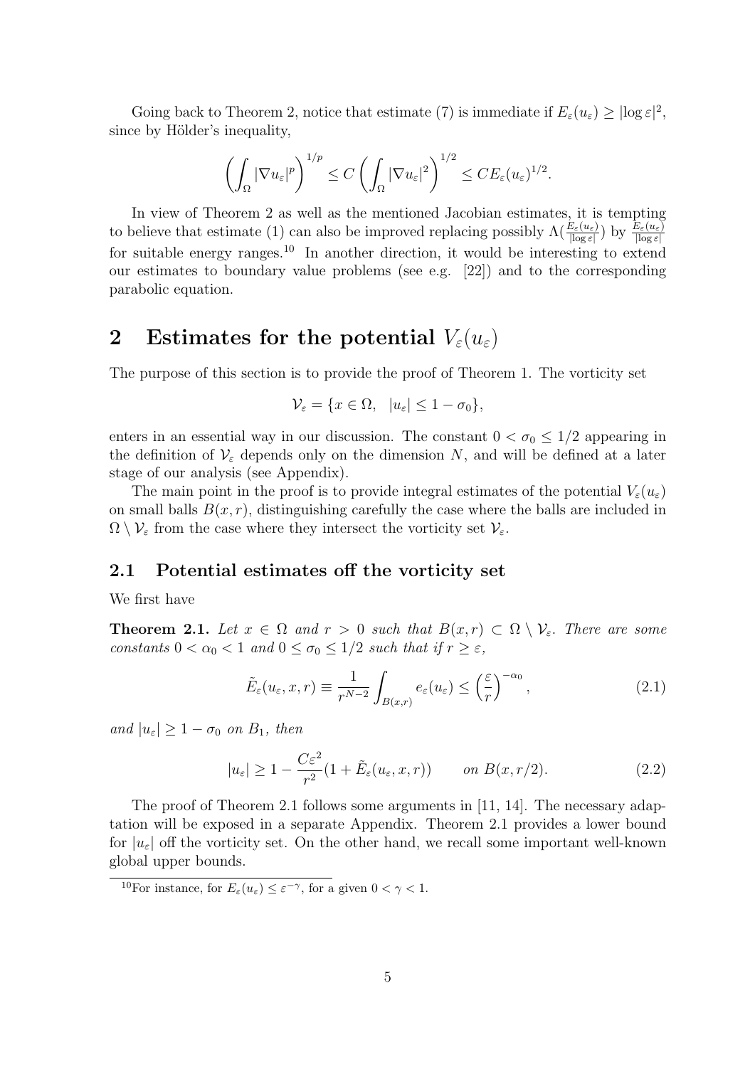Going back to Theorem 2, notice that estimate (7) is immediate if $E_\varepsilon(u_\varepsilon) \geq |\log \varepsilon|^2$, since by Hölder's inequality,

$$\left(\int_\Omega |\nabla u_\varepsilon|^p\right)^{1/p} \leq C \left(\int_\Omega |\nabla u_\varepsilon|^2\right)^{1/2} \leq C E_\varepsilon(u_\varepsilon)^{1/2}.$$

In view of Theorem 2 as well as the mentioned Jacobian estimates, it is tempting to believe that estimate (1) can also be improved replacing possibly $\Lambda(\frac{E_\varepsilon(u_\varepsilon)}{|\log \varepsilon|})$ by $\frac{E_\varepsilon(u_\varepsilon)}{|\log \varepsilon|}$ for suitable energy ranges.[10] In another direction, it would be interesting to extend our estimates to boundary value problems (see e.g. [22]) and to the corresponding parabolic equation.

# 2 Estimates for the potential $V_\varepsilon(u_\varepsilon)$

The purpose of this section is to provide the proof of Theorem 1. The vorticity set

$$\mathcal{V}_\varepsilon = \{x \in \Omega, \quad |u_\varepsilon| \leq 1 - \sigma_0\},$$

enters in an essential way in our discussion. The constant $0 < \sigma_0 \leq 1/2$ appearing in the definition of $\mathcal{V}_\varepsilon$ depends only on the dimension $N$, and will be defined at a later stage of our analysis (see Appendix).

The main point in the proof is to provide integral estimates of the potential $V_\varepsilon(u_\varepsilon)$ on small balls $B(x, r)$, distinguishing carefully the case where the balls are included in $\Omega \setminus \mathcal{V}_\varepsilon$ from the case where they intersect the vorticity set $\mathcal{V}_\varepsilon$.

## 2.1 Potential estimates off the vorticity set

We first have

**Theorem 2.1.** *Let $x \in \Omega$ and $r > 0$ such that $B(x, r) \subset \Omega \setminus \mathcal{V}_\varepsilon$. There are some constants $0 < \alpha_0 < 1$ and $0 \leq \sigma_0 \leq 1/2$ such that if $r \geq \varepsilon$,*

$$\tilde{E}_\varepsilon(u_\varepsilon, x, r) \equiv \frac{1}{r^{N-2}} \int_{B(x,r)} e_\varepsilon(u_\varepsilon) \leq \left(\frac{\varepsilon}{r}\right)^{-\alpha_0}, \tag{2.1}$$

*and $|u_\varepsilon| \geq 1 - \sigma_0$ on $B_1$, then*

$$|u_\varepsilon| \geq 1 - \frac{C\varepsilon^2}{r^2}(1 + \tilde{E}_\varepsilon(u_\varepsilon, x, r)) \qquad \text{on } B(x, r/2). \tag{2.2}$$

The proof of Theorem 2.1 follows some arguments in [11, 14]. The necessary adaptation will be exposed in a separate Appendix. Theorem 2.1 provides a lower bound for $|u_\varepsilon|$ off the vorticity set. On the other hand, we recall some important well-known global upper bounds.

[10] For instance, for $E_\varepsilon(u_\varepsilon) \leq \varepsilon^{-\gamma}$, for a given $0 < \gamma < 1$.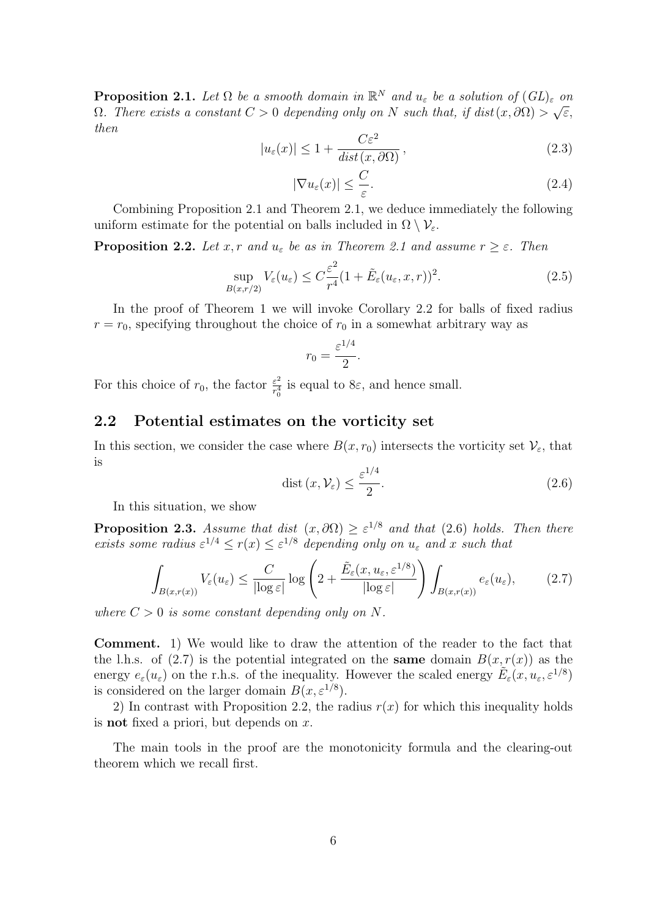**Proposition 2.1.** *Let $\Omega$ be a smooth domain in $\mathbb{R}^N$ and $u_\varepsilon$ be a solution of $(GL)_\varepsilon$ on $\Omega$. There exists a constant $C > 0$ depending only on $N$ such that, if $dist(x, \partial\Omega) > \sqrt{\varepsilon}$, then*

$$|u_\varepsilon(x)| \leq 1 + \frac{C\varepsilon^2}{dist(x, \partial\Omega)}, \tag{2.3}$$

$$|\nabla u_\varepsilon(x)| \leq \frac{C}{\varepsilon}. \tag{2.4}$$

Combining Proposition 2.1 and Theorem 2.1, we deduce immediately the following uniform estimate for the potential on balls included in $\Omega \setminus \mathcal{V}_\varepsilon$.

**Proposition 2.2.** *Let $x, r$ and $u_\varepsilon$ be as in Theorem 2.1 and assume $r \geq \varepsilon$. Then*

$$\sup_{B(x,r/2)} V_\varepsilon(u_\varepsilon) \leq C\frac{\varepsilon^2}{r^4}(1 + \tilde{E}_\varepsilon(u_\varepsilon, x, r))^2. \tag{2.5}$$

In the proof of Theorem 1 we will invoke Corollary 2.2 for balls of fixed radius $r = r_0$, specifying throughout the choice of $r_0$ in a somewhat arbitrary way as

$$r_0 = \frac{\varepsilon^{1/4}}{2}.$$

For this choice of $r_0$, the factor $\frac{\varepsilon^2}{r_0^4}$ is equal to $8\varepsilon$, and hence small.

## 2.2 Potential estimates on the vorticity set

In this section, we consider the case where $B(x, r_0)$ intersects the vorticity set $\mathcal{V}_\varepsilon$, that is

$$\text{dist}\,(x, \mathcal{V}_\varepsilon) \leq \frac{\varepsilon^{1/4}}{2}. \tag{2.6}$$

In this situation, we show

**Proposition 2.3.** *Assume that dist $(x, \partial\Omega) \geq \varepsilon^{1/8}$ and that (2.6) holds. Then there exists some radius $\varepsilon^{1/4} \leq r(x) \leq \varepsilon^{1/8}$ depending only on $u_\varepsilon$ and $x$ such that*

$$\int_{B(x,r(x))} V_\varepsilon(u_\varepsilon) \leq \frac{C}{|\log\varepsilon|} \log\left(2 + \frac{\tilde{E}_\varepsilon(x, u_\varepsilon, \varepsilon^{1/8})}{|\log\varepsilon|}\right) \int_{B(x,r(x))} e_\varepsilon(u_\varepsilon), \tag{2.7}$$

*where $C > 0$ is some constant depending only on $N$.*

**Comment.** 1) We would like to draw the attention of the reader to the fact that the l.h.s. of (2.7) is the potential integrated on the **same** domain $B(x, r(x))$ as the energy $e_\varepsilon(u_\varepsilon)$ on the r.h.s. of the inequality. However the scaled energy $\tilde{E}_\varepsilon(x, u_\varepsilon, \varepsilon^{1/8})$ is considered on the larger domain $B(x, \varepsilon^{1/8})$.

2) In contrast with Proposition 2.2, the radius $r(x)$ for which this inequality holds is **not** fixed a priori, but depends on $x$.

The main tools in the proof are the monotonicity formula and the clearing-out theorem which we recall first.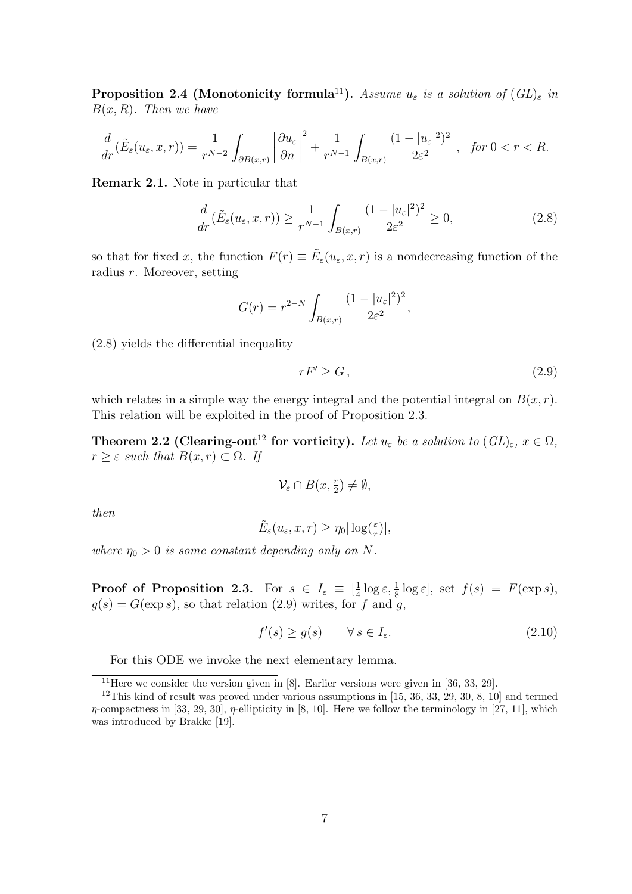**Proposition 2.4 (Monotonicity formula[11]).** *Assume $u_\varepsilon$ is a solution of $(GL)_\varepsilon$ in $B(x,R)$. Then we have*

$$\frac{d}{dr}(\tilde{E}_\varepsilon(u_\varepsilon,x,r)) = \frac{1}{r^{N-2}}\int_{\partial B(x,r)}\left|\frac{\partial u_\varepsilon}{\partial n}\right|^2 + \frac{1}{r^{N-1}}\int_{B(x,r)}\frac{(1-|u_\varepsilon|^2)^2}{2\varepsilon^2}\ , \quad \textit{for } 0<r<R.$$

**Remark 2.1.** Note in particular that

$$\frac{d}{dr}(\tilde{E}_\varepsilon(u_\varepsilon,x,r)) \geq \frac{1}{r^{N-1}}\int_{B(x,r)}\frac{(1-|u_\varepsilon|^2)^2}{2\varepsilon^2} \geq 0, \tag{2.8}$$

so that for fixed $x$, the function $F(r) \equiv \tilde{E}_\varepsilon(u_\varepsilon,x,r)$ is a nondecreasing function of the radius $r$. Moreover, setting

$$G(r) = r^{2-N}\int_{B(x,r)}\frac{(1-|u_\varepsilon|^2)^2}{2\varepsilon^2},$$

(2.8) yields the differential inequality

$$rF' \geq G\,, \tag{2.9}$$

which relates in a simple way the energy integral and the potential integral on $B(x,r)$. This relation will be exploited in the proof of Proposition 2.3.

**Theorem 2.2 (Clearing-out[12] for vorticity).** *Let $u_\varepsilon$ be a solution to $(GL)_\varepsilon$, $x\in\Omega$, $r\geq\varepsilon$ such that $B(x,r)\subset\Omega$. If*

$$\mathcal{V}_\varepsilon \cap B(x,\tfrac{r}{2}) \neq \emptyset,$$

*then*

$$\tilde{E}_\varepsilon(u_\varepsilon,x,r) \geq \eta_0|\log(\tfrac{\varepsilon}{r})|,$$

*where $\eta_0>0$ is some constant depending only on $N$.*

**Proof of Proposition 2.3.** For $s \in I_\varepsilon \equiv [\frac{1}{4}\log\varepsilon, \frac{1}{8}\log\varepsilon]$, set $f(s) = F(\exp s)$, $g(s) = G(\exp s)$, so that relation (2.9) writes, for $f$ and $g$,

$$f'(s) \geq g(s) \qquad \forall\, s\in I_\varepsilon. \tag{2.10}$$

For this ODE we invoke the next elementary lemma.

---

[11] Here we consider the version given in [8]. Earlier versions were given in [36, 33, 29].

[12] This kind of result was proved under various assumptions in [15, 36, 33, 29, 30, 8, 10] and termed $\eta$-compactness in [33, 29, 30], $\eta$-ellipticity in [8, 10]. Here we follow the terminology in [27, 11], which was introduced by Brakke [19].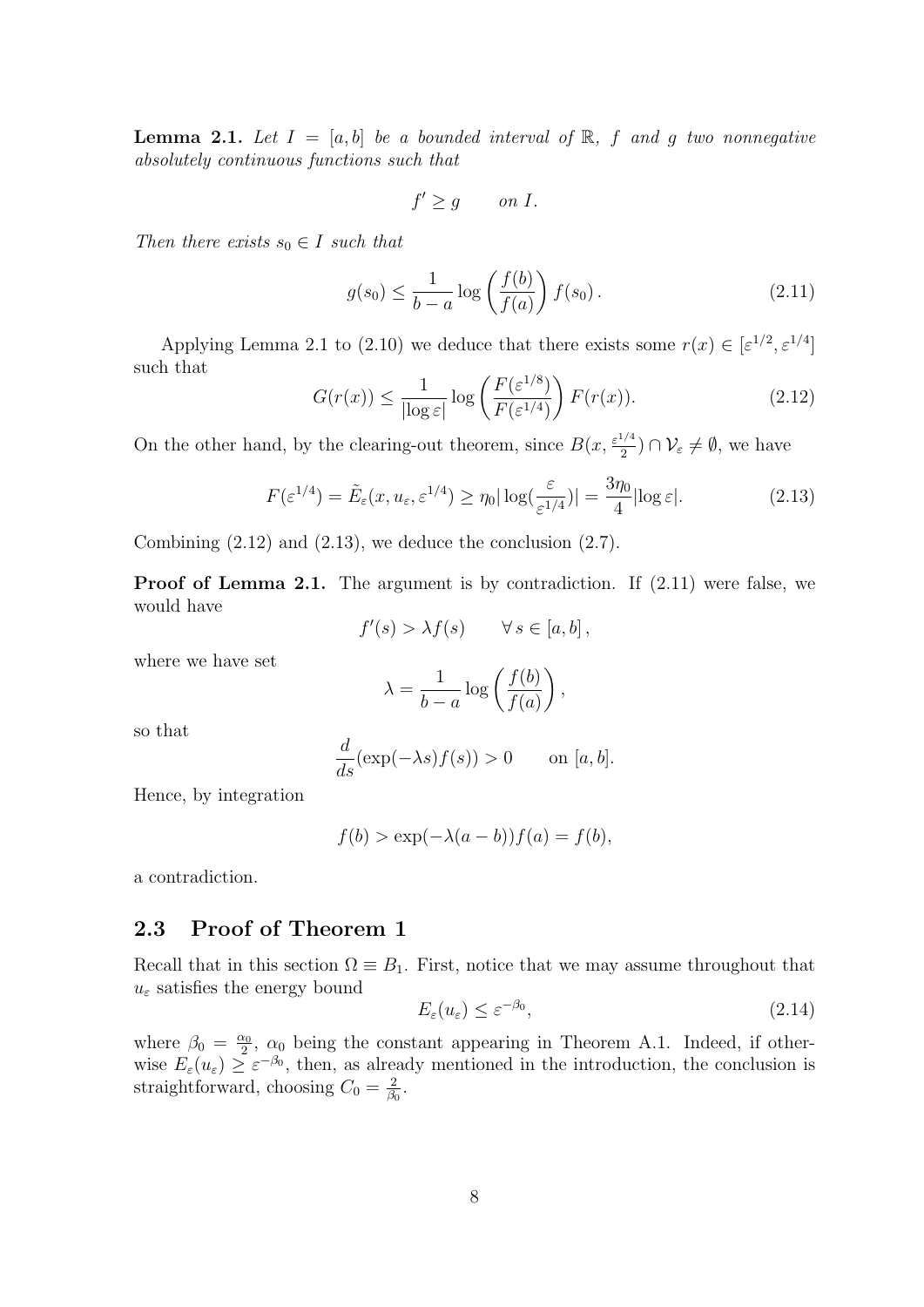**Lemma 2.1.** *Let $I = [a, b]$ be a bounded interval of $\mathbb{R}$, $f$ and $g$ two nonnegative absolutely continuous functions such that*

$$f' \geq g \qquad \text{on } I.$$

*Then there exists $s_0 \in I$ such that*

$$g(s_0) \leq \frac{1}{b-a} \log\left(\frac{f(b)}{f(a)}\right) f(s_0)\,. \tag{2.11}$$

Applying Lemma 2.1 to (2.10) we deduce that there exists some $r(x) \in [\varepsilon^{1/2}, \varepsilon^{1/4}]$ such that

$$G(r(x)) \leq \frac{1}{|\log \varepsilon|} \log\left(\frac{F(\varepsilon^{1/8})}{F(\varepsilon^{1/4})}\right) F(r(x)). \tag{2.12}$$

On the other hand, by the clearing-out theorem, since $B(x, \frac{\varepsilon^{1/4}}{2}) \cap \mathcal{V}_\varepsilon \neq \emptyset$, we have

$$F(\varepsilon^{1/4}) = \tilde{E}_\varepsilon(x, u_\varepsilon, \varepsilon^{1/4}) \geq \eta_0 |\log(\frac{\varepsilon}{\varepsilon^{1/4}})| = \frac{3\eta_0}{4}|\log \varepsilon|. \tag{2.13}$$

Combining (2.12) and (2.13), we deduce the conclusion (2.7).

**Proof of Lemma 2.1.** The argument is by contradiction. If (2.11) were false, we would have

$$f'(s) > \lambda f(s) \qquad \forall\, s \in [a, b]\,,$$

where we have set

$$\lambda = \frac{1}{b-a} \log\left(\frac{f(b)}{f(a)}\right),$$

so that

$$\frac{d}{ds}(\exp(-\lambda s) f(s)) > 0 \qquad \text{on } [a, b].$$

Hence, by integration

$$f(b) > \exp(-\lambda(a-b)) f(a) = f(b),$$

a contradiction.

## 2.3 Proof of Theorem 1

Recall that in this section $\Omega \equiv B_1$. First, notice that we may assume throughout that $u_\varepsilon$ satisfies the energy bound

$$E_\varepsilon(u_\varepsilon) \leq \varepsilon^{-\beta_0}, \tag{2.14}$$

where $\beta_0 = \frac{\alpha_0}{2}$, $\alpha_0$ being the constant appearing in Theorem A.1. Indeed, if otherwise $E_\varepsilon(u_\varepsilon) \geq \varepsilon^{-\beta_0}$, then, as already mentioned in the introduction, the conclusion is straightforward, choosing $C_0 = \frac{2}{\beta_0}$.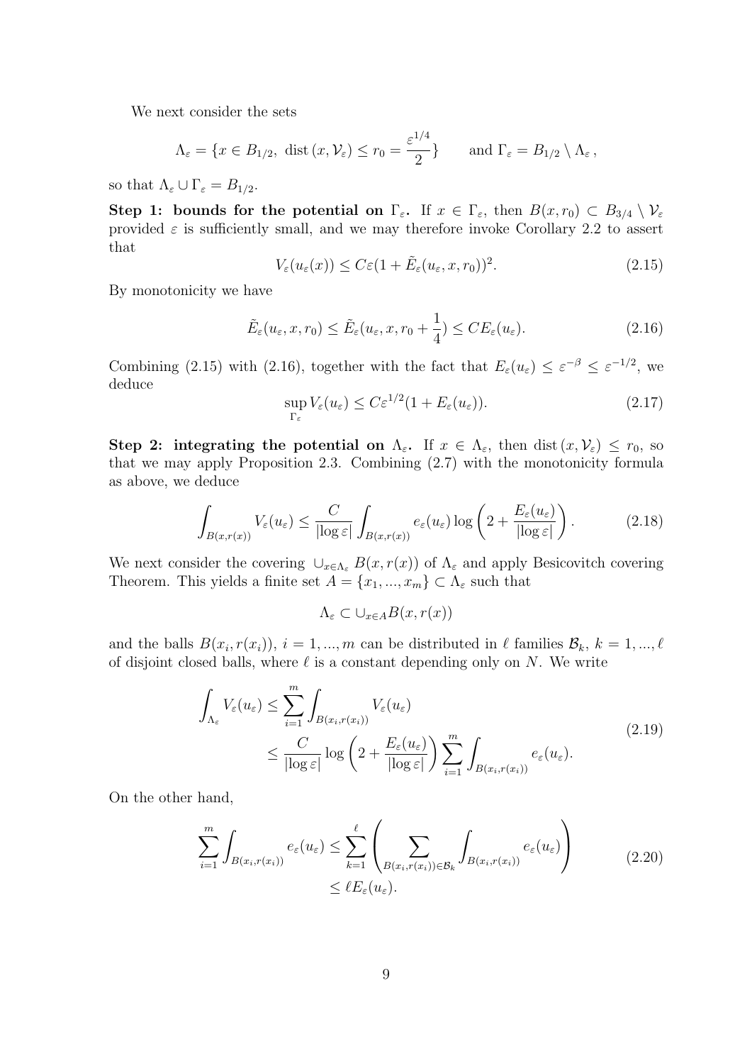We next consider the sets

$$\Lambda_\varepsilon = \{x \in B_{1/2},\ \mathrm{dist}\,(x, \mathcal{V}_\varepsilon) \le r_0 = \frac{\varepsilon^{1/4}}{2}\} \qquad \text{and } \Gamma_\varepsilon = B_{1/2} \setminus \Lambda_\varepsilon\,,$$

so that $\Lambda_\varepsilon \cup \Gamma_\varepsilon = B_{1/2}$.

**Step 1: bounds for the potential on $\Gamma_\varepsilon$.** If $x \in \Gamma_\varepsilon$, then $B(x, r_0) \subset B_{3/4} \setminus \mathcal{V}_\varepsilon$ provided $\varepsilon$ is sufficiently small, and we may therefore invoke Corollary 2.2 to assert that

$$V_\varepsilon(u_\varepsilon(x)) \le C\varepsilon(1 + \tilde{E}_\varepsilon(u_\varepsilon, x, r_0))^2. \tag{2.15}$$

By monotonicity we have

$$\tilde{E}_\varepsilon(u_\varepsilon, x, r_0) \le \tilde{E}_\varepsilon(u_\varepsilon, x, r_0 + \frac{1}{4}) \le CE_\varepsilon(u_\varepsilon). \tag{2.16}$$

Combining (2.15) with (2.16), together with the fact that $E_\varepsilon(u_\varepsilon) \le \varepsilon^{-\beta} \le \varepsilon^{-1/2}$, we deduce

$$\sup_{\Gamma_\varepsilon} V_\varepsilon(u_\varepsilon) \le C\varepsilon^{1/2}(1 + E_\varepsilon(u_\varepsilon)). \tag{2.17}$$

**Step 2: integrating the potential on $\Lambda_\varepsilon$.** If $x \in \Lambda_\varepsilon$, then $\mathrm{dist}\,(x, \mathcal{V}_\varepsilon) \le r_0$, so that we may apply Proposition 2.3. Combining (2.7) with the monotonicity formula as above, we deduce

$$\int_{B(x,r(x))} V_\varepsilon(u_\varepsilon) \le \frac{C}{|\log \varepsilon|} \int_{B(x,r(x))} e_\varepsilon(u_\varepsilon) \log\left(2 + \frac{E_\varepsilon(u_\varepsilon)}{|\log \varepsilon|}\right). \tag{2.18}$$

We next consider the covering $\cup_{x\in\Lambda_\varepsilon} B(x, r(x))$ of $\Lambda_\varepsilon$ and apply Besicovitch covering Theorem. This yields a finite set $A = \{x_1, ..., x_m\} \subset \Lambda_\varepsilon$ such that

$$\Lambda_\varepsilon \subset \cup_{x\in A} B(x, r(x))$$

and the balls $B(x_i, r(x_i))$, $i = 1, ..., m$ can be distributed in $\ell$ families $\mathcal{B}_k$, $k = 1, ..., \ell$ of disjoint closed balls, where $\ell$ is a constant depending only on $N$. We write

$$\begin{aligned}\int_{\Lambda_\varepsilon} V_\varepsilon(u_\varepsilon) &\le \sum_{i=1}^{m} \int_{B(x_i,r(x_i))} V_\varepsilon(u_\varepsilon) \\ &\le \frac{C}{|\log \varepsilon|} \log\left(2 + \frac{E_\varepsilon(u_\varepsilon)}{|\log \varepsilon|}\right) \sum_{i=1}^{m} \int_{B(x_i,r(x_i))} e_\varepsilon(u_\varepsilon).\end{aligned} \tag{2.19}$$

On the other hand,

$$\begin{aligned}\sum_{i=1}^{m} \int_{B(x_i,r(x_i))} e_\varepsilon(u_\varepsilon) &\le \sum_{k=1}^{\ell} \left( \sum_{B(x_i,r(x_i))\in\mathcal{B}_k} \int_{B(x_i,r(x_i))} e_\varepsilon(u_\varepsilon) \right) \\ &\le \ell E_\varepsilon(u_\varepsilon).\end{aligned} \tag{2.20}$$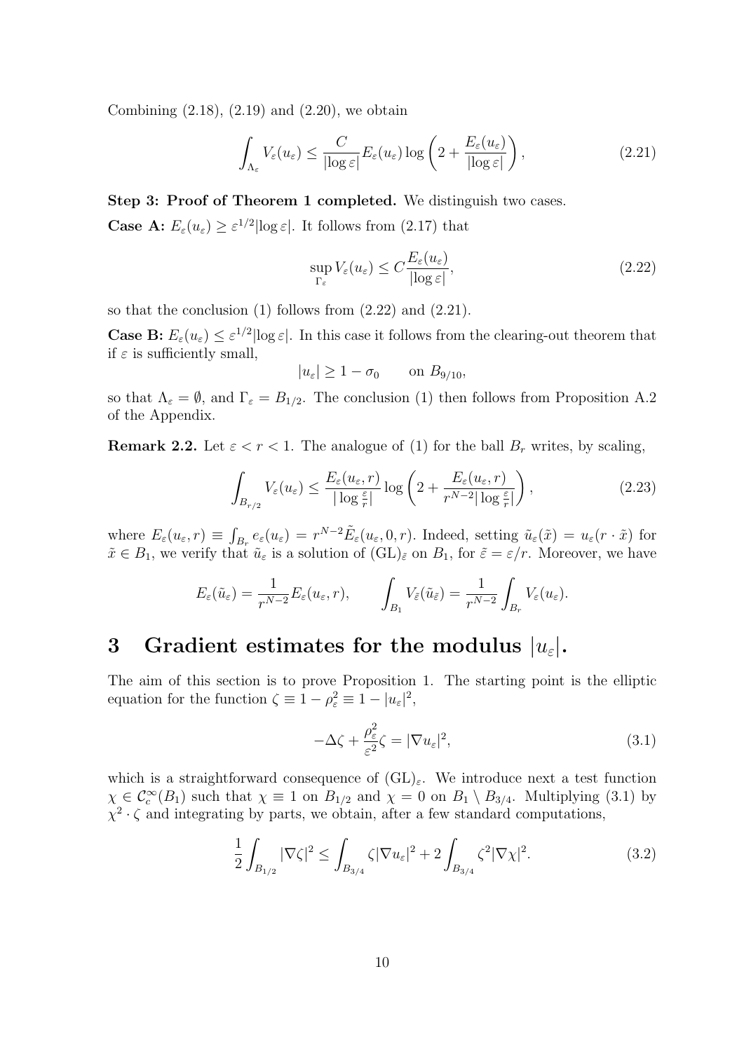Combining (2.18), (2.19) and (2.20), we obtain

$$\int_{\Lambda_\varepsilon} V_\varepsilon(u_\varepsilon) \leq \frac{C}{|\log \varepsilon|} E_\varepsilon(u_\varepsilon) \log \left( 2 + \frac{E_\varepsilon(u_\varepsilon)}{|\log \varepsilon|} \right), \tag{2.21}$$

**Step 3: Proof of Theorem 1 completed.** We distinguish two cases.

**Case A:** $E_\varepsilon(u_\varepsilon) \geq \varepsilon^{1/2} |\log \varepsilon|$. It follows from (2.17) that

$$\sup_{\Gamma_\varepsilon} V_\varepsilon(u_\varepsilon) \leq C \frac{E_\varepsilon(u_\varepsilon)}{|\log \varepsilon|}, \tag{2.22}$$

so that the conclusion (1) follows from (2.22) and (2.21).

**Case B:** $E_\varepsilon(u_\varepsilon) \leq \varepsilon^{1/2} |\log \varepsilon|$. In this case it follows from the clearing-out theorem that if $\varepsilon$ is sufficiently small,

$$|u_\varepsilon| \geq 1 - \sigma_0 \qquad \text{on } B_{9/10},$$

so that $\Lambda_\varepsilon = \emptyset$, and $\Gamma_\varepsilon = B_{1/2}$. The conclusion (1) then follows from Proposition A.2 of the Appendix.

**Remark 2.2.** Let $\varepsilon < r < 1$. The analogue of (1) for the ball $B_r$ writes, by scaling,

$$\int_{B_{r/2}} V_\varepsilon(u_\varepsilon) \leq \frac{E_\varepsilon(u_\varepsilon, r)}{|\log \frac{\varepsilon}{r}|} \log \left( 2 + \frac{E_\varepsilon(u_\varepsilon, r)}{r^{N-2} |\log \frac{\varepsilon}{r}|} \right), \tag{2.23}$$

where $E_\varepsilon(u_\varepsilon, r) \equiv \int_{B_r} e_\varepsilon(u_\varepsilon) = r^{N-2} \tilde{E}_\varepsilon(u_\varepsilon, 0, r)$. Indeed, setting $\tilde{u}_\varepsilon(\tilde{x}) = u_\varepsilon(r \cdot \tilde{x})$ for $\tilde{x} \in B_1$, we verify that $\tilde{u}_\varepsilon$ is a solution of $(\mathrm{GL})_{\tilde{\varepsilon}}$ on $B_1$, for $\tilde{\varepsilon} = \varepsilon / r$. Moreover, we have

$$E_\varepsilon(\tilde{u}_\varepsilon) = \frac{1}{r^{N-2}} E_\varepsilon(u_\varepsilon, r), \qquad \int_{B_1} V_{\tilde{\varepsilon}}(\tilde{u}_{\tilde{\varepsilon}}) = \frac{1}{r^{N-2}} \int_{B_r} V_\varepsilon(u_\varepsilon).$$

# 3 Gradient estimates for the modulus $|u_\varepsilon|$.

The aim of this section is to prove Proposition 1. The starting point is the elliptic equation for the function $\zeta \equiv 1 - \rho_\varepsilon^2 \equiv 1 - |u_\varepsilon|^2$,

$$-\Delta \zeta + \frac{\rho_\varepsilon^2}{\varepsilon^2} \zeta = |\nabla u_\varepsilon|^2, \tag{3.1}$$

which is a straightforward consequence of $(\mathrm{GL})_\varepsilon$. We introduce next a test function $\chi \in \mathcal{C}_c^\infty(B_1)$ such that $\chi \equiv 1$ on $B_{1/2}$ and $\chi = 0$ on $B_1 \setminus B_{3/4}$. Multiplying (3.1) by $\chi^2 \cdot \zeta$ and integrating by parts, we obtain, after a few standard computations,

$$\frac{1}{2} \int_{B_{1/2}} |\nabla \zeta|^2 \leq \int_{B_{3/4}} \zeta |\nabla u_\varepsilon|^2 + 2 \int_{B_{3/4}} \zeta^2 |\nabla \chi|^2. \tag{3.2}$$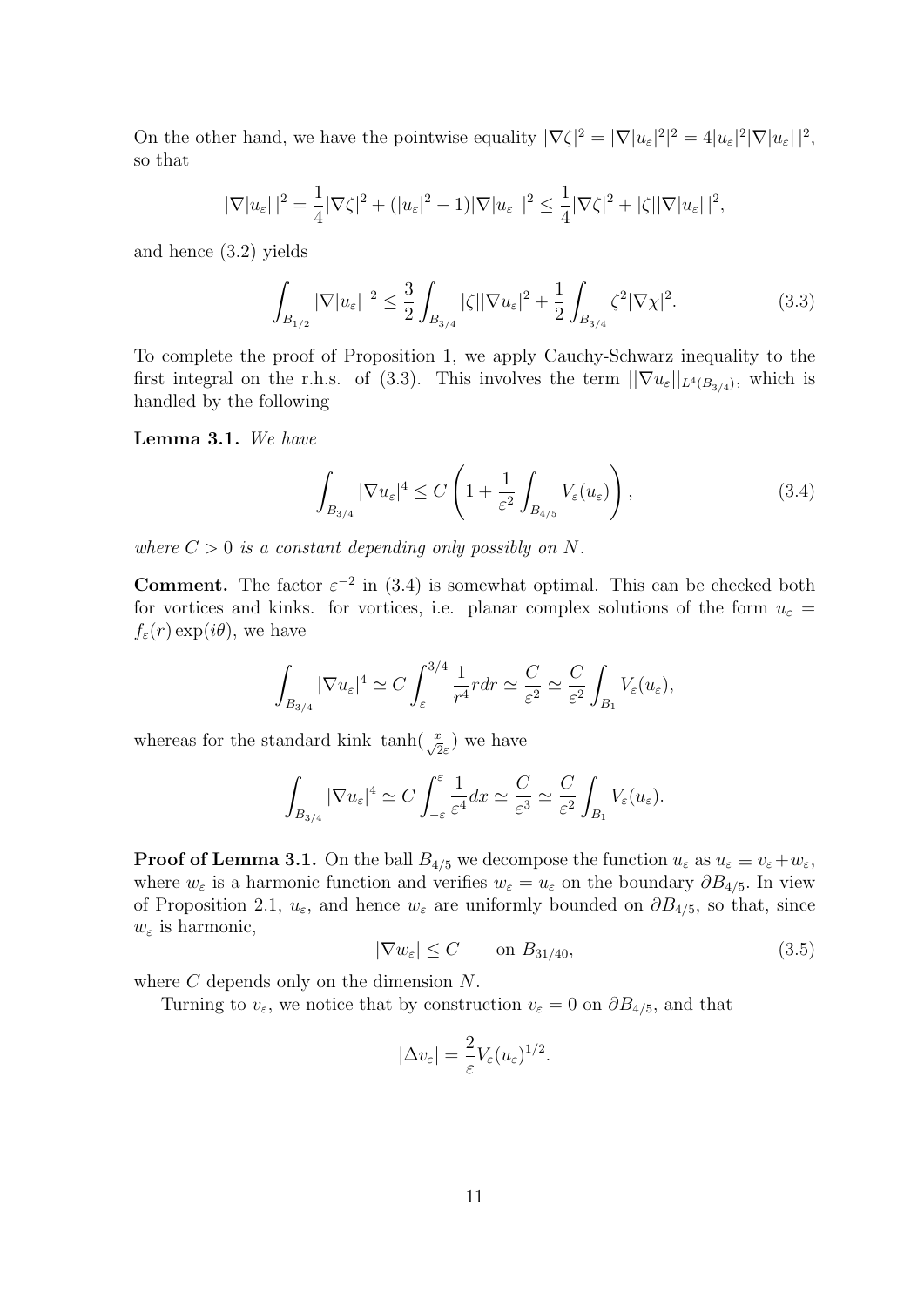On the other hand, we have the pointwise equality $|\nabla \zeta|^2 = |\nabla |u_\varepsilon|^2|^2 = 4|u_\varepsilon|^2 |\nabla |u_\varepsilon|\,|^2$, so that

$$|\nabla |u_\varepsilon|\,|^2 = \frac{1}{4}|\nabla \zeta|^2 + (|u_\varepsilon|^2 - 1)|\nabla |u_\varepsilon|\,|^2 \leq \frac{1}{4}|\nabla \zeta|^2 + |\zeta||\nabla |u_\varepsilon|\,|^2,$$

and hence (3.2) yields

$$\int_{B_{1/2}} |\nabla |u_\varepsilon|\,|^2 \leq \frac{3}{2}\int_{B_{3/4}} |\zeta||\nabla u_\varepsilon|^2 + \frac{1}{2}\int_{B_{3/4}} \zeta^2 |\nabla \chi|^2. \tag{3.3}$$

To complete the proof of Proposition 1, we apply Cauchy-Schwarz inequality to the first integral on the r.h.s. of (3.3). This involves the term $||\nabla u_\varepsilon||_{L^4(B_{3/4})}$, which is handled by the following

**Lemma 3.1.** *We have*

$$\int_{B_{3/4}} |\nabla u_\varepsilon|^4 \leq C\left(1 + \frac{1}{\varepsilon^2}\int_{B_{4/5}} V_\varepsilon(u_\varepsilon)\right), \tag{3.4}$$

*where $C > 0$ is a constant depending only possibly on $N$.*

**Comment.** The factor $\varepsilon^{-2}$ in (3.4) is somewhat optimal. This can be checked both for vortices and kinks. for vortices, i.e. planar complex solutions of the form $u_\varepsilon = f_\varepsilon(r)\exp(i\theta)$, we have

$$\int_{B_{3/4}} |\nabla u_\varepsilon|^4 \simeq C\int_\varepsilon^{3/4} \frac{1}{r^4} r dr \simeq \frac{C}{\varepsilon^2} \simeq \frac{C}{\varepsilon^2}\int_{B_1} V_\varepsilon(u_\varepsilon),$$

whereas for the standard kink $\tanh(\frac{x}{\sqrt{2}\varepsilon})$ we have

$$\int_{B_{3/4}} |\nabla u_\varepsilon|^4 \simeq C\int_{-\varepsilon}^{\varepsilon} \frac{1}{\varepsilon^4} dx \simeq \frac{C}{\varepsilon^3} \simeq \frac{C}{\varepsilon^2}\int_{B_1} V_\varepsilon(u_\varepsilon).$$

**Proof of Lemma 3.1.** On the ball $B_{4/5}$ we decompose the function $u_\varepsilon$ as $u_\varepsilon \equiv v_\varepsilon + w_\varepsilon$, where $w_\varepsilon$ is a harmonic function and verifies $w_\varepsilon = u_\varepsilon$ on the boundary $\partial B_{4/5}$. In view of Proposition 2.1, $u_\varepsilon$, and hence $w_\varepsilon$ are uniformly bounded on $\partial B_{4/5}$, so that, since $w_\varepsilon$ is harmonic,

$$|\nabla w_\varepsilon| \leq C \qquad \text{on } B_{31/40}, \tag{3.5}$$

where $C$ depends only on the dimension $N$.

Turning to $v_\varepsilon$, we notice that by construction $v_\varepsilon = 0$ on $\partial B_{4/5}$, and that

$$|\Delta v_\varepsilon| = \frac{2}{\varepsilon} V_\varepsilon(u_\varepsilon)^{1/2}.$$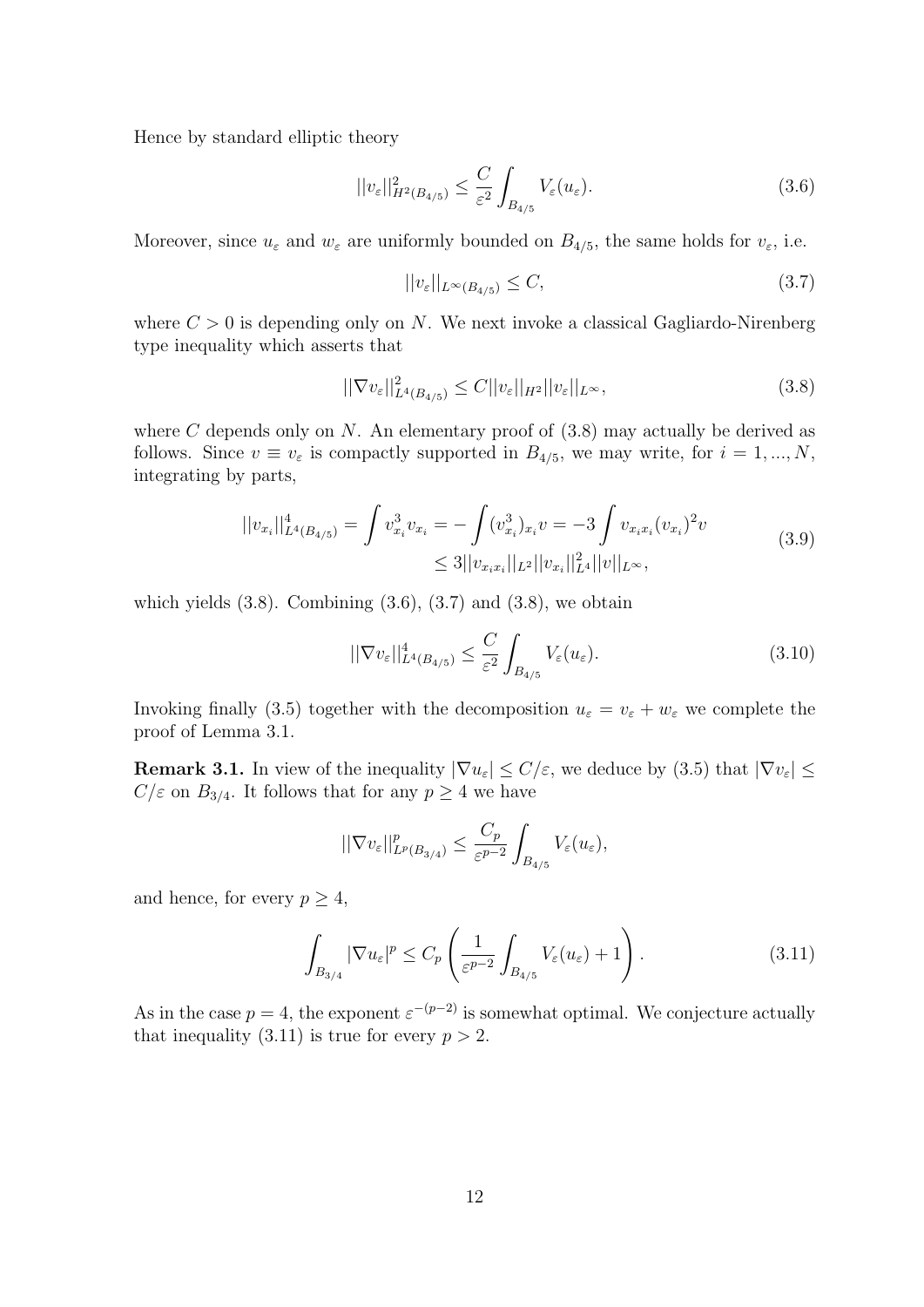Hence by standard elliptic theory

$$||v_\varepsilon||^2_{H^2(B_{4/5})} \leq \frac{C}{\varepsilon^2} \int_{B_{4/5}} V_\varepsilon(u_\varepsilon). \tag{3.6}$$

Moreover, since $u_\varepsilon$ and $w_\varepsilon$ are uniformly bounded on $B_{4/5}$, the same holds for $v_\varepsilon$, i.e.

$$||v_\varepsilon||_{L^\infty(B_{4/5})} \leq C, \tag{3.7}$$

where $C > 0$ is depending only on $N$. We next invoke a classical Gagliardo-Nirenberg type inequality which asserts that

$$||\nabla v_\varepsilon||^2_{L^4(B_{4/5})} \leq C||v_\varepsilon||_{H^2}||v_\varepsilon||_{L^\infty}, \tag{3.8}$$

where $C$ depends only on $N$. An elementary proof of (3.8) may actually be derived as follows. Since $v \equiv v_\varepsilon$ is compactly supported in $B_{4/5}$, we may write, for $i = 1, ..., N$, integrating by parts,

$$\begin{aligned} ||v_{x_i}||^4_{L^4(B_{4/5})} = \int v^3_{x_i} v_{x_i} = -\int (v^3_{x_i})_{x_i} v = -3\int v_{x_i x_i}(v_{x_i})^2 v \\ \leq 3||v_{x_i x_i}||_{L^2}||v_{x_i}||^2_{L^4}||v||_{L^\infty}, \end{aligned} \tag{3.9}$$

which yields (3.8). Combining (3.6), (3.7) and (3.8), we obtain

$$||\nabla v_\varepsilon||^4_{L^4(B_{4/5})} \leq \frac{C}{\varepsilon^2} \int_{B_{4/5}} V_\varepsilon(u_\varepsilon). \tag{3.10}$$

Invoking finally (3.5) together with the decomposition $u_\varepsilon = v_\varepsilon + w_\varepsilon$ we complete the proof of Lemma 3.1.

**Remark 3.1.** In view of the inequality $|\nabla u_\varepsilon| \leq C/\varepsilon$, we deduce by (3.5) that $|\nabla v_\varepsilon| \leq C/\varepsilon$ on $B_{3/4}$. It follows that for any $p \geq 4$ we have

$$||\nabla v_\varepsilon||^p_{L^p(B_{3/4})} \leq \frac{C_p}{\varepsilon^{p-2}} \int_{B_{4/5}} V_\varepsilon(u_\varepsilon),$$

and hence, for every $p \geq 4$,

$$\int_{B_{3/4}} |\nabla u_\varepsilon|^p \leq C_p \left( \frac{1}{\varepsilon^{p-2}} \int_{B_{4/5}} V_\varepsilon(u_\varepsilon) + 1 \right). \tag{3.11}$$

As in the case $p = 4$, the exponent $\varepsilon^{-(p-2)}$ is somewhat optimal. We conjecture actually that inequality (3.11) is true for every $p > 2$.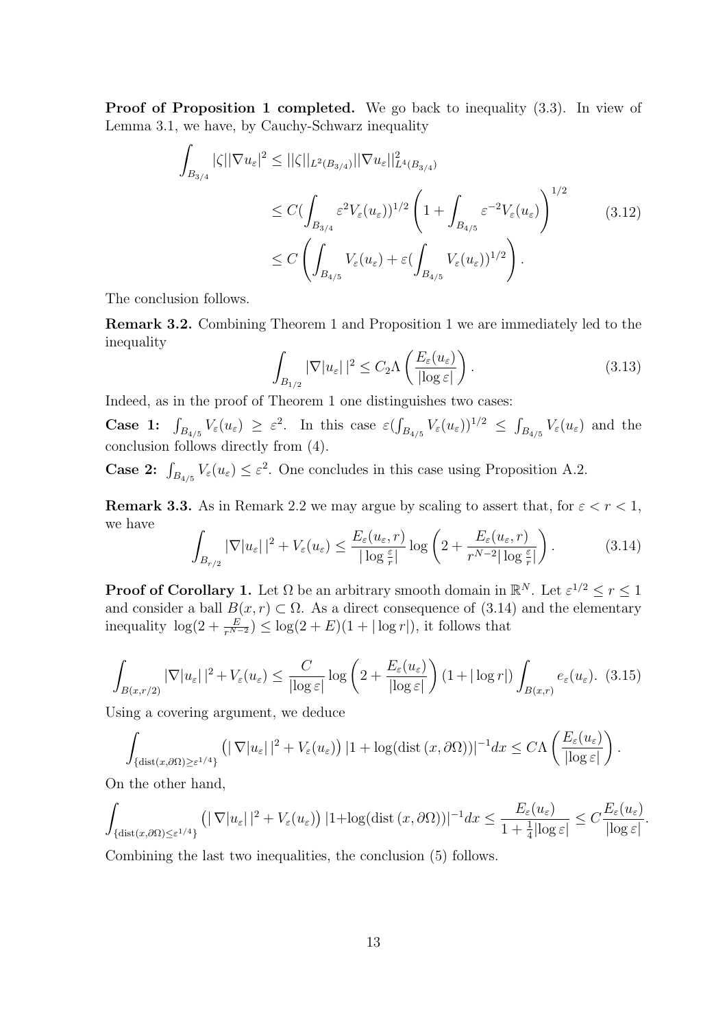**Proof of Proposition 1 completed.** We go back to inequality (3.3). In view of Lemma 3.1, we have, by Cauchy-Schwarz inequality

$$
\begin{aligned}
\int_{B_{3/4}} |\zeta||\nabla u_\varepsilon|^2 &\leq ||\zeta||_{L^2(B_{3/4})} ||\nabla u_\varepsilon||^2_{L^4(B_{3/4})} \\
&\leq C(\int_{B_{3/4}} \varepsilon^2 V_\varepsilon(u_\varepsilon))^{1/2} \left(1 + \int_{B_{4/5}} \varepsilon^{-2} V_\varepsilon(u_\varepsilon)\right)^{1/2} \\
&\leq C \left( \int_{B_{4/5}} V_\varepsilon(u_\varepsilon) + \varepsilon (\int_{B_{4/5}} V_\varepsilon(u_\varepsilon))^{1/2} \right).
\end{aligned}
\tag{3.12}
$$

The conclusion follows.

**Remark 3.2.** Combining Theorem 1 and Proposition 1 we are immediately led to the inequality

$$
\int_{B_{1/2}} |\nabla |u_\varepsilon||^2 \leq C_2 \Lambda \left( \frac{E_\varepsilon(u_\varepsilon)}{|\log \varepsilon|} \right). \tag{3.13}
$$

Indeed, as in the proof of Theorem 1 one distinguishes two cases:

**Case 1:** $\int_{B_{4/5}} V_\varepsilon(u_\varepsilon) \geq \varepsilon^2$. In this case $\varepsilon (\int_{B_{4/5}} V_\varepsilon(u_\varepsilon))^{1/2} \leq \int_{B_{4/5}} V_\varepsilon(u_\varepsilon)$ and the conclusion follows directly from (4).

**Case 2:** $\int_{B_{4/5}} V_\varepsilon(u_\varepsilon) \leq \varepsilon^2$. One concludes in this case using Proposition A.2.

**Remark 3.3.** As in Remark 2.2 we may argue by scaling to assert that, for $\varepsilon < r < 1$, we have

$$
\int_{B_{r/2}} |\nabla |u_\varepsilon||^2 + V_\varepsilon(u_\varepsilon) \leq \frac{E_\varepsilon(u_\varepsilon, r)}{|\log \frac{\varepsilon}{r}|} \log \left( 2 + \frac{E_\varepsilon(u_\varepsilon, r)}{r^{N-2} |\log \frac{\varepsilon}{r}|} \right). \tag{3.14}
$$

**Proof of Corollary 1.** Let $\Omega$ be an arbitrary smooth domain in $\mathbb{R}^N$. Let $\varepsilon^{1/2} \leq r \leq 1$ and consider a ball $B(x, r) \subset \Omega$. As a direct consequence of (3.14) and the elementary inequality $\log(2 + \frac{E}{r^{N-2}}) \leq \log(2 + E)(1 + |\log r|)$, it follows that

$$
\int_{B(x,r/2)} |\nabla |u_\varepsilon||^2 + V_\varepsilon(u_\varepsilon) \leq \frac{C}{|\log \varepsilon|} \log \left( 2 + \frac{E_\varepsilon(u_\varepsilon)}{|\log \varepsilon|} \right) (1 + |\log r|) \int_{B(x,r)} e_\varepsilon(u_\varepsilon). \tag{3.15}
$$

Using a covering argument, we deduce

$$
\int_{\{\mathrm{dist}(x, \partial\Omega) \geq \varepsilon^{1/4}\}} \left( |\nabla |u_\varepsilon||^2 + V_\varepsilon(u_\varepsilon) \right) |1 + \log(\mathrm{dist}\,(x, \partial\Omega))|^{-1} dx \leq C \Lambda \left( \frac{E_\varepsilon(u_\varepsilon)}{|\log \varepsilon|} \right).
$$

On the other hand,

$$
\int_{\{\mathrm{dist}(x, \partial\Omega) \leq \varepsilon^{1/4}\}} \left( |\nabla |u_\varepsilon||^2 + V_\varepsilon(u_\varepsilon) \right) |1 + \log(\mathrm{dist}\,(x, \partial\Omega))|^{-1} dx \leq \frac{E_\varepsilon(u_\varepsilon)}{1 + \frac{1}{4}|\log \varepsilon|} \leq C \frac{E_\varepsilon(u_\varepsilon)}{|\log \varepsilon|}.
$$

Combining the last two inequalities, the conclusion (5) follows.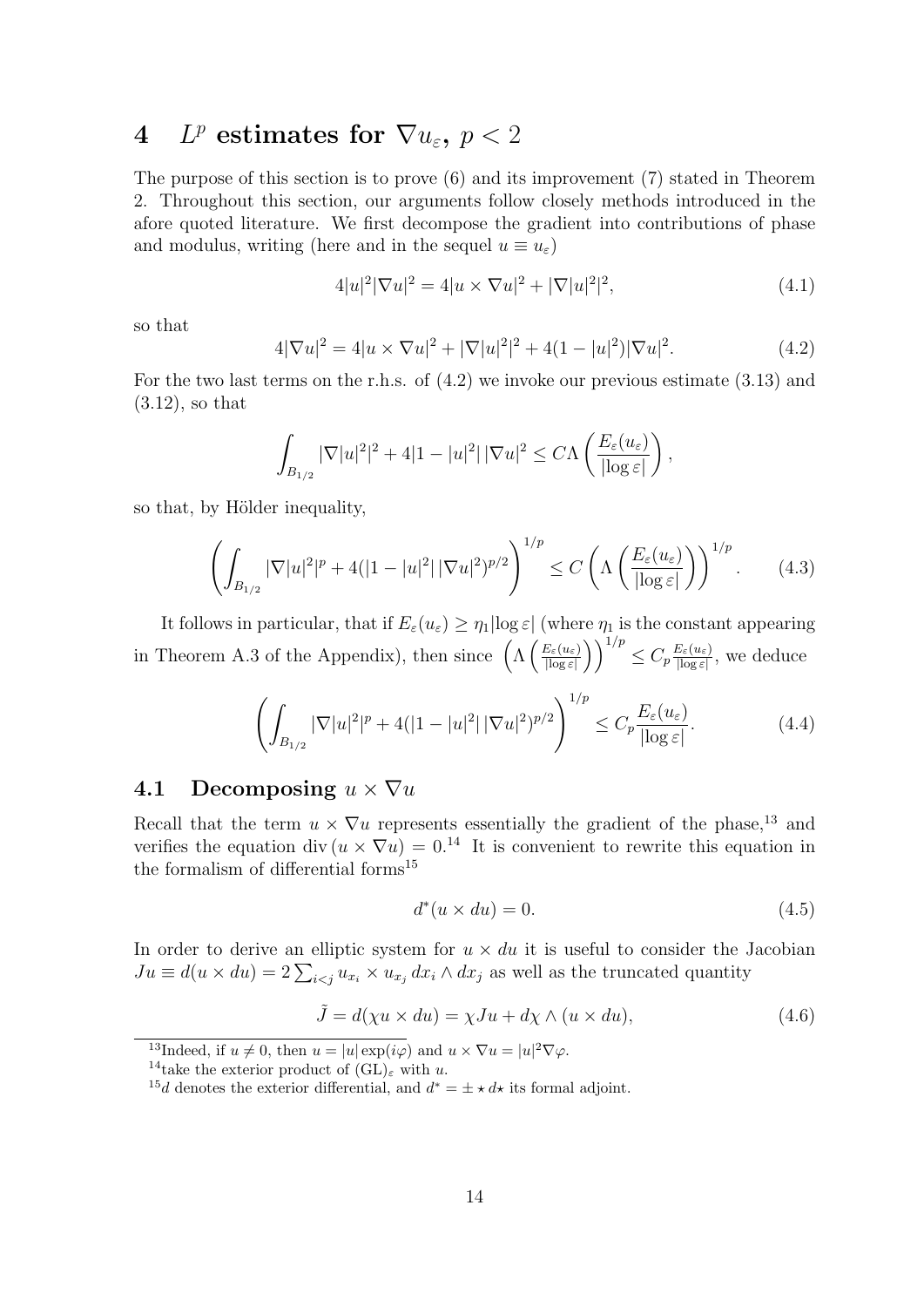# 4 $L^p$ estimates for $\nabla u_\varepsilon$, $p < 2$

The purpose of this section is to prove (6) and its improvement (7) stated in Theorem 2. Throughout this section, our arguments follow closely methods introduced in the afore quoted literature. We first decompose the gradient into contributions of phase and modulus, writing (here and in the sequel $u \equiv u_\varepsilon$)

$$4|u|^2|\nabla u|^2 = 4|u \times \nabla u|^2 + |\nabla |u|^2|^2, \tag{4.1}$$

so that

$$4|\nabla u|^2 = 4|u \times \nabla u|^2 + |\nabla |u|^2|^2 + 4(1 - |u|^2)|\nabla u|^2. \tag{4.2}$$

For the two last terms on the r.h.s. of (4.2) we invoke our previous estimate (3.13) and (3.12), so that

$$\int_{B_{1/2}} |\nabla |u|^2|^2 + 4|1 - |u|^2|\,|\nabla u|^2 \leq C\Lambda\left(\frac{E_\varepsilon(u_\varepsilon)}{|\log \varepsilon|}\right),$$

so that, by Hölder inequality,

$$\left(\int_{B_{1/2}} |\nabla |u|^2|^p + 4(|1 - |u|^2|\,|\nabla u|^2)^{p/2}\right)^{1/p} \leq C\left(\Lambda\left(\frac{E_\varepsilon(u_\varepsilon)}{|\log \varepsilon|}\right)\right)^{1/p}. \tag{4.3}$$

It follows in particular, that if $E_\varepsilon(u_\varepsilon) \geq \eta_1 |\log \varepsilon|$ (where $\eta_1$ is the constant appearing in Theorem A.3 of the Appendix), then since $\left(\Lambda\left(\frac{E_\varepsilon(u_\varepsilon)}{|\log \varepsilon|}\right)\right)^{1/p} \leq C_p \frac{E_\varepsilon(u_\varepsilon)}{|\log \varepsilon|}$, we deduce

$$\left(\int_{B_{1/2}} |\nabla |u|^2|^p + 4(|1 - |u|^2|\,|\nabla u|^2)^{p/2}\right)^{1/p} \leq C_p \frac{E_\varepsilon(u_\varepsilon)}{|\log \varepsilon|}. \tag{4.4}$$

## 4.1 Decomposing $u \times \nabla u$

Recall that the term $u \times \nabla u$ represents essentially the gradient of the phase,[13] and verifies the equation $\operatorname{div}(u \times \nabla u) = 0$.[14] It is convenient to rewrite this equation in the formalism of differential forms[15]

$$d^*(u \times du) = 0. \tag{4.5}$$

In order to derive an elliptic system for $u \times du$ it is useful to consider the Jacobian $Ju \equiv d(u \times du) = 2\sum_{i<j} u_{x_i} \times u_{x_j}\, dx_i \wedge dx_j$ as well as the truncated quantity

$$\tilde{J} = d(\chi u \times du) = \chi Ju + d\chi \wedge (u \times du), \tag{4.6}$$

[13] Indeed, if $u \neq 0$, then $u = |u| \exp(i\varphi)$ and $u \times \nabla u = |u|^2 \nabla \varphi$.

[14] take the exterior product of $(\mathrm{GL})_\varepsilon$ with $u$.

[15] $d$ denotes the exterior differential, and $d^* = \pm \star d \star$ its formal adjoint.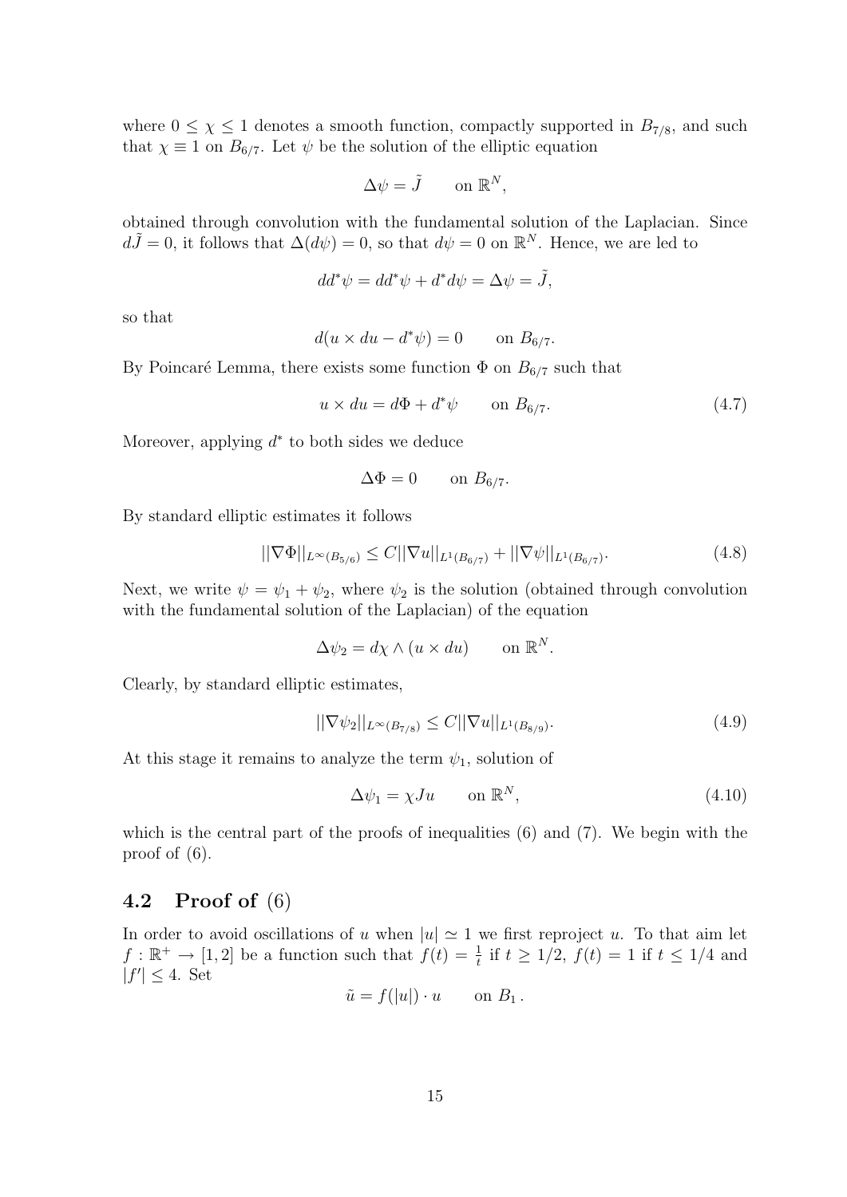where $0 \leq \chi \leq 1$ denotes a smooth function, compactly supported in $B_{7/8}$, and such that $\chi \equiv 1$ on $B_{6/7}$. Let $\psi$ be the solution of the elliptic equation

$$\Delta\psi = \tilde{J} \qquad \text{on } \mathbb{R}^N,$$

obtained through convolution with the fundamental solution of the Laplacian. Since $d\tilde{J} = 0$, it follows that $\Delta(d\psi) = 0$, so that $d\psi = 0$ on $\mathbb{R}^N$. Hence, we are led to

$$dd^*\psi = dd^*\psi + d^*d\psi = \Delta\psi = \tilde{J},$$

so that

$$d(u \times du - d^*\psi) = 0 \qquad \text{on } B_{6/7}.$$

By Poincaré Lemma, there exists some function $\Phi$ on $B_{6/7}$ such that

$$u \times du = d\Phi + d^*\psi \qquad \text{on } B_{6/7}. \tag{4.7}$$

Moreover, applying $d^*$ to both sides we deduce

$$\Delta\Phi = 0 \qquad \text{on } B_{6/7}.$$

By standard elliptic estimates it follows

$$||\nabla\Phi||_{L^\infty(B_{5/6})} \leq C||\nabla u||_{L^1(B_{6/7})} + ||\nabla\psi||_{L^1(B_{6/7})}. \tag{4.8}$$

Next, we write $\psi = \psi_1 + \psi_2$, where $\psi_2$ is the solution (obtained through convolution with the fundamental solution of the Laplacian) of the equation

$$\Delta\psi_2 = d\chi \wedge (u \times du) \qquad \text{on } \mathbb{R}^N.$$

Clearly, by standard elliptic estimates,

$$||\nabla\psi_2||_{L^\infty(B_{7/8})} \leq C||\nabla u||_{L^1(B_{8/9})}. \tag{4.9}$$

At this stage it remains to analyze the term $\psi_1$, solution of

$$\Delta\psi_1 = \chi Ju \qquad \text{on } \mathbb{R}^N, \tag{4.10}$$

which is the central part of the proofs of inequalities (6) and (7). We begin with the proof of (6).

## 4.2 Proof of (6)

In order to avoid oscillations of $u$ when $|u| \simeq 1$ we first reproject $u$. To that aim let $f : \mathbb{R}^+ \to [1, 2]$ be a function such that $f(t) = \frac{1}{t}$ if $t \geq 1/2$, $f(t) = 1$ if $t \leq 1/4$ and $|f'| \leq 4$. Set

$$\tilde{u} = f(|u|) \cdot u \qquad \text{on } B_1\,.$$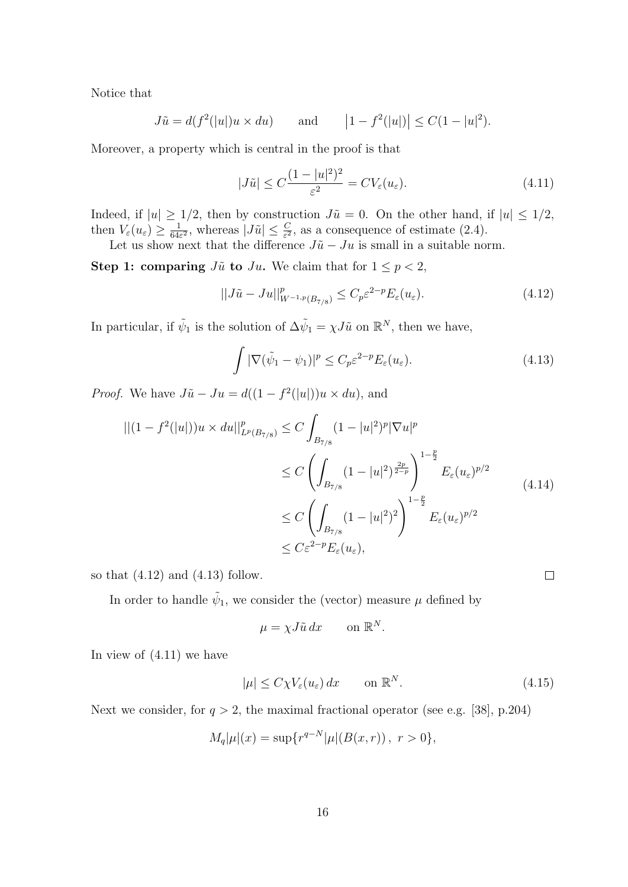Notice that

$$J\tilde{u} = d(f^2(|u|)u \times du) \qquad \text{and} \qquad \left|1 - f^2(|u|)\right| \leq C(1 - |u|^2).$$

Moreover, a property which is central in the proof is that

$$|J\tilde{u}| \leq C\frac{(1-|u|^2)^2}{\varepsilon^2} = CV_\varepsilon(u_\varepsilon). \tag{4.11}$$

Indeed, if $|u| \geq 1/2$, then by construction $J\tilde{u} = 0$. On the other hand, if $|u| \leq 1/2$, then $V_\varepsilon(u_\varepsilon) \geq \frac{1}{64\varepsilon^2}$, whereas $|J\tilde{u}| \leq \frac{C}{\varepsilon^2}$, as a consequence of estimate (2.4).

Let us show next that the difference $J\tilde{u} - Ju$ is small in a suitable norm.

**Step 1: comparing $J\tilde{u}$ to $Ju$.** We claim that for $1 \leq p < 2$,

$$||J\tilde{u} - Ju||^p_{W^{-1,p}(B_{7/8})} \leq C_p \varepsilon^{2-p} E_\varepsilon(u_\varepsilon). \tag{4.12}$$

In particular, if $\tilde{\psi}_1$ is the solution of $\Delta\tilde{\psi}_1 = \chi J\tilde{u}$ on $\mathbb{R}^N$, then we have,

$$\int |\nabla(\tilde{\psi}_1 - \psi_1)|^p \leq C_p \varepsilon^{2-p} E_\varepsilon(u_\varepsilon). \tag{4.13}$$

*Proof.* We have $J\tilde{u} - Ju = d((1 - f^2(|u|))u \times du)$, and

$$\begin{aligned}
||(1 - f^2(|u|))u \times du||^p_{L^p(B_{7/8})} &\leq C \int_{B_{7/8}} (1 - |u|^2)^p |\nabla u|^p \\
&\leq C \left( \int_{B_{7/8}} (1 - |u|^2)^{\frac{2p}{2-p}} \right)^{1-\frac{p}{2}} E_\varepsilon(u_\varepsilon)^{p/2} \\
&\leq C \left( \int_{B_{7/8}} (1 - |u|^2)^2 \right)^{1-\frac{p}{2}} E_\varepsilon(u_\varepsilon)^{p/2} \\
&\leq C\varepsilon^{2-p} E_\varepsilon(u_\varepsilon),
\end{aligned} \tag{4.14}$$

so that (4.12) and (4.13) follow. $\square$

In order to handle $\tilde{\psi}_1$, we consider the (vector) measure $\mu$ defined by

$$\mu = \chi J\tilde{u}\, dx \qquad \text{on } \mathbb{R}^N.$$

In view of (4.11) we have

$$|\mu| \leq C\chi V_\varepsilon(u_\varepsilon)\, dx \qquad \text{on } \mathbb{R}^N. \tag{4.15}$$

Next we consider, for $q > 2$, the maximal fractional operator (see e.g. [38], p.204)

$$M_q|\mu|(x) = \sup\{r^{q-N}|\mu|(B(x,r))\,,\ r > 0\},$$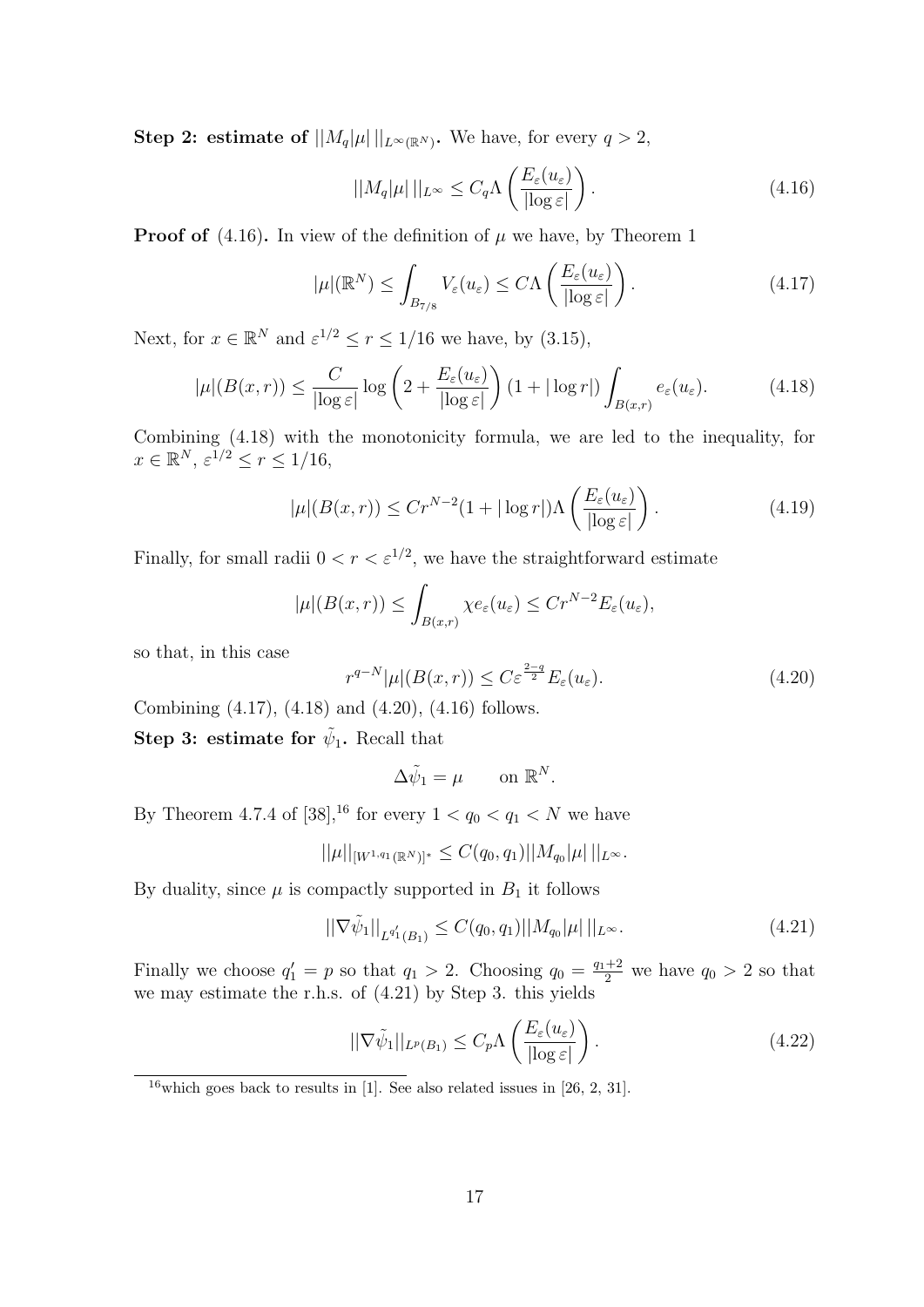**Step 2: estimate of $||M_q|\mu|\,||_{L^\infty(\mathbb{R}^N)}$.** We have, for every $q > 2$,

$$||M_q|\mu|\,||_{L^\infty} \leq C_q \Lambda\left(\frac{E_\varepsilon(u_\varepsilon)}{|\log \varepsilon|}\right). \tag{4.16}$$

**Proof of** (4.16)**.** In view of the definition of $\mu$ we have, by Theorem 1

$$|\mu|(\mathbb{R}^N) \leq \int_{B_{7/8}} V_\varepsilon(u_\varepsilon) \leq C\Lambda\left(\frac{E_\varepsilon(u_\varepsilon)}{|\log \varepsilon|}\right). \tag{4.17}$$

Next, for $x \in \mathbb{R}^N$ and $\varepsilon^{1/2} \leq r \leq 1/16$ we have, by (3.15),

$$|\mu|(B(x,r)) \leq \frac{C}{|\log \varepsilon|} \log\left(2 + \frac{E_\varepsilon(u_\varepsilon)}{|\log \varepsilon|}\right)(1 + |\log r|)\int_{B(x,r)} e_\varepsilon(u_\varepsilon). \tag{4.18}$$

Combining (4.18) with the monotonicity formula, we are led to the inequality, for $x \in \mathbb{R}^N$, $\varepsilon^{1/2} \leq r \leq 1/16$,

$$|\mu|(B(x,r)) \leq C r^{N-2}(1 + |\log r|)\Lambda\left(\frac{E_\varepsilon(u_\varepsilon)}{|\log \varepsilon|}\right). \tag{4.19}$$

Finally, for small radii $0 < r < \varepsilon^{1/2}$, we have the straightforward estimate

$$|\mu|(B(x,r)) \leq \int_{B(x,r)} \chi e_\varepsilon(u_\varepsilon) \leq C r^{N-2} E_\varepsilon(u_\varepsilon),$$

so that, in this case

$$r^{q-N}|\mu|(B(x,r)) \leq C\varepsilon^{\frac{2-q}{2}} E_\varepsilon(u_\varepsilon). \tag{4.20}$$

Combining (4.17), (4.18) and (4.20), (4.16) follows.

**Step 3: estimate for $\tilde{\psi}_1$.** Recall that

$$\Delta\tilde{\psi}_1 = \mu \qquad \text{on } \mathbb{R}^N.$$

By Theorem 4.7.4 of [38],[16] for every $1 < q_0 < q_1 < N$ we have

$$||\mu||_{[W^{1,q_1}(\mathbb{R}^N)]^*} \leq C(q_0, q_1)||M_{q_0}|\mu|\,||_{L^\infty}.$$

By duality, since $\mu$ is compactly supported in $B_1$ it follows

$$||\nabla\tilde{\psi}_1||_{L^{q_1'}(B_1)} \leq C(q_0, q_1)||M_{q_0}|\mu|\,||_{L^\infty}. \tag{4.21}$$

Finally we choose $q_1' = p$ so that $q_1 > 2$. Choosing $q_0 = \frac{q_1+2}{2}$ we have $q_0 > 2$ so that we may estimate the r.h.s. of (4.21) by Step 3. this yields

$$||\nabla\tilde{\psi}_1||_{L^p(B_1)} \leq C_p \Lambda\left(\frac{E_\varepsilon(u_\varepsilon)}{|\log \varepsilon|}\right). \tag{4.22}$$

[16] which goes back to results in [1]. See also related issues in [26, 2, 31].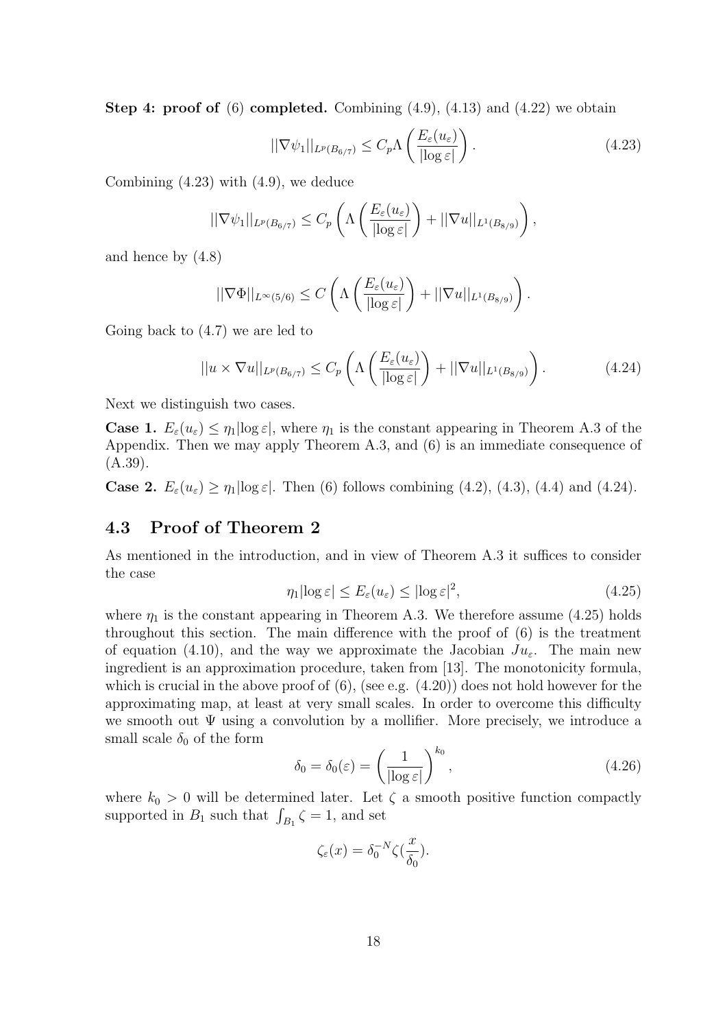**Step 4: proof of** (6) **completed.** Combining (4.9), (4.13) and (4.22) we obtain

$$||\nabla\psi_1||_{L^p(B_{6/7})} \leq C_p \Lambda\left(\frac{E_\varepsilon(u_\varepsilon)}{|\log\varepsilon|}\right). \tag{4.23}$$

Combining (4.23) with (4.9), we deduce

$$||\nabla\psi_1||_{L^p(B_{6/7})} \leq C_p \left(\Lambda\left(\frac{E_\varepsilon(u_\varepsilon)}{|\log\varepsilon|}\right) + ||\nabla u||_{L^1(B_{8/9})}\right),$$

and hence by (4.8)

$$||\nabla\Phi||_{L^\infty(5/6)} \leq C \left(\Lambda\left(\frac{E_\varepsilon(u_\varepsilon)}{|\log\varepsilon|}\right) + ||\nabla u||_{L^1(B_{8/9})}\right).$$

Going back to (4.7) we are led to

$$||u\times\nabla u||_{L^p(B_{6/7})} \leq C_p \left(\Lambda\left(\frac{E_\varepsilon(u_\varepsilon)}{|\log\varepsilon|}\right) + ||\nabla u||_{L^1(B_{8/9})}\right). \tag{4.24}$$

Next we distinguish two cases.

**Case 1.** $E_\varepsilon(u_\varepsilon) \leq \eta_1 |\log\varepsilon|$, where $\eta_1$ is the constant appearing in Theorem A.3 of the Appendix. Then we may apply Theorem A.3, and (6) is an immediate consequence of (A.39).

**Case 2.** $E_\varepsilon(u_\varepsilon) \geq \eta_1 |\log\varepsilon|$. Then (6) follows combining (4.2), (4.3), (4.4) and (4.24).

## 4.3 Proof of Theorem 2

As mentioned in the introduction, and in view of Theorem A.3 it suffices to consider the case

$$\eta_1|\log\varepsilon| \leq E_\varepsilon(u_\varepsilon) \leq |\log\varepsilon|^2, \tag{4.25}$$

where $\eta_1$ is the constant appearing in Theorem A.3. We therefore assume (4.25) holds throughout this section. The main difference with the proof of (6) is the treatment of equation (4.10), and the way we approximate the Jacobian $Ju_\varepsilon$. The main new ingredient is an approximation procedure, taken from [13]. The monotonicity formula, which is crucial in the above proof of (6), (see e.g. (4.20)) does not hold however for the approximating map, at least at very small scales. In order to overcome this difficulty we smooth out $\Psi$ using a convolution by a mollifier. More precisely, we introduce a small scale $\delta_0$ of the form

$$\delta_0 = \delta_0(\varepsilon) = \left(\frac{1}{|\log\varepsilon|}\right)^{k_0}, \tag{4.26}$$

where $k_0 > 0$ will be determined later. Let $\zeta$ a smooth positive function compactly supported in $B_1$ such that $\int_{B_1}\zeta = 1$, and set

$$\zeta_\varepsilon(x) = \delta_0^{-N}\zeta(\frac{x}{\delta_0}).$$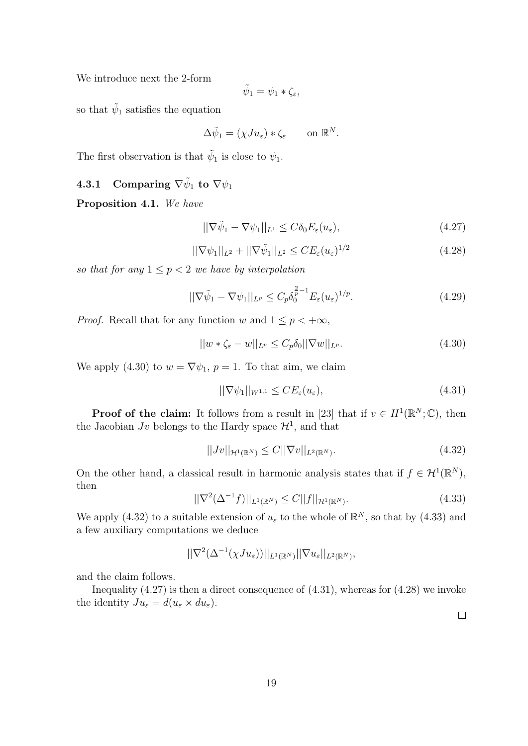We introduce next the 2-form

$$\tilde{\psi}_1 = \psi_1 * \zeta_\varepsilon,$$

so that $\tilde{\psi}_1$ satisfies the equation

$$\Delta \tilde{\psi}_1 = (\chi J u_\varepsilon) * \zeta_\varepsilon \qquad \text{on } \mathbb{R}^N.$$

The first observation is that $\tilde{\psi}_1$ is close to $\psi_1$.

### 4.3.1 Comparing $\nabla \tilde{\psi}_1$ to $\nabla \psi_1$

**Proposition 4.1.** *We have*

$$||\nabla \tilde{\psi}_1 - \nabla \psi_1||_{L^1} \leq C\delta_0 E_\varepsilon(u_\varepsilon), \tag{4.27}$$

$$||\nabla \psi_1||_{L^2} + ||\nabla \tilde{\psi}_1||_{L^2} \leq C E_\varepsilon(u_\varepsilon)^{1/2} \tag{4.28}$$

*so that for any $1 \leq p < 2$ we have by interpolation*

$$||\nabla \tilde{\psi}_1 - \nabla \psi_1||_{L^p} \leq C_p \delta_0^{\frac{2}{p}-1} E_\varepsilon(u_\varepsilon)^{1/p}. \tag{4.29}$$

*Proof.* Recall that for any function $w$ and $1 \leq p < +\infty$,

$$||w * \zeta_\varepsilon - w||_{L^p} \leq C_p \delta_0 ||\nabla w||_{L^p}. \tag{4.30}$$

We apply (4.30) to $w = \nabla \psi_1$, $p = 1$. To that aim, we claim

$$||\nabla \psi_1||_{W^{1,1}} \leq C E_\varepsilon(u_\varepsilon), \tag{4.31}$$

**Proof of the claim:** It follows from a result in [23] that if $v \in H^1(\mathbb{R}^N; \mathbb{C})$, then the Jacobian $Jv$ belongs to the Hardy space $\mathcal{H}^1$, and that

$$||Jv||_{\mathcal{H}^1(\mathbb{R}^N)} \leq C ||\nabla v||_{L^2(\mathbb{R}^N)}. \tag{4.32}$$

On the other hand, a classical result in harmonic analysis states that if $f \in \mathcal{H}^1(\mathbb{R}^N)$, then

$$||\nabla^2(\Delta^{-1} f)||_{L^1(\mathbb{R}^N)} \leq C ||f||_{\mathcal{H}^1(\mathbb{R}^N)}. \tag{4.33}$$

We apply (4.32) to a suitable extension of $u_\varepsilon$ to the whole of $\mathbb{R}^N$, so that by (4.33) and a few auxiliary computations we deduce

$$||\nabla^2(\Delta^{-1}(\chi J u_\varepsilon))||_{L^1(\mathbb{R}^N)} ||\nabla u_\varepsilon||_{L^2(\mathbb{R}^N)},$$

and the claim follows.

Inequality (4.27) is then a direct consequence of (4.31), whereas for (4.28) we invoke the identity $J u_\varepsilon = d(u_\varepsilon \times du_\varepsilon)$.

□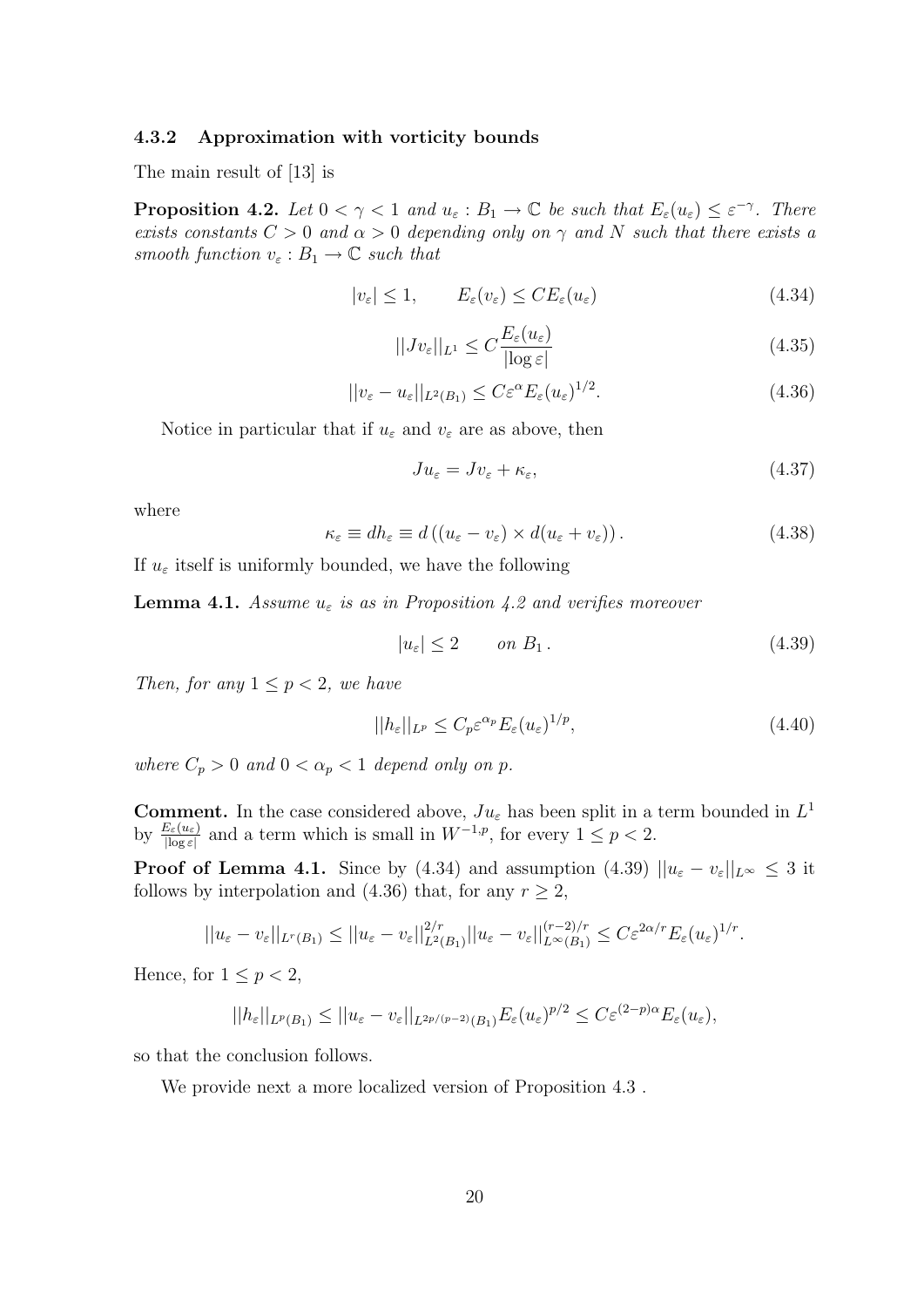#### 4.3.2 Approximation with vorticity bounds

The main result of [13] is

**Proposition 4.2.** *Let $0 < \gamma < 1$ and $u_\varepsilon : B_1 \to \mathbb{C}$ be such that $E_\varepsilon(u_\varepsilon) \leq \varepsilon^{-\gamma}$. There exists constants $C > 0$ and $\alpha > 0$ depending only on $\gamma$ and $N$ such that there exists a smooth function $v_\varepsilon : B_1 \to \mathbb{C}$ such that*

$$|v_\varepsilon| \leq 1, \qquad E_\varepsilon(v_\varepsilon) \leq C E_\varepsilon(u_\varepsilon) \tag{4.34}$$

$$||Jv_\varepsilon||_{L^1} \leq C \frac{E_\varepsilon(u_\varepsilon)}{|\log \varepsilon|} \tag{4.35}$$

$$||v_\varepsilon - u_\varepsilon||_{L^2(B_1)} \leq C \varepsilon^\alpha E_\varepsilon(u_\varepsilon)^{1/2}. \tag{4.36}$$

Notice in particular that if $u_\varepsilon$ and $v_\varepsilon$ are as above, then

$$Ju_\varepsilon = Jv_\varepsilon + \kappa_\varepsilon, \tag{4.37}$$

where

$$\kappa_\varepsilon \equiv dh_\varepsilon \equiv d\left((u_\varepsilon - v_\varepsilon) \times d(u_\varepsilon + v_\varepsilon)\right). \tag{4.38}$$

If $u_\varepsilon$ itself is uniformly bounded, we have the following

**Lemma 4.1.** *Assume $u_\varepsilon$ is as in Proposition 4.2 and verifies moreover*

$$|u_\varepsilon| \leq 2 \qquad on \ B_1\,. \tag{4.39}$$

*Then, for any $1 \leq p < 2$, we have*

$$||h_\varepsilon||_{L^p} \leq C_p \varepsilon^{\alpha_p} E_\varepsilon(u_\varepsilon)^{1/p}, \tag{4.40}$$

*where $C_p > 0$ and $0 < \alpha_p < 1$ depend only on $p$.*

**Comment.** In the case considered above, $Ju_\varepsilon$ has been split in a term bounded in $L^1$ by $\frac{E_\varepsilon(u_\varepsilon)}{|\log \varepsilon|}$ and a term which is small in $W^{-1,p}$, for every $1 \leq p < 2$.

**Proof of Lemma 4.1.** Since by (4.34) and assumption (4.39) $||u_\varepsilon - v_\varepsilon||_{L^\infty} \leq 3$ it follows by interpolation and (4.36) that, for any $r \geq 2$,

$$||u_\varepsilon - v_\varepsilon||_{L^r(B_1)} \leq ||u_\varepsilon - v_\varepsilon||_{L^2(B_1)}^{2/r} ||u_\varepsilon - v_\varepsilon||_{L^\infty(B_1)}^{(r-2)/r} \leq C \varepsilon^{2\alpha/r} E_\varepsilon(u_\varepsilon)^{1/r}.$$

Hence, for $1 \leq p < 2$,

$$||h_\varepsilon||_{L^p(B_1)} \leq ||u_\varepsilon - v_\varepsilon||_{L^{2p/(p-2)}(B_1)} E_\varepsilon(u_\varepsilon)^{p/2} \leq C \varepsilon^{(2-p)\alpha} E_\varepsilon(u_\varepsilon),$$

so that the conclusion follows.

We provide next a more localized version of Proposition 4.3 .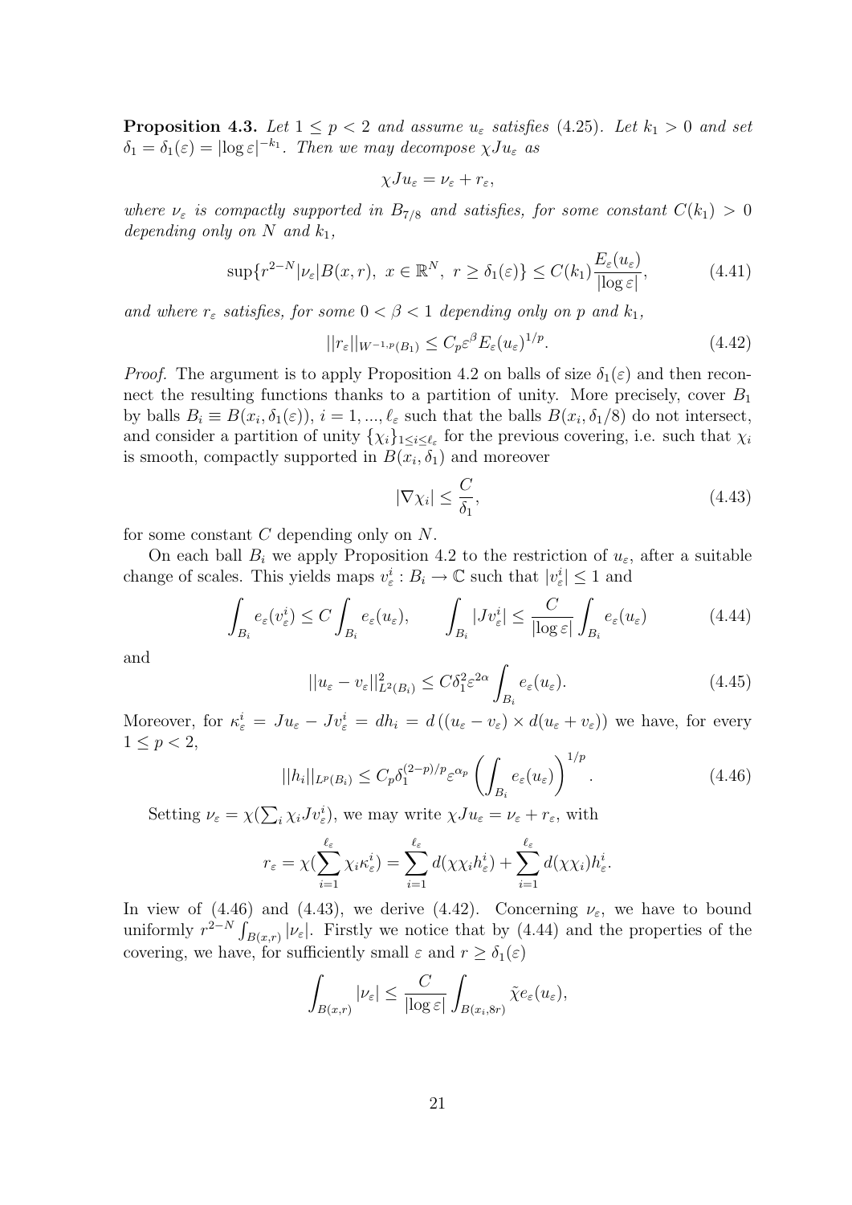**Proposition 4.3.** *Let $1 \leq p < 2$ and assume $u_\varepsilon$ satisfies (4.25). Let $k_1 > 0$ and set $\delta_1 = \delta_1(\varepsilon) = |\log \varepsilon|^{-k_1}$. Then we may decompose $\chi J u_\varepsilon$ as*

$$\chi J u_\varepsilon = \nu_\varepsilon + r_\varepsilon,$$

*where $\nu_\varepsilon$ is compactly supported in $B_{7/8}$ and satisfies, for some constant $C(k_1) > 0$ depending only on $N$ and $k_1$,*

$$\sup\{r^{2-N}|\nu_\varepsilon|B(x,r),\ x \in \mathbb{R}^N,\ r \geq \delta_1(\varepsilon)\} \leq C(k_1)\frac{E_\varepsilon(u_\varepsilon)}{|\log \varepsilon|}, \tag{4.41}$$

*and where $r_\varepsilon$ satisfies, for some $0 < \beta < 1$ depending only on $p$ and $k_1$,*

$$||r_\varepsilon||_{W^{-1,p}(B_1)} \leq C_p \varepsilon^\beta E_\varepsilon(u_\varepsilon)^{1/p}. \tag{4.42}$$

*Proof.* The argument is to apply Proposition 4.2 on balls of size $\delta_1(\varepsilon)$ and then reconnect the resulting functions thanks to a partition of unity. More precisely, cover $B_1$ by balls $B_i \equiv B(x_i, \delta_1(\varepsilon))$, $i = 1, ..., \ell_\varepsilon$ such that the balls $B(x_i, \delta_1/8)$ do not intersect, and consider a partition of unity $\{\chi_i\}_{1 \leq i \leq \ell_\varepsilon}$ for the previous covering, i.e. such that $\chi_i$ is smooth, compactly supported in $B(x_i, \delta_1)$ and moreover

$$|\nabla \chi_i| \leq \frac{C}{\delta_1}, \tag{4.43}$$

for some constant $C$ depending only on $N$.

On each ball $B_i$ we apply Proposition 4.2 to the restriction of $u_\varepsilon$, after a suitable change of scales. This yields maps $v_\varepsilon^i : B_i \to \mathbb{C}$ such that $|v_\varepsilon^i| \leq 1$ and

$$\int_{B_i} e_\varepsilon(v_\varepsilon^i) \leq C \int_{B_i} e_\varepsilon(u_\varepsilon), \qquad \int_{B_i} |J v_\varepsilon^i| \leq \frac{C}{|\log \varepsilon|} \int_{B_i} e_\varepsilon(u_\varepsilon) \tag{4.44}$$

and

$$||u_\varepsilon - v_\varepsilon||^2_{L^2(B_i)} \leq C \delta_1^2 \varepsilon^{2\alpha} \int_{B_i} e_\varepsilon(u_\varepsilon). \tag{4.45}$$

Moreover, for $\kappa_\varepsilon^i = J u_\varepsilon - J v_\varepsilon^i = dh_i = d\left((u_\varepsilon - v_\varepsilon) \times d(u_\varepsilon + v_\varepsilon)\right)$ we have, for every $1 \leq p < 2$,

$$||h_i||_{L^p(B_i)} \leq C_p \delta_1^{(2-p)/p} \varepsilon^{\alpha_p} \left(\int_{B_i} e_\varepsilon(u_\varepsilon)\right)^{1/p}. \tag{4.46}$$

Setting $\nu_\varepsilon = \chi(\sum_i \chi_i J v_\varepsilon^i)$, we may write $\chi J u_\varepsilon = \nu_\varepsilon + r_\varepsilon$, with

$$r_\varepsilon = \chi(\sum_{i=1}^{\ell_\varepsilon} \chi_i \kappa_\varepsilon^i) = \sum_{i=1}^{\ell_\varepsilon} d(\chi \chi_i h_\varepsilon^i) + \sum_{i=1}^{\ell_\varepsilon} d(\chi \chi_i) h_\varepsilon^i.$$

In view of (4.46) and (4.43), we derive (4.42). Concerning $\nu_\varepsilon$, we have to bound uniformly $r^{2-N} \int_{B(x,r)} |\nu_\varepsilon|$. Firstly we notice that by (4.44) and the properties of the covering, we have, for sufficiently small $\varepsilon$ and $r \geq \delta_1(\varepsilon)$

$$\int_{B(x,r)} |\nu_\varepsilon| \leq \frac{C}{|\log \varepsilon|} \int_{B(x_i, 8r)} \tilde{\chi} e_\varepsilon(u_\varepsilon),$$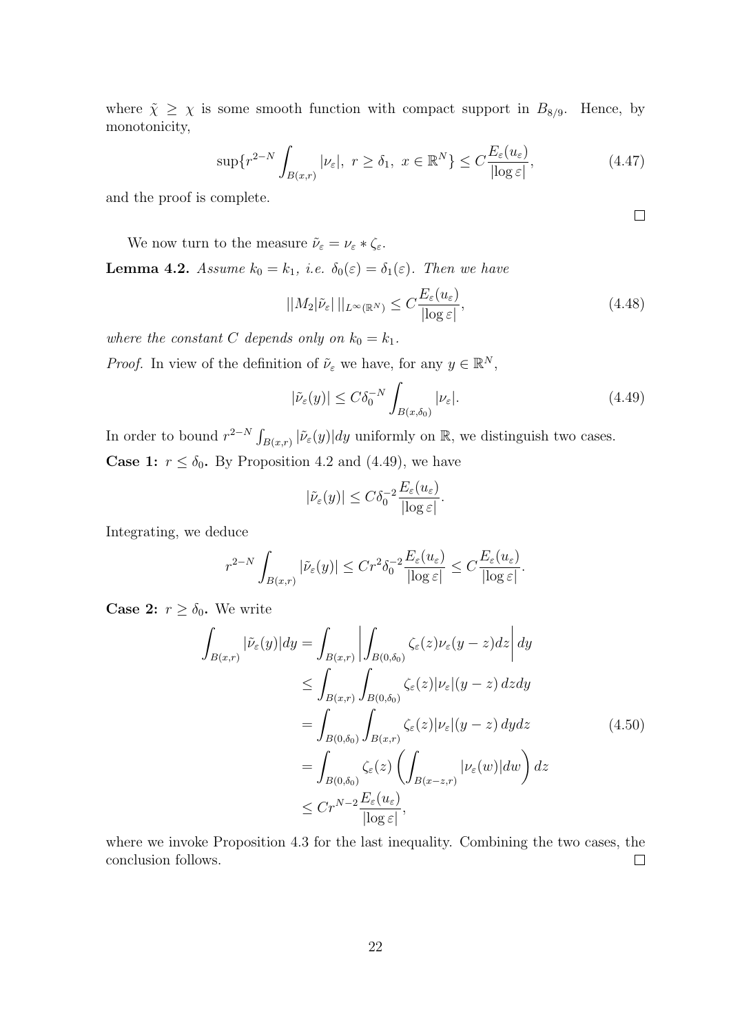where $\tilde{\chi} \geq \chi$ is some smooth function with compact support in $B_{8/9}$. Hence, by monotonicity,

$$\sup\{r^{2-N} \int_{B(x,r)} |\nu_\varepsilon|,\ r \geq \delta_1,\ x \in \mathbb{R}^N\} \leq C \frac{E_\varepsilon(u_\varepsilon)}{|\log \varepsilon|}, \tag{4.47}$$

and the proof is complete.

$\square$

We now turn to the measure $\tilde{\nu}_\varepsilon = \nu_\varepsilon * \zeta_\varepsilon$.

**Lemma 4.2.** *Assume $k_0 = k_1$, i.e. $\delta_0(\varepsilon) = \delta_1(\varepsilon)$. Then we have*

$$||M_2|\tilde{\nu}_\varepsilon|\,||_{L^\infty(\mathbb{R}^N)} \leq C \frac{E_\varepsilon(u_\varepsilon)}{|\log \varepsilon|}, \tag{4.48}$$

*where the constant $C$ depends only on $k_0 = k_1$.*

*Proof.* In view of the definition of $\tilde{\nu}_\varepsilon$ we have, for any $y \in \mathbb{R}^N$,

$$|\tilde{\nu}_\varepsilon(y)| \leq C \delta_0^{-N} \int_{B(x,\delta_0)} |\nu_\varepsilon|. \tag{4.49}$$

In order to bound $r^{2-N} \int_{B(x,r)} |\tilde{\nu}_\varepsilon(y)| dy$ uniformly on $\mathbb{R}$, we distinguish two cases.

**Case 1: $r \leq \delta_0$.** By Proposition 4.2 and (4.49), we have

$$|\tilde{\nu}_\varepsilon(y)| \leq C \delta_0^{-2} \frac{E_\varepsilon(u_\varepsilon)}{|\log \varepsilon|}.$$

Integrating, we deduce

$$r^{2-N} \int_{B(x,r)} |\tilde{\nu}_\varepsilon(y)| \leq C r^2 \delta_0^{-2} \frac{E_\varepsilon(u_\varepsilon)}{|\log \varepsilon|} \leq C \frac{E_\varepsilon(u_\varepsilon)}{|\log \varepsilon|}.$$

**Case 2: $r \geq \delta_0$.** We write

$$\begin{aligned}
\int_{B(x,r)} |\tilde{\nu}_\varepsilon(y)| dy &= \int_{B(x,r)} \left| \int_{B(0,\delta_0)} \zeta_\varepsilon(z) \nu_\varepsilon(y-z) dz \right| dy \\
&\leq \int_{B(x,r)} \int_{B(0,\delta_0)} \zeta_\varepsilon(z) |\nu_\varepsilon|(y-z)\, dz dy \\
&= \int_{B(0,\delta_0)} \int_{B(x,r)} \zeta_\varepsilon(z) |\nu_\varepsilon|(y-z)\, dy dz \\
&= \int_{B(0,\delta_0)} \zeta_\varepsilon(z) \left( \int_{B(x-z,r)} |\nu_\varepsilon(w)| dw \right) dz \\
&\leq C r^{N-2} \frac{E_\varepsilon(u_\varepsilon)}{|\log \varepsilon|},
\end{aligned} \tag{4.50}$$

where we invoke Proposition 4.3 for the last inequality. Combining the two cases, the conclusion follows. $\square$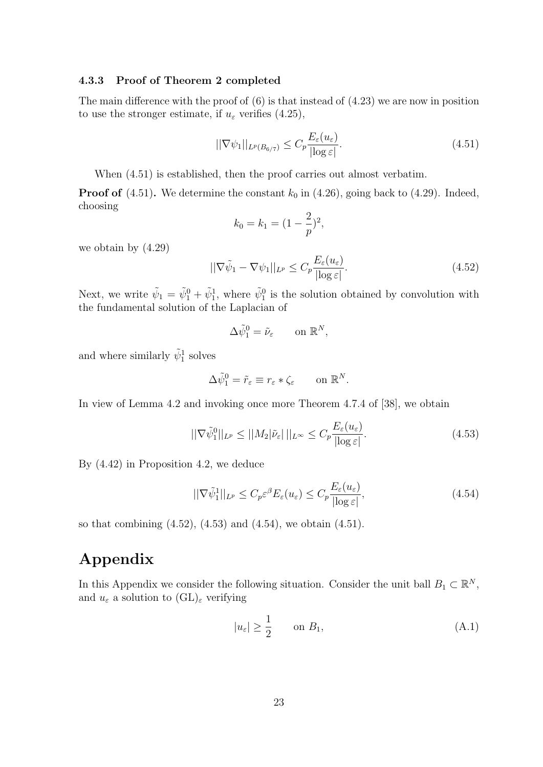### 4.3.3 Proof of Theorem 2 completed

The main difference with the proof of (6) is that instead of (4.23) we are now in position to use the stronger estimate, if $u_\varepsilon$ verifies (4.25),

$$||\nabla\psi_1||_{L^p(B_{6/7})} \leq C_p \frac{E_\varepsilon(u_\varepsilon)}{|\log\varepsilon|}. \tag{4.51}$$

When (4.51) is established, then the proof carries out almost verbatim.

**Proof of** (4.51)**.** We determine the constant $k_0$ in (4.26), going back to (4.29). Indeed, choosing

$$k_0 = k_1 = (1 - \frac{2}{p})^2,$$

we obtain by (4.29)

$$||\nabla\tilde{\psi}_1 - \nabla\psi_1||_{L^p} \leq C_p \frac{E_\varepsilon(u_\varepsilon)}{|\log\varepsilon|}. \tag{4.52}$$

Next, we write $\tilde{\psi}_1 = \tilde{\psi}_1^0 + \tilde{\psi}_1^1$, where $\tilde{\psi}_1^0$ is the solution obtained by convolution with the fundamental solution of the Laplacian of

$$\Delta\tilde{\psi}_1^0 = \tilde{\nu}_\varepsilon \qquad \text{on } \mathbb{R}^N,$$

and where similarly $\tilde{\psi}_1^1$ solves

$$\Delta\tilde{\psi}_1^0 = \tilde{r}_\varepsilon \equiv r_\varepsilon * \zeta_\varepsilon \qquad \text{on } \mathbb{R}^N.$$

In view of Lemma 4.2 and invoking once more Theorem 4.7.4 of [38], we obtain

$$||\nabla\tilde{\psi}_1^0||_{L^p} \leq ||M_2|\tilde{\nu}_\varepsilon|\,||_{L^\infty} \leq C_p \frac{E_\varepsilon(u_\varepsilon)}{|\log\varepsilon|}. \tag{4.53}$$

By (4.42) in Proposition 4.2, we deduce

$$||\nabla\tilde{\psi}_1^1||_{L^p} \leq C_p \varepsilon^\beta E_\varepsilon(u_\varepsilon) \leq C_p \frac{E_\varepsilon(u_\varepsilon)}{|\log\varepsilon|}, \tag{4.54}$$

so that combining (4.52), (4.53) and (4.54), we obtain (4.51).

# Appendix

In this Appendix we consider the following situation. Consider the unit ball $B_1 \subset \mathbb{R}^N$, and $u_\varepsilon$ a solution to $(\text{GL})_\varepsilon$ verifying

$$|u_\varepsilon| \geq \frac{1}{2} \qquad \text{on } B_1, \tag{A.1}$$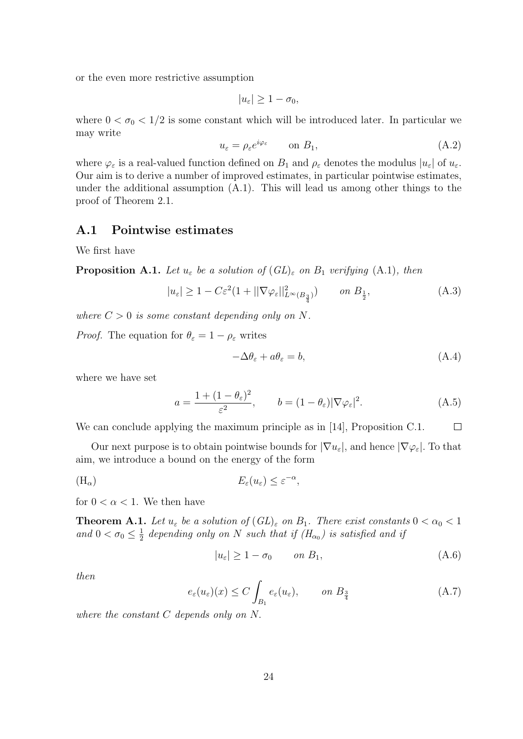or the even more restrictive assumption

$$|u_\varepsilon| \geq 1 - \sigma_0,$$

where $0 < \sigma_0 < 1/2$ is some constant which will be introduced later. In particular we may write

$$u_\varepsilon = \rho_\varepsilon e^{i\varphi_\varepsilon} \qquad \text{on } B_1, \tag{A.2}$$

where $\varphi_\varepsilon$ is a real-valued function defined on $B_1$ and $\rho_\varepsilon$ denotes the modulus $|u_\varepsilon|$ of $u_\varepsilon$. Our aim is to derive a number of improved estimates, in particular pointwise estimates, under the additional assumption (A.1). This will lead us among other things to the proof of Theorem 2.1.

## A.1 Pointwise estimates

We first have

**Proposition A.1.** *Let $u_\varepsilon$ be a solution of $(GL)_\varepsilon$ on $B_1$ verifying* (A.1), *then*

$$|u_\varepsilon| \geq 1 - C\varepsilon^2(1 + \|\nabla\varphi_\varepsilon\|^2_{L^\infty(B_{\frac{3}{4}})}) \qquad \text{on } B_{\frac{1}{2}}, \tag{A.3}$$

*where $C > 0$ is some constant depending only on $N$.*

*Proof.* The equation for $\theta_\varepsilon = 1 - \rho_\varepsilon$ writes

$$-\Delta\theta_\varepsilon + a\theta_\varepsilon = b, \tag{A.4}$$

where we have set

$$a = \frac{1 + (1 - \theta_\varepsilon)^2}{\varepsilon^2}, \qquad b = (1 - \theta_\varepsilon)|\nabla\varphi_\varepsilon|^2. \tag{A.5}$$

We can conclude applying the maximum principle as in [14], Proposition C.1. $\square$

Our next purpose is to obtain pointwise bounds for $|\nabla u_\varepsilon|$, and hence $|\nabla\varphi_\varepsilon|$. To that aim, we introduce a bound on the energy of the form

$$E_\varepsilon(u_\varepsilon) \leq \varepsilon^{-\alpha}, \tag{$\mathrm{H}_\alpha$}$$

for $0 < \alpha < 1$. We then have

**Theorem A.1.** *Let $u_\varepsilon$ be a solution of $(GL)_\varepsilon$ on $B_1$. There exist constants $0 < \alpha_0 < 1$ and $0 < \sigma_0 \leq \frac{1}{2}$ depending only on $N$ such that if $(H_{\alpha_0})$ is satisfied and if*

$$|u_\varepsilon| \geq 1 - \sigma_0 \qquad \text{on } B_1, \tag{A.6}$$

*then*

$$e_\varepsilon(u_\varepsilon)(x) \leq C\int_{B_1} e_\varepsilon(u_\varepsilon), \qquad \text{on } B_{\frac{3}{4}} \tag{A.7}$$

*where the constant $C$ depends only on $N$.*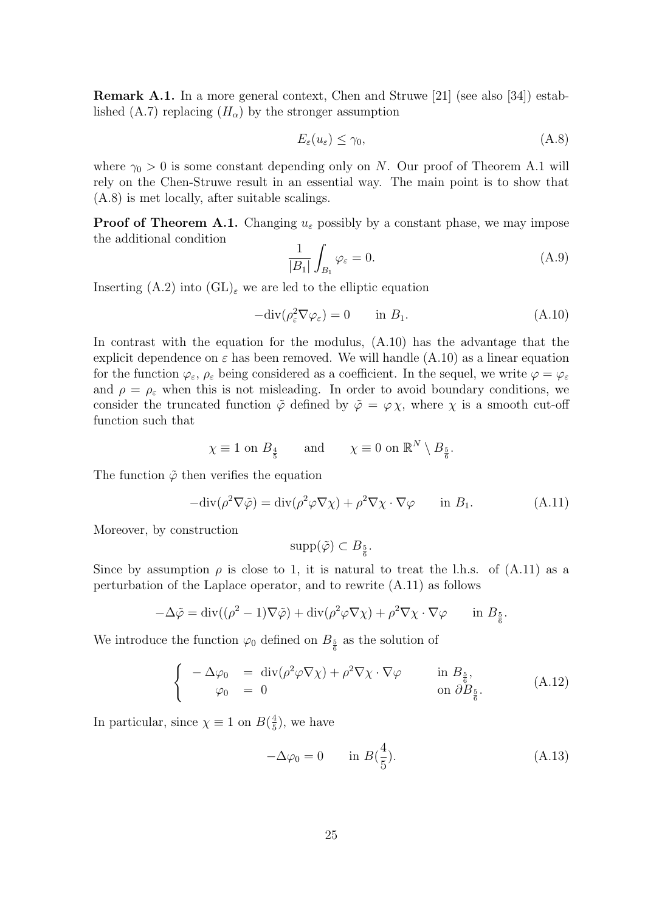**Remark A.1.** In a more general context, Chen and Struwe [21] (see also [34]) established (A.7) replacing $(H_\alpha)$ by the stronger assumption

$$E_\varepsilon(u_\varepsilon) \leq \gamma_0, \tag{A.8}$$

where $\gamma_0 > 0$ is some constant depending only on $N$. Our proof of Theorem A.1 will rely on the Chen-Struwe result in an essential way. The main point is to show that (A.8) is met locally, after suitable scalings.

**Proof of Theorem A.1.** Changing $u_\varepsilon$ possibly by a constant phase, we may impose the additional condition

$$\frac{1}{|B_1|}\int_{B_1} \varphi_\varepsilon = 0. \tag{A.9}$$

Inserting (A.2) into $(\mathrm{GL})_\varepsilon$ we are led to the elliptic equation

$$-\mathrm{div}(\rho_\varepsilon^2 \nabla \varphi_\varepsilon) = 0 \qquad \text{in } B_1. \tag{A.10}$$

In contrast with the equation for the modulus, (A.10) has the advantage that the explicit dependence on $\varepsilon$ has been removed. We will handle (A.10) as a linear equation for the function $\varphi_\varepsilon$, $\rho_\varepsilon$ being considered as a coefficient. In the sequel, we write $\varphi = \varphi_\varepsilon$ and $\rho = \rho_\varepsilon$ when this is not misleading. In order to avoid boundary conditions, we consider the truncated function $\tilde{\varphi}$ defined by $\tilde{\varphi} = \varphi\,\chi$, where $\chi$ is a smooth cut-off function such that

$$\chi \equiv 1 \text{ on } B_{\frac{4}{5}} \qquad \text{and} \qquad \chi \equiv 0 \text{ on } \mathbb{R}^N \setminus B_{\frac{5}{6}}.$$

The function $\tilde{\varphi}$ then verifies the equation

$$-\mathrm{div}(\rho^2 \nabla \tilde{\varphi}) = \mathrm{div}(\rho^2 \varphi \nabla \chi) + \rho^2 \nabla \chi \cdot \nabla \varphi \qquad \text{in } B_1. \tag{A.11}$$

Moreover, by construction

$$\mathrm{supp}(\tilde{\varphi}) \subset B_{\frac{5}{6}}.$$

Since by assumption $\rho$ is close to 1, it is natural to treat the l.h.s. of (A.11) as a perturbation of the Laplace operator, and to rewrite (A.11) as follows

$$-\Delta \tilde{\varphi} = \mathrm{div}((\rho^2 - 1)\nabla \tilde{\varphi}) + \mathrm{div}(\rho^2 \varphi \nabla \chi) + \rho^2 \nabla \chi \cdot \nabla \varphi \qquad \text{in } B_{\frac{5}{6}}.$$

We introduce the function $\varphi_0$ defined on $B_{\frac{5}{6}}$ as the solution of

$$\left\{ \begin{array}{rcll} -\Delta \varphi_0 & = & \mathrm{div}(\rho^2 \varphi \nabla \chi) + \rho^2 \nabla \chi \cdot \nabla \varphi & \text{in } B_{\frac{5}{6}}, \\ \varphi_0 & = & 0 & \text{on } \partial B_{\frac{5}{6}}. \end{array} \right. \tag{A.12}$$

In particular, since $\chi \equiv 1$ on $B(\frac{4}{5})$, we have

$$-\Delta \varphi_0 = 0 \qquad \text{in } B(\frac{4}{5}). \tag{A.13}$$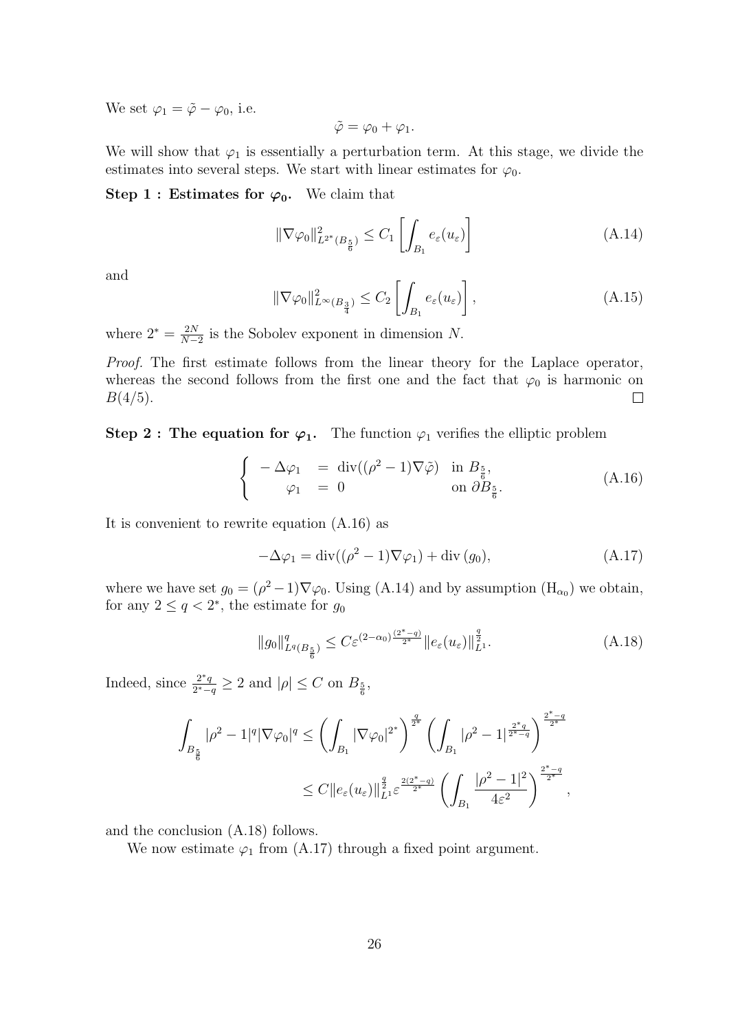We set $\varphi_1 = \tilde{\varphi} - \varphi_0$, i.e.

$$\tilde{\varphi} = \varphi_0 + \varphi_1.$$

We will show that $\varphi_1$ is essentially a perturbation term. At this stage, we divide the estimates into several steps. We start with linear estimates for $\varphi_0$.

**Step 1 : Estimates for $\boldsymbol{\varphi_0}$.** We claim that

$$\|\nabla\varphi_0\|^2_{L^{2^*}(B_{\frac{5}{6}})} \leq C_1 \left[\int_{B_1} e_\varepsilon(u_\varepsilon)\right] \tag{A.14}$$

and

$$\|\nabla\varphi_0\|^2_{L^\infty(B_{\frac{3}{4}})} \leq C_2 \left[\int_{B_1} e_\varepsilon(u_\varepsilon)\right], \tag{A.15}$$

where $2^* = \frac{2N}{N-2}$ is the Sobolev exponent in dimension $N$.

*Proof.* The first estimate follows from the linear theory for the Laplace operator, whereas the second follows from the first one and the fact that $\varphi_0$ is harmonic on $B(4/5)$. $\square$

**Step 2 : The equation for $\boldsymbol{\varphi_1}$.** The function $\varphi_1$ verifies the elliptic problem

$$\begin{cases} -\Delta\varphi_1 &= \operatorname{div}((\rho^2-1)\nabla\tilde{\varphi}) \quad \text{in } B_{\frac{5}{6}}, \\ \quad\ \varphi_1 &= 0 \quad\quad\quad\quad\quad\quad\quad\ \text{on } \partial B_{\frac{5}{6}}. \end{cases} \tag{A.16}$$

It is convenient to rewrite equation (A.16) as

$$-\Delta\varphi_1 = \operatorname{div}((\rho^2-1)\nabla\varphi_1) + \operatorname{div}(g_0), \tag{A.17}$$

where we have set $g_0 = (\rho^2-1)\nabla\varphi_0$. Using (A.14) and by assumption ($\mathrm{H}_{\alpha_0}$) we obtain, for any $2 \leq q < 2^*$, the estimate for $g_0$

$$\|g_0\|^q_{L^q(B_{\frac{5}{6}})} \leq C\varepsilon^{(2-\alpha_0)\frac{(2^*-q)}{2^*}} \|e_\varepsilon(u_\varepsilon)\|^{\frac{q}{2}}_{L^1}. \tag{A.18}$$

Indeed, since $\frac{2^*q}{2^*-q} \geq 2$ and $|\rho| \leq C$ on $B_{\frac{5}{6}}$,

$$\begin{aligned}\int_{B_{\frac{5}{6}}} |\rho^2-1|^q|\nabla\varphi_0|^q &\leq \left(\int_{B_1}|\nabla\varphi_0|^{2^*}\right)^{\frac{q}{2^*}} \left(\int_{B_1}|\rho^2-1|^{\frac{2^*q}{2^*-q}}\right)^{\frac{2^*-q}{2^*}} \\ &\leq C\|e_\varepsilon(u_\varepsilon)\|^{\frac{q}{2}}_{L^1}\varepsilon^{\frac{2(2^*-q)}{2^*}}\left(\int_{B_1}\frac{|\rho^2-1|^2}{4\varepsilon^2}\right)^{\frac{2^*-q}{2^*}},\end{aligned}$$

and the conclusion (A.18) follows.

We now estimate $\varphi_1$ from (A.17) through a fixed point argument.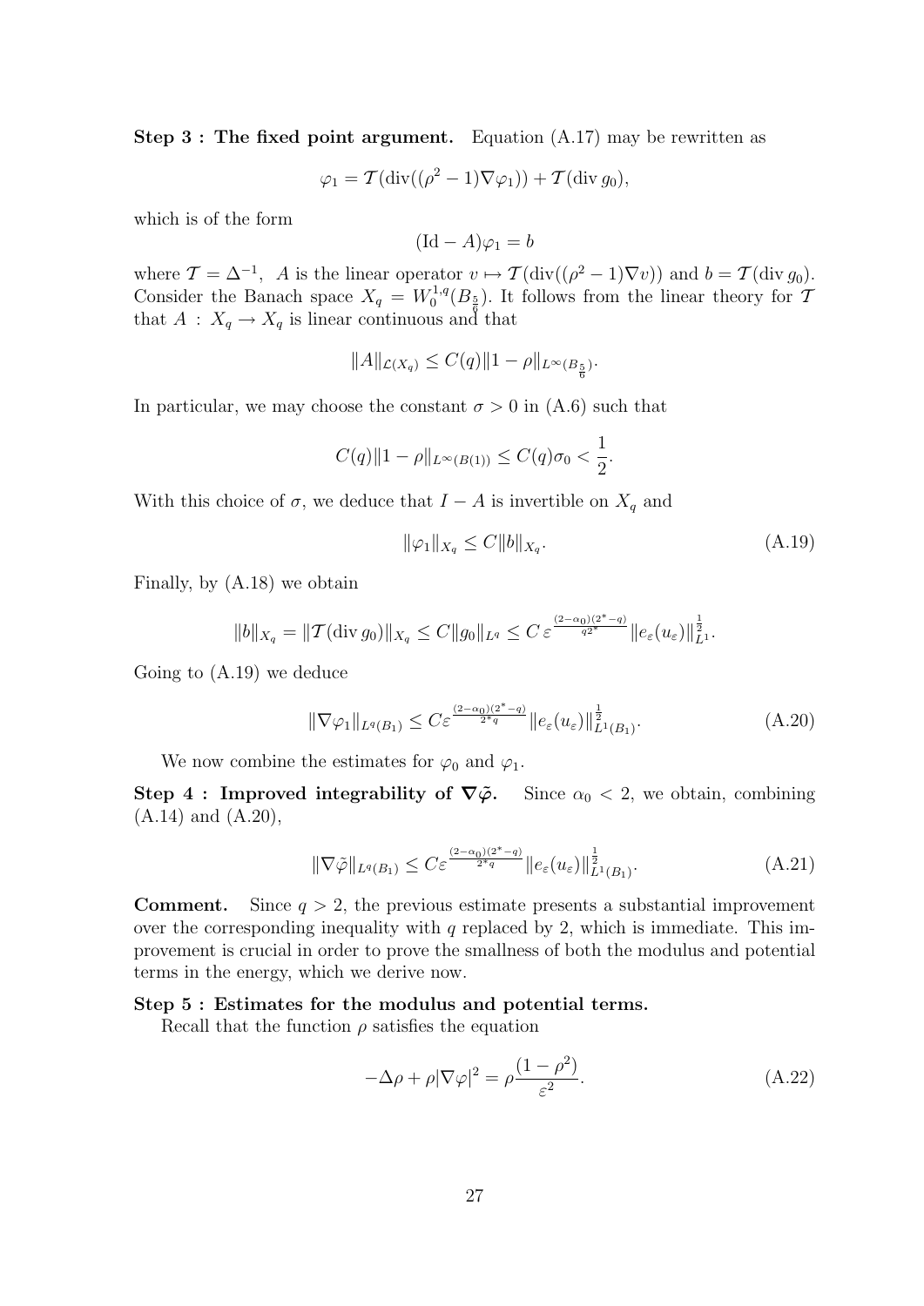**Step 3 : The fixed point argument.** Equation (A.17) may be rewritten as

$$\varphi_1 = \mathcal{T}(\operatorname{div}((\rho^2 - 1)\nabla\varphi_1)) + \mathcal{T}(\operatorname{div} g_0),$$

which is of the form

$$(\mathrm{Id} - A)\varphi_1 = b$$

where $\mathcal{T} = \Delta^{-1}$, $A$ is the linear operator $v \mapsto \mathcal{T}(\operatorname{div}((\rho^2 - 1)\nabla v))$ and $b = \mathcal{T}(\operatorname{div} g_0)$. Consider the Banach space $X_q = W_0^{1,q}(B_{\frac{5}{6}})$. It follows from the linear theory for $\mathcal{T}$ that $A : X_q \to X_q$ is linear continuous and that

$$\|A\|_{\mathcal{L}(X_q)} \leq C(q)\|1 - \rho\|_{L^\infty(B_{\frac{5}{6}})}.$$

In particular, we may choose the constant $\sigma > 0$ in (A.6) such that

$$C(q)\|1 - \rho\|_{L^\infty(B(1))} \leq C(q)\sigma_0 < \frac{1}{2}.$$

With this choice of $\sigma$, we deduce that $I - A$ is invertible on $X_q$ and

$$\|\varphi_1\|_{X_q} \leq C\|b\|_{X_q}. \tag{A.19}$$

Finally, by (A.18) we obtain

$$\|b\|_{X_q} = \|\mathcal{T}(\operatorname{div} g_0)\|_{X_q} \leq C\|g_0\|_{L^q} \leq C\,\varepsilon^{\frac{(2-\alpha_0)(2^*-q)}{q2^*}}\|e_\varepsilon(u_\varepsilon)\|_{L^1}^{\frac{1}{2}}.$$

Going to (A.19) we deduce

$$\|\nabla\varphi_1\|_{L^q(B_1)} \leq C\varepsilon^{\frac{(2-\alpha_0)(2^*-q)}{2^*q}}\|e_\varepsilon(u_\varepsilon)\|_{L^1(B_1)}^{\frac{1}{2}}. \tag{A.20}$$

We now combine the estimates for $\varphi_0$ and $\varphi_1$.

**Step 4 : Improved integrability of $\nabla\tilde{\varphi}$.** Since $\alpha_0 < 2$, we obtain, combining (A.14) and (A.20),

$$\|\nabla\tilde{\varphi}\|_{L^q(B_1)} \leq C\varepsilon^{\frac{(2-\alpha_0)(2^*-q)}{2^*q}}\|e_\varepsilon(u_\varepsilon)\|_{L^1(B_1)}^{\frac{1}{2}}. \tag{A.21}$$

**Comment.** Since $q > 2$, the previous estimate presents a substantial improvement over the corresponding inequality with $q$ replaced by 2, which is immediate. This improvement is crucial in order to prove the smallness of both the modulus and potential terms in the energy, which we derive now.

**Step 5 : Estimates for the modulus and potential terms.**

Recall that the function $\rho$ satisfies the equation

$$-\Delta\rho + \rho|\nabla\varphi|^2 = \rho\frac{(1-\rho^2)}{\varepsilon^2}. \tag{A.22}$$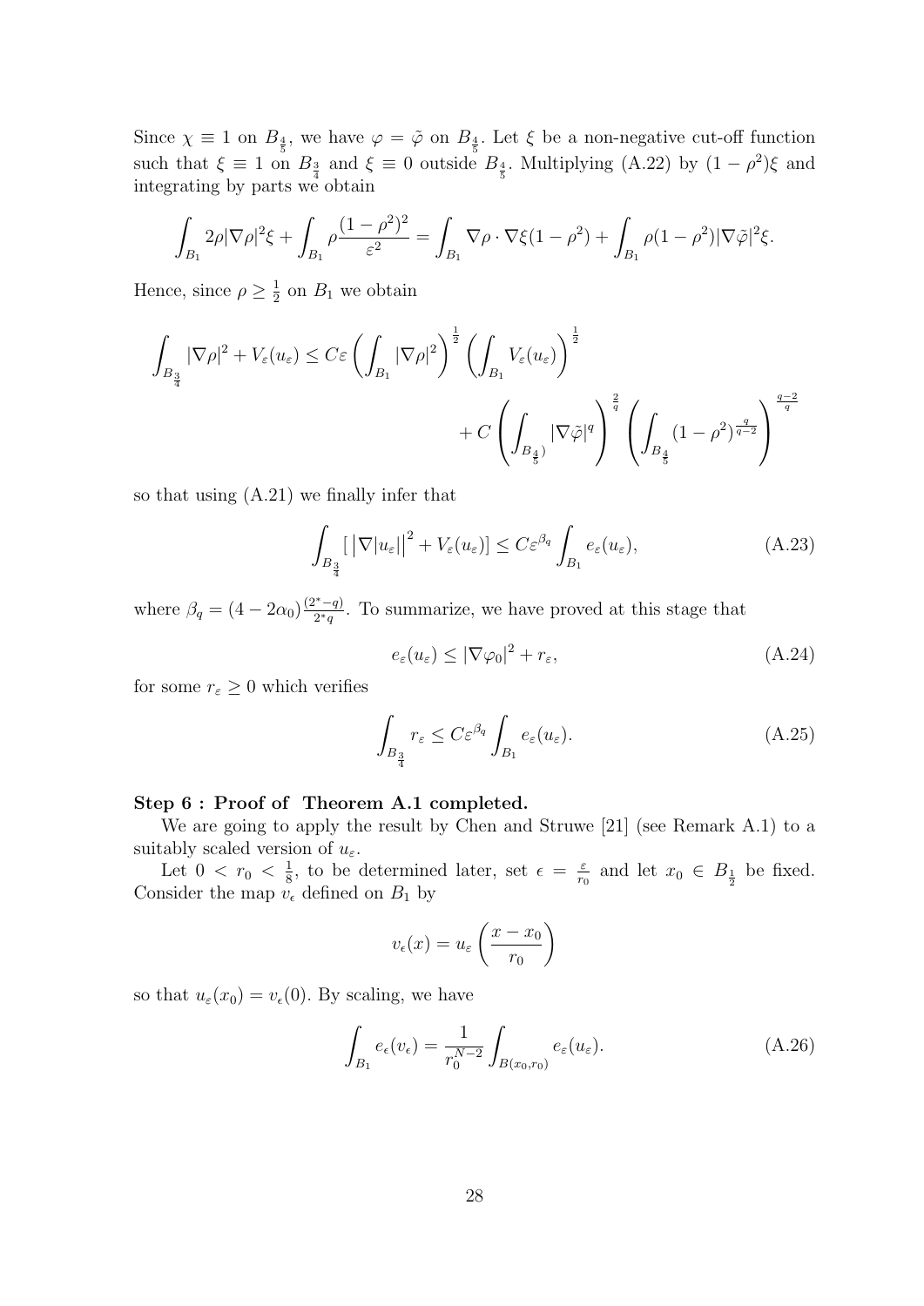Since $\chi \equiv 1$ on $B_{\frac{4}{5}}$, we have $\varphi = \tilde{\varphi}$ on $B_{\frac{4}{5}}$. Let $\xi$ be a non-negative cut-off function such that $\xi \equiv 1$ on $B_{\frac{3}{4}}$ and $\xi \equiv 0$ outside $B_{\frac{4}{5}}$. Multiplying (A.22) by $(1-\rho^2)\xi$ and integrating by parts we obtain

$$\int_{B_1} 2\rho |\nabla \rho|^2 \xi + \int_{B_1} \rho \frac{(1-\rho^2)^2}{\varepsilon^2} = \int_{B_1} \nabla \rho \cdot \nabla \xi (1-\rho^2) + \int_{B_1} \rho(1-\rho^2)|\nabla \tilde{\varphi}|^2 \xi.$$

Hence, since $\rho \geq \frac{1}{2}$ on $B_1$ we obtain

$$\int_{B_{\frac{3}{4}}} |\nabla \rho|^2 + V_\varepsilon(u_\varepsilon) \leq C\varepsilon \left( \int_{B_1} |\nabla \rho|^2 \right)^{\frac{1}{2}} \left( \int_{B_1} V_\varepsilon(u_\varepsilon) \right)^{\frac{1}{2}} + C \left( \int_{B_{\frac{4}{5}})} |\nabla \tilde{\varphi}|^q \right)^{\frac{2}{q}} \left( \int_{B_{\frac{4}{5}}} (1-\rho^2)^{\frac{q}{q-2}} \right)^{\frac{q-2}{q}}$$

so that using (A.21) we finally infer that

$$\int_{B_{\frac{3}{4}}} \left[ \left| \nabla |u_\varepsilon| \right|^2 + V_\varepsilon(u_\varepsilon) \right] \leq C\varepsilon^{\beta_q} \int_{B_1} e_\varepsilon(u_\varepsilon), \tag{A.23}$$

where $\beta_q = (4 - 2\alpha_0)\frac{(2^*-q)}{2^*q}$. To summarize, we have proved at this stage that

$$e_\varepsilon(u_\varepsilon) \leq |\nabla \varphi_0|^2 + r_\varepsilon, \tag{A.24}$$

for some $r_\varepsilon \geq 0$ which verifies

$$\int_{B_{\frac{3}{4}}} r_\varepsilon \leq C\varepsilon^{\beta_q} \int_{B_1} e_\varepsilon(u_\varepsilon). \tag{A.25}$$

**Step 6 : Proof of Theorem A.1 completed.**

We are going to apply the result by Chen and Struwe [21] (see Remark A.1) to a suitably scaled version of $u_\varepsilon$.

Let $0 < r_0 < \frac{1}{8}$, to be determined later, set $\epsilon = \frac{\varepsilon}{r_0}$ and let $x_0 \in B_{\frac{1}{2}}$ be fixed. Consider the map $v_\epsilon$ defined on $B_1$ by

$$v_\epsilon(x) = u_\varepsilon\left(\frac{x - x_0}{r_0}\right)$$

so that $u_\varepsilon(x_0) = v_\epsilon(0)$. By scaling, we have

$$\int_{B_1} e_\epsilon(v_\epsilon) = \frac{1}{r_0^{N-2}} \int_{B(x_0, r_0)} e_\varepsilon(u_\varepsilon). \tag{A.26}$$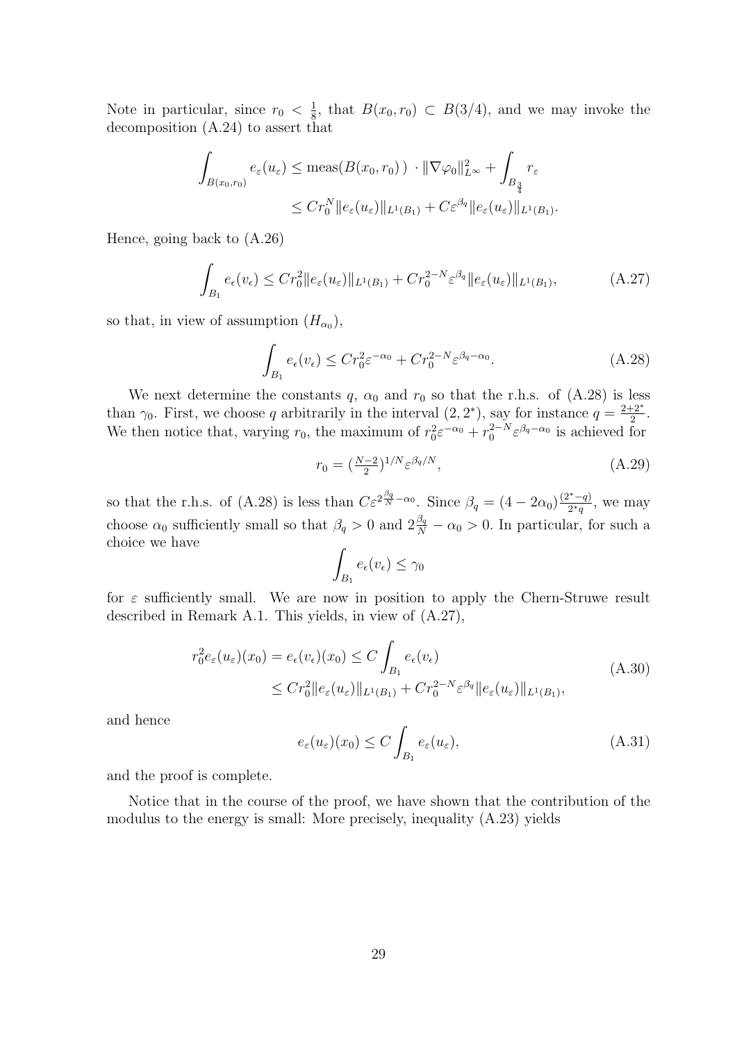Note in particular, since $r_0 < \frac{1}{8}$, that $B(x_0, r_0) \subset B(3/4)$, and we may invoke the decomposition (A.24) to assert that

$$\begin{aligned}\int_{B(x_0,r_0)} e_\varepsilon(u_\varepsilon) &\leq \text{meas}(B(x_0,r_0)\,) \;\cdot \|\nabla\varphi_0\|^2_{L^\infty} + \int_{B_{\frac{3}{4}}} r_\varepsilon \\ &\leq C r_0^N \|e_\varepsilon(u_\varepsilon)\|_{L^1(B_1)} + C\varepsilon^{\beta_q}\|e_\varepsilon(u_\varepsilon)\|_{L^1(B_1)}.\end{aligned}$$

Hence, going back to (A.26)

$$\int_{B_1} e_\epsilon(v_\epsilon) \leq C r_0^2 \|e_\varepsilon(u_\varepsilon)\|_{L^1(B_1)} + C r_0^{2-N}\varepsilon^{\beta_q}\|e_\varepsilon(u_\varepsilon)\|_{L^1(B_1)}, \tag{A.27}$$

so that, in view of assumption $(H_{\alpha_0})$,

$$\int_{B_1} e_\epsilon(v_\epsilon) \leq C r_0^2 \varepsilon^{-\alpha_0} + C r_0^{2-N}\varepsilon^{\beta_q - \alpha_0}. \tag{A.28}$$

We next determine the constants $q$, $\alpha_0$ and $r_0$ so that the r.h.s. of (A.28) is less than $\gamma_0$. First, we choose $q$ arbitrarily in the interval $(2, 2^*)$, say for instance $q = \frac{2+2^*}{2}$. We then notice that, varying $r_0$, the maximum of $r_0^2\varepsilon^{-\alpha_0} + r_0^{2-N}\varepsilon^{\beta_q-\alpha_0}$ is achieved for

$$r_0 = (\tfrac{N-2}{2})^{1/N}\varepsilon^{\beta_q/N}, \tag{A.29}$$

so that the r.h.s. of (A.28) is less than $C\varepsilon^{2\frac{\beta_q}{N}-\alpha_0}$. Since $\beta_q = (4-2\alpha_0)\frac{(2^*-q)}{2^*q}$, we may choose $\alpha_0$ sufficiently small so that $\beta_q > 0$ and $2\frac{\beta_q}{N} - \alpha_0 > 0$. In particular, for such a choice we have

$$\int_{B_1} e_\epsilon(v_\epsilon) \leq \gamma_0$$

for $\varepsilon$ sufficiently small. We are now in position to apply the Chern-Struwe result described in Remark A.1. This yields, in view of (A.27),

$$\begin{aligned}r_0^2 e_\varepsilon(u_\varepsilon)(x_0) = e_\epsilon(v_\epsilon)(x_0) &\leq C\int_{B_1} e_\epsilon(v_\epsilon) \\ &\leq C r_0^2\|e_\varepsilon(u_\varepsilon)\|_{L^1(B_1)} + C r_0^{2-N}\varepsilon^{\beta_q}\|e_\varepsilon(u_\varepsilon)\|_{L^1(B_1)},\end{aligned} \tag{A.30}$$

and hence

$$e_\varepsilon(u_\varepsilon)(x_0) \leq C\int_{B_1} e_\varepsilon(u_\varepsilon), \tag{A.31}$$

and the proof is complete.

Notice that in the course of the proof, we have shown that the contribution of the modulus to the energy is small: More precisely, inequality (A.23) yields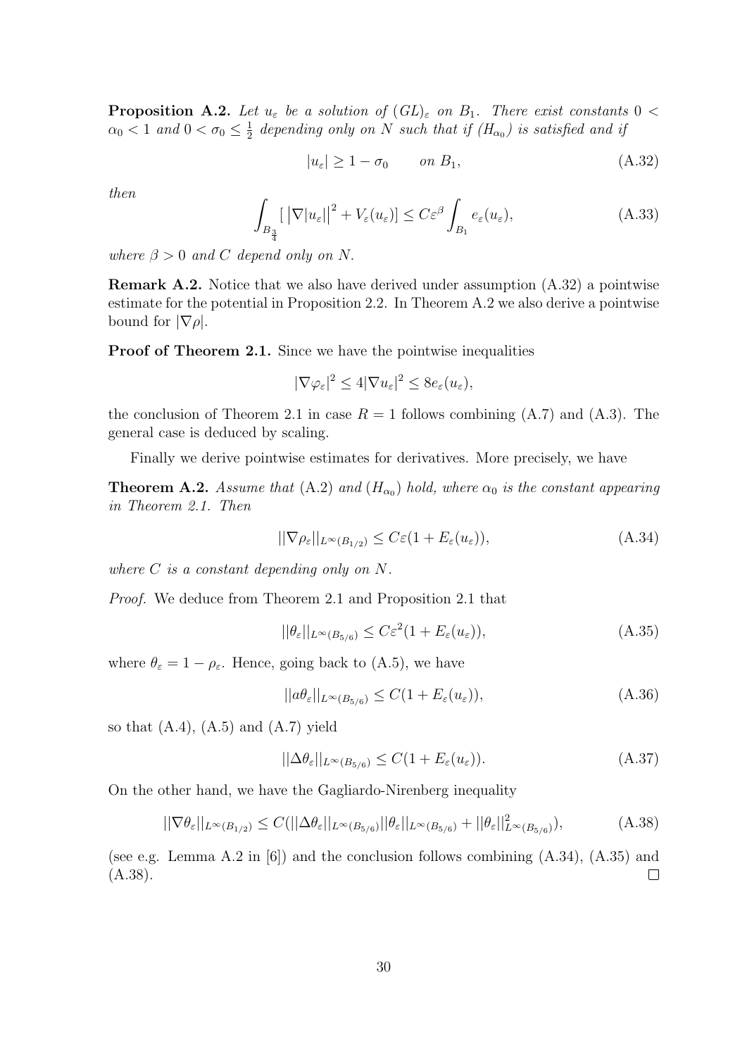**Proposition A.2.** *Let $u_\varepsilon$ be a solution of $(GL)_\varepsilon$ on $B_1$. There exist constants $0 < \alpha_0 < 1$ and $0 < \sigma_0 \leq \frac{1}{2}$ depending only on $N$ such that if $(H_{\alpha_0})$ is satisfied and if*

$$|u_\varepsilon| \geq 1 - \sigma_0 \qquad \text{on } B_1, \tag{A.32}$$

*then*

$$\int_{B_{\frac{3}{4}}} [\,\left|\nabla |u_\varepsilon|\right|^2 + V_\varepsilon(u_\varepsilon)] \leq C\varepsilon^\beta \int_{B_1} e_\varepsilon(u_\varepsilon), \tag{A.33}$$

*where $\beta > 0$ and $C$ depend only on $N$.*

**Remark A.2.** Notice that we also have derived under assumption (A.32) a pointwise estimate for the potential in Proposition 2.2. In Theorem A.2 we also derive a pointwise bound for $|\nabla \rho|$.

**Proof of Theorem 2.1.** Since we have the pointwise inequalities

$$|\nabla \varphi_\varepsilon|^2 \leq 4|\nabla u_\varepsilon|^2 \leq 8 e_\varepsilon(u_\varepsilon),$$

the conclusion of Theorem 2.1 in case $R = 1$ follows combining (A.7) and (A.3). The general case is deduced by scaling.

Finally we derive pointwise estimates for derivatives. More precisely, we have

**Theorem A.2.** *Assume that* (A.2) *and $(H_{\alpha_0})$ hold, where $\alpha_0$ is the constant appearing in Theorem 2.1. Then*

$$||\nabla \rho_\varepsilon||_{L^\infty(B_{1/2})} \leq C\varepsilon(1 + E_\varepsilon(u_\varepsilon)), \tag{A.34}$$

*where $C$ is a constant depending only on $N$.*

*Proof.* We deduce from Theorem 2.1 and Proposition 2.1 that

$$||\theta_\varepsilon||_{L^\infty(B_{5/6})} \leq C\varepsilon^2(1 + E_\varepsilon(u_\varepsilon)), \tag{A.35}$$

where $\theta_\varepsilon = 1 - \rho_\varepsilon$. Hence, going back to (A.5), we have

$$||a\theta_\varepsilon||_{L^\infty(B_{5/6})} \leq C(1 + E_\varepsilon(u_\varepsilon)), \tag{A.36}$$

so that (A.4), (A.5) and (A.7) yield

$$||\Delta\theta_\varepsilon||_{L^\infty(B_{5/6})} \leq C(1 + E_\varepsilon(u_\varepsilon)). \tag{A.37}$$

On the other hand, we have the Gagliardo-Nirenberg inequality

$$||\nabla\theta_\varepsilon||_{L^\infty(B_{1/2})} \leq C(||\Delta\theta_\varepsilon||_{L^\infty(B_{5/6})}||\theta_\varepsilon||_{L^\infty(B_{5/6})} + ||\theta_\varepsilon||^2_{L^\infty(B_{5/6})}), \tag{A.38}$$

(see e.g. Lemma A.2 in [6]) and the conclusion follows combining (A.34), (A.35) and (A.38). $\square$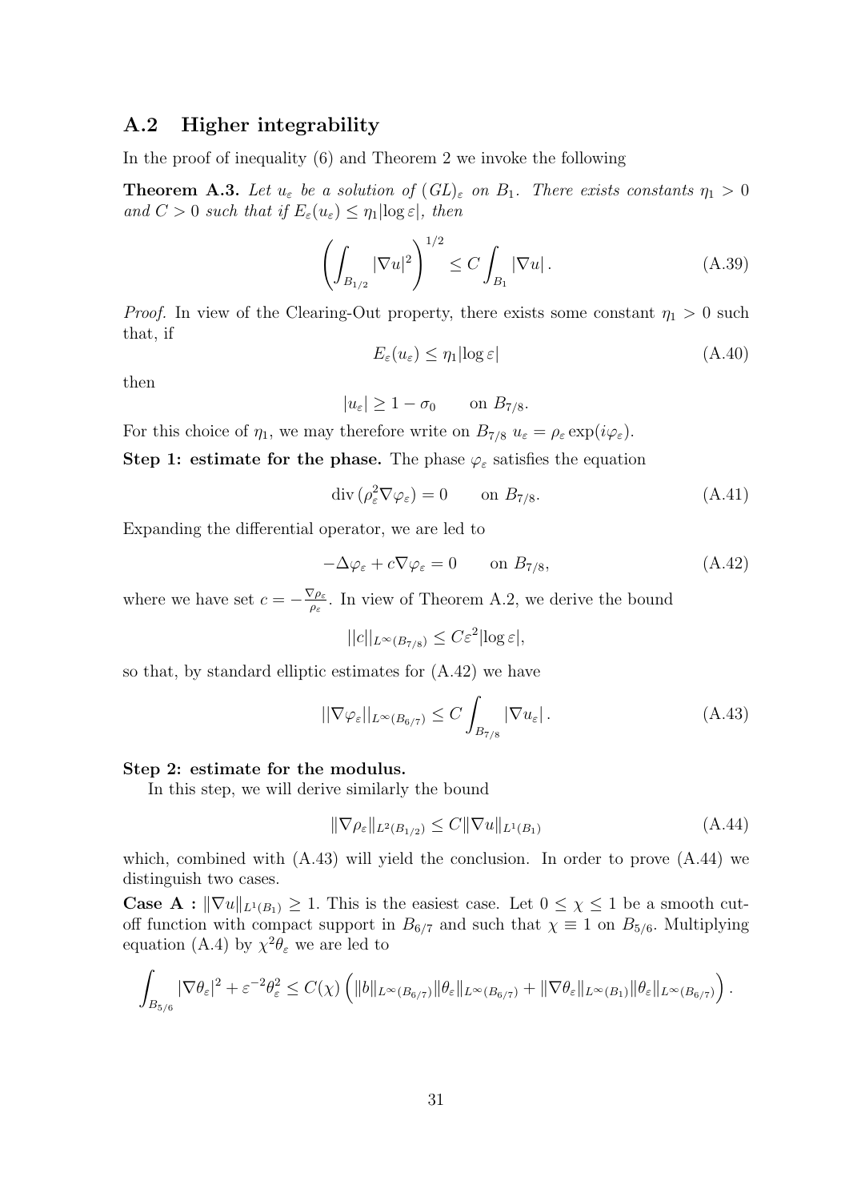## A.2 Higher integrability

In the proof of inequality (6) and Theorem 2 we invoke the following

**Theorem A.3.** *Let $u_\varepsilon$ be a solution of $(GL)_\varepsilon$ on $B_1$. There exists constants $\eta_1 > 0$ and $C > 0$ such that if $E_\varepsilon(u_\varepsilon) \leq \eta_1 |\log \varepsilon|$, then*

$$\left( \int_{B_{1/2}} |\nabla u|^2 \right)^{1/2} \leq C \int_{B_1} |\nabla u| \,. \tag{A.39}$$

*Proof.* In view of the Clearing-Out property, there exists some constant $\eta_1 > 0$ such that, if

$$E_\varepsilon(u_\varepsilon) \leq \eta_1 |\log \varepsilon| \tag{A.40}$$

then

$$|u_\varepsilon| \geq 1 - \sigma_0 \qquad \text{on } B_{7/8}.$$

For this choice of $\eta_1$, we may therefore write on $B_{7/8}$ $u_\varepsilon = \rho_\varepsilon \exp(i\varphi_\varepsilon)$.

**Step 1: estimate for the phase.** The phase $\varphi_\varepsilon$ satisfies the equation

$$\operatorname{div}(\rho_\varepsilon^2 \nabla \varphi_\varepsilon) = 0 \qquad \text{on } B_{7/8}. \tag{A.41}$$

Expanding the differential operator, we are led to

$$-\Delta \varphi_\varepsilon + c \nabla \varphi_\varepsilon = 0 \qquad \text{on } B_{7/8}, \tag{A.42}$$

where we have set $c = -\frac{\nabla \rho_\varepsilon}{\rho_\varepsilon}$. In view of Theorem A.2, we derive the bound

$$||c||_{L^\infty(B_{7/8})} \leq C \varepsilon^2 |\log \varepsilon|,$$

so that, by standard elliptic estimates for (A.42) we have

$$||\nabla \varphi_\varepsilon||_{L^\infty(B_{6/7})} \leq C \int_{B_{7/8}} |\nabla u_\varepsilon| \,. \tag{A.43}$$

**Step 2: estimate for the modulus.**

In this step, we will derive similarly the bound

$$\|\nabla \rho_\varepsilon\|_{L^2(B_{1/2})} \leq C \|\nabla u\|_{L^1(B_1)} \tag{A.44}$$

which, combined with (A.43) will yield the conclusion. In order to prove (A.44) we distinguish two cases.

**Case A :** $\|\nabla u\|_{L^1(B_1)} \geq 1$. This is the easiest case. Let $0 \leq \chi \leq 1$ be a smooth cut-off function with compact support in $B_{6/7}$ and such that $\chi \equiv 1$ on $B_{5/6}$. Multiplying equation (A.4) by $\chi^2 \theta_\varepsilon$ we are led to

$$\int_{B_{5/6}} |\nabla \theta_\varepsilon|^2 + \varepsilon^{-2} \theta_\varepsilon^2 \leq C(\chi) \left( \|b\|_{L^\infty(B_{6/7})} \|\theta_\varepsilon\|_{L^\infty(B_{6/7})} + \|\nabla \theta_\varepsilon\|_{L^\infty(B_1)} \|\theta_\varepsilon\|_{L^\infty(B_{6/7})} \right).$$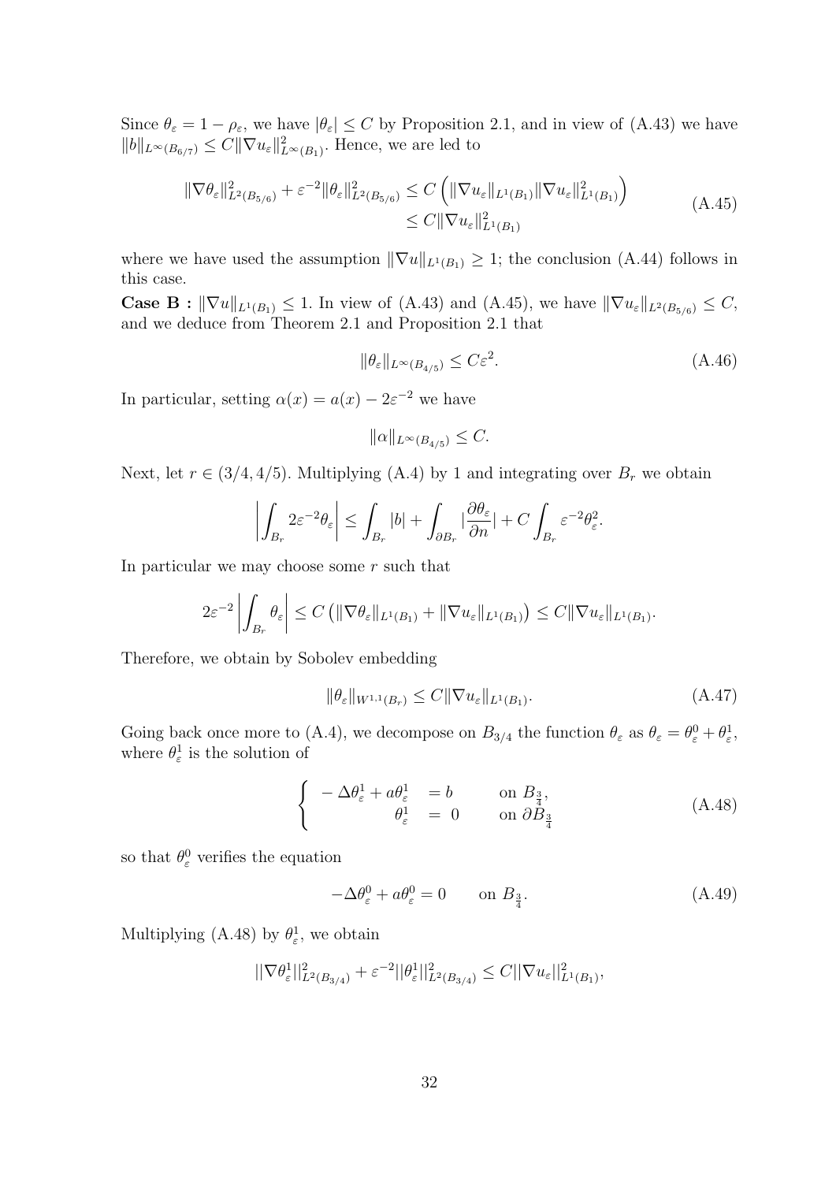Since $\theta_\varepsilon = 1 - \rho_\varepsilon$, we have $|\theta_\varepsilon| \leq C$ by Proposition 2.1, and in view of (A.43) we have $\|b\|_{L^\infty(B_{6/7})} \leq C\|\nabla u_\varepsilon\|^2_{L^\infty(B_1)}$. Hence, we are led to

$$
\begin{aligned}
\|\nabla\theta_\varepsilon\|^2_{L^2(B_{5/6})} + \varepsilon^{-2}\|\theta_\varepsilon\|^2_{L^2(B_{5/6})} &\leq C\left(\|\nabla u_\varepsilon\|_{L^1(B_1)}\|\nabla u_\varepsilon\|^2_{L^1(B_1)}\right) \\
&\leq C\|\nabla u_\varepsilon\|^2_{L^1(B_1)}
\end{aligned}
\tag{A.45}
$$

where we have used the assumption $\|\nabla u\|_{L^1(B_1)} \geq 1$; the conclusion (A.44) follows in this case.

**Case B :** $\|\nabla u\|_{L^1(B_1)} \leq 1$. In view of (A.43) and (A.45), we have $\|\nabla u_\varepsilon\|_{L^2(B_{5/6})} \leq C$, and we deduce from Theorem 2.1 and Proposition 2.1 that

$$
\|\theta_\varepsilon\|_{L^\infty(B_{4/5})} \leq C\varepsilon^2. \tag{A.46}
$$

In particular, setting $\alpha(x) = a(x) - 2\varepsilon^{-2}$ we have

$$
\|\alpha\|_{L^\infty(B_{4/5})} \leq C.
$$

Next, let $r \in (3/4, 4/5)$. Multiplying (A.4) by 1 and integrating over $B_r$ we obtain

$$
\left|\int_{B_r} 2\varepsilon^{-2}\theta_\varepsilon\right| \leq \int_{B_r} |b| + \int_{\partial B_r} \left|\frac{\partial\theta_\varepsilon}{\partial n}\right| + C\int_{B_r} \varepsilon^{-2}\theta_\varepsilon^2.
$$

In particular we may choose some $r$ such that

$$
2\varepsilon^{-2}\left|\int_{B_r} \theta_\varepsilon\right| \leq C\left(\|\nabla\theta_\varepsilon\|_{L^1(B_1)} + \|\nabla u_\varepsilon\|_{L^1(B_1)}\right) \leq C\|\nabla u_\varepsilon\|_{L^1(B_1)}.
$$

Therefore, we obtain by Sobolev embedding

$$
\|\theta_\varepsilon\|_{W^{1,1}(B_r)} \leq C\|\nabla u_\varepsilon\|_{L^1(B_1)}. \tag{A.47}
$$

Going back once more to (A.4), we decompose on $B_{3/4}$ the function $\theta_\varepsilon$ as $\theta_\varepsilon = \theta^0_\varepsilon + \theta^1_\varepsilon$, where $\theta^1_\varepsilon$ is the solution of

$$
\left\{
\begin{array}{rcll}
-\Delta\theta^1_\varepsilon + a\theta^1_\varepsilon &=& b & \text{on } B_{\frac{3}{4}}, \\
\theta^1_\varepsilon &=& 0 & \text{on } \partial B_{\frac{3}{4}}
\end{array}
\right.
\tag{A.48}
$$

so that $\theta^0_\varepsilon$ verifies the equation

$$
-\Delta\theta^0_\varepsilon + a\theta^0_\varepsilon = 0 \qquad \text{on } B_{\frac{3}{4}}. \tag{A.49}
$$

Multiplying (A.48) by $\theta^1_\varepsilon$, we obtain

$$
||\nabla\theta^1_\varepsilon||^2_{L^2(B_{3/4})} + \varepsilon^{-2}||\theta^1_\varepsilon||^2_{L^2(B_{3/4})} \leq C||\nabla u_\varepsilon||^2_{L^1(B_1)},
$$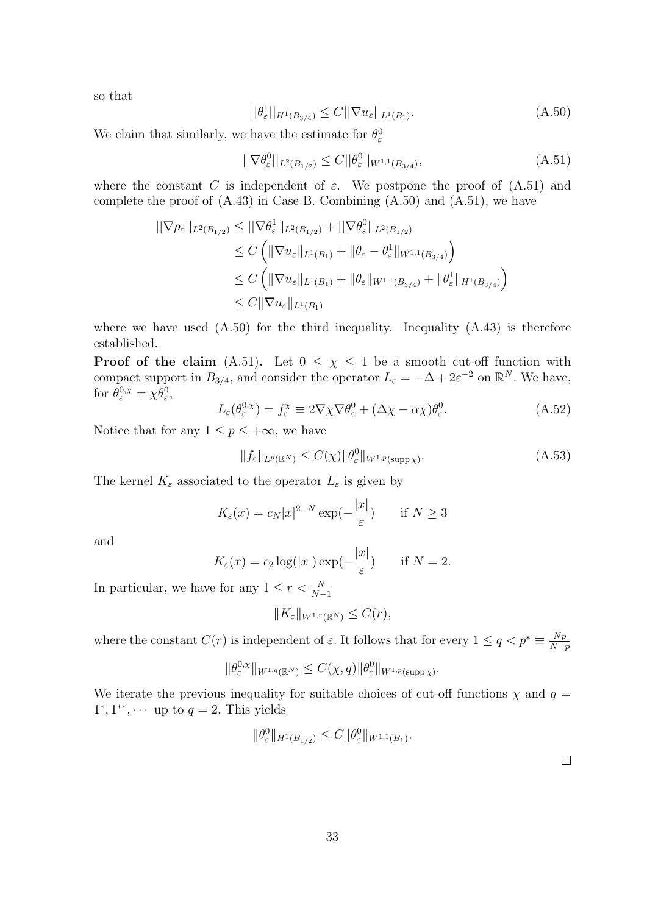so that

$$||\theta_\varepsilon^1||_{H^1(B_{3/4})} \leq C||\nabla u_\varepsilon||_{L^1(B_1)}. \tag{A.50}$$

We claim that similarly, we have the estimate for $\theta_\varepsilon^0$

$$||\nabla\theta_\varepsilon^0||_{L^2(B_{1/2})} \leq C||\theta_\varepsilon^0||_{W^{1,1}(B_{3/4})}, \tag{A.51}$$

where the constant $C$ is independent of $\varepsilon$. We postpone the proof of (A.51) and complete the proof of (A.43) in Case B. Combining (A.50) and (A.51), we have

$$\begin{aligned}
||\nabla\rho_\varepsilon||_{L^2(B_{1/2})} &\leq ||\nabla\theta_\varepsilon^1||_{L^2(B_{1/2})} + ||\nabla\theta_\varepsilon^0||_{L^2(B_{1/2})} \\
&\leq C\left(\|\nabla u_\varepsilon\|_{L^1(B_1)} + \|\theta_\varepsilon - \theta_\varepsilon^1\|_{W^{1,1}(B_{3/4})}\right) \\
&\leq C\left(\|\nabla u_\varepsilon\|_{L^1(B_1)} + \|\theta_\varepsilon\|_{W^{1,1}(B_{3/4})} + \|\theta_\varepsilon^1\|_{H^1(B_{3/4})}\right) \\
&\leq C\|\nabla u_\varepsilon\|_{L^1(B_1)}
\end{aligned}$$

where we have used (A.50) for the third inequality. Inequality (A.43) is therefore established.

**Proof of the claim** (A.51)**.** Let $0 \leq \chi \leq 1$ be a smooth cut-off function with compact support in $B_{3/4}$, and consider the operator $L_\varepsilon = -\Delta + 2\varepsilon^{-2}$ on $\mathbb{R}^N$. We have, for $\theta_\varepsilon^{0,\chi} = \chi\theta_\varepsilon^0$,

$$L_\varepsilon(\theta_\varepsilon^{0,\chi}) = f_\varepsilon^\chi \equiv 2\nabla\chi\nabla\theta_\varepsilon^0 + (\Delta\chi - \alpha\chi)\theta_\varepsilon^0. \tag{A.52}$$

Notice that for any $1 \leq p \leq +\infty$, we have

$$\|f_\varepsilon\|_{L^p(\mathbb{R}^N)} \leq C(\chi)\|\theta_\varepsilon^0\|_{W^{1,p}(\operatorname{supp}\chi)}. \tag{A.53}$$

The kernel $K_\varepsilon$ associated to the operator $L_\varepsilon$ is given by

$$K_\varepsilon(x) = c_N|x|^{2-N}\exp(-\frac{|x|}{\varepsilon}) \qquad \text{if } N \geq 3$$

and

$$K_\varepsilon(x) = c_2\log(|x|)\exp(-\frac{|x|}{\varepsilon}) \qquad \text{if } N = 2.$$

In particular, we have for any $1 \leq r < \frac{N}{N-1}$

$$\|K_\varepsilon\|_{W^{1,r}(\mathbb{R}^N)} \leq C(r),$$

where the constant $C(r)$ is independent of $\varepsilon$. It follows that for every $1 \leq q < p^* \equiv \frac{Np}{N-p}$

$$\|\theta_\varepsilon^{0,\chi}\|_{W^{1,q}(\mathbb{R}^N)} \leq C(\chi, q)\|\theta_\varepsilon^0\|_{W^{1,p}(\operatorname{supp}\chi)}.$$

We iterate the previous inequality for suitable choices of cut-off functions $\chi$ and $q = 1^*, 1^{**}, \cdots$ up to $q = 2$. This yields

$$\|\theta_\varepsilon^0\|_{H^1(B_{1/2})} \leq C\|\theta_\varepsilon^0\|_{W^{1,1}(B_1)}.$$

□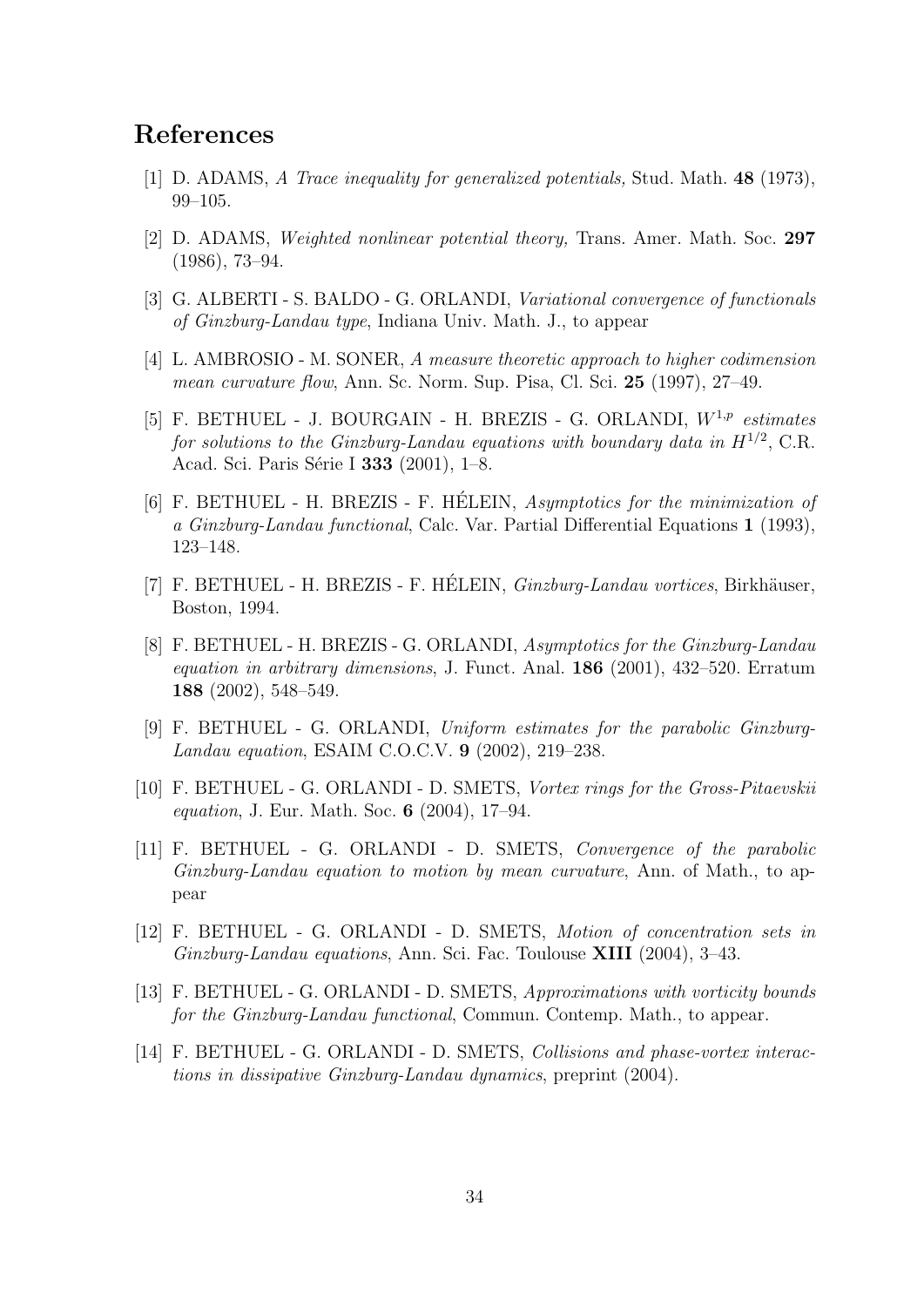## References

[1] D. ADAMS, *A Trace inequality for generalized potentials,* Stud. Math. **48** (1973), 99–105.

[2] D. ADAMS, *Weighted nonlinear potential theory,* Trans. Amer. Math. Soc. **297** (1986), 73–94.

[3] G. ALBERTI - S. BALDO - G. ORLANDI, *Variational convergence of functionals of Ginzburg-Landau type*, Indiana Univ. Math. J., to appear

[4] L. AMBROSIO - M. SONER, *A measure theoretic approach to higher codimension mean curvature flow*, Ann. Sc. Norm. Sup. Pisa, Cl. Sci. **25** (1997), 27–49.

[5] F. BETHUEL - J. BOURGAIN - H. BREZIS - G. ORLANDI, *$W^{1,p}$ estimates for solutions to the Ginzburg-Landau equations with boundary data in $H^{1/2}$*, C.R. Acad. Sci. Paris Série I **333** (2001), 1–8.

[6] F. BETHUEL - H. BREZIS - F. HÉLEIN, *Asymptotics for the minimization of a Ginzburg-Landau functional*, Calc. Var. Partial Differential Equations **1** (1993), 123–148.

[7] F. BETHUEL - H. BREZIS - F. HÉLEIN, *Ginzburg-Landau vortices*, Birkhäuser, Boston, 1994.

[8] F. BETHUEL - H. BREZIS - G. ORLANDI, *Asymptotics for the Ginzburg-Landau equation in arbitrary dimensions*, J. Funct. Anal. **186** (2001), 432–520. Erratum **188** (2002), 548–549.

[9] F. BETHUEL - G. ORLANDI, *Uniform estimates for the parabolic Ginzburg-Landau equation*, ESAIM C.O.C.V. **9** (2002), 219–238.

[10] F. BETHUEL - G. ORLANDI - D. SMETS, *Vortex rings for the Gross-Pitaevskii equation*, J. Eur. Math. Soc. **6** (2004), 17–94.

[11] F. BETHUEL - G. ORLANDI - D. SMETS, *Convergence of the parabolic Ginzburg-Landau equation to motion by mean curvature*, Ann. of Math., to appear

[12] F. BETHUEL - G. ORLANDI - D. SMETS, *Motion of concentration sets in Ginzburg-Landau equations*, Ann. Sci. Fac. Toulouse **XIII** (2004), 3–43.

[13] F. BETHUEL - G. ORLANDI - D. SMETS, *Approximations with vorticity bounds for the Ginzburg-Landau functional*, Commun. Contemp. Math., to appear.

[14] F. BETHUEL - G. ORLANDI - D. SMETS, *Collisions and phase-vortex interactions in dissipative Ginzburg-Landau dynamics*, preprint (2004).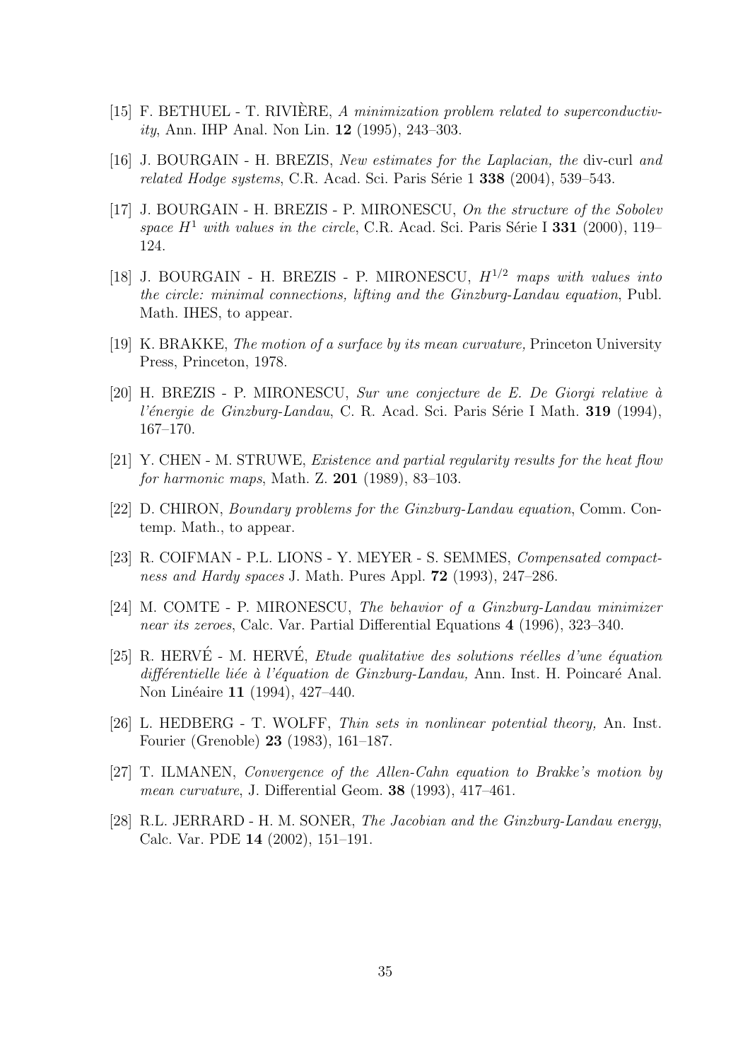[15] F. BETHUEL - T. RIVIÈRE, *A minimization problem related to superconductivity*, Ann. IHP Anal. Non Lin. **12** (1995), 243–303.

[16] J. BOURGAIN - H. BREZIS, *New estimates for the Laplacian, the* div-curl *and related Hodge systems*, C.R. Acad. Sci. Paris Série 1 **338** (2004), 539–543.

[17] J. BOURGAIN - H. BREZIS - P. MIRONESCU, *On the structure of the Sobolev space $H^1$ with values in the circle*, C.R. Acad. Sci. Paris Série I **331** (2000), 119–124.

[18] J. BOURGAIN - H. BREZIS - P. MIRONESCU, *$H^{1/2}$ maps with values into the circle: minimal connections, lifting and the Ginzburg-Landau equation*, Publ. Math. IHES, to appear.

[19] K. BRAKKE, *The motion of a surface by its mean curvature,* Princeton University Press, Princeton, 1978.

[20] H. BREZIS - P. MIRONESCU, *Sur une conjecture de E. De Giorgi relative à l'énergie de Ginzburg-Landau*, C. R. Acad. Sci. Paris Série I Math. **319** (1994), 167–170.

[21] Y. CHEN - M. STRUWE, *Existence and partial regularity results for the heat flow for harmonic maps*, Math. Z. **201** (1989), 83–103.

[22] D. CHIRON, *Boundary problems for the Ginzburg-Landau equation*, Comm. Contemp. Math., to appear.

[23] R. COIFMAN - P.L. LIONS - Y. MEYER - S. SEMMES, *Compensated compactness and Hardy spaces* J. Math. Pures Appl. **72** (1993), 247–286.

[24] M. COMTE - P. MIRONESCU, *The behavior of a Ginzburg-Landau minimizer near its zeroes*, Calc. Var. Partial Differential Equations **4** (1996), 323–340.

[25] R. HERVÉ - M. HERVÉ, *Etude qualitative des solutions réelles d'une équation différentielle liée à l'équation de Ginzburg-Landau,* Ann. Inst. H. Poincaré Anal. Non Linéaire **11** (1994), 427–440.

[26] L. HEDBERG - T. WOLFF, *Thin sets in nonlinear potential theory,* An. Inst. Fourier (Grenoble) **23** (1983), 161–187.

[27] T. ILMANEN, *Convergence of the Allen-Cahn equation to Brakke's motion by mean curvature*, J. Differential Geom. **38** (1993), 417–461.

[28] R.L. JERRARD - H. M. SONER, *The Jacobian and the Ginzburg-Landau energy*, Calc. Var. PDE **14** (2002), 151–191.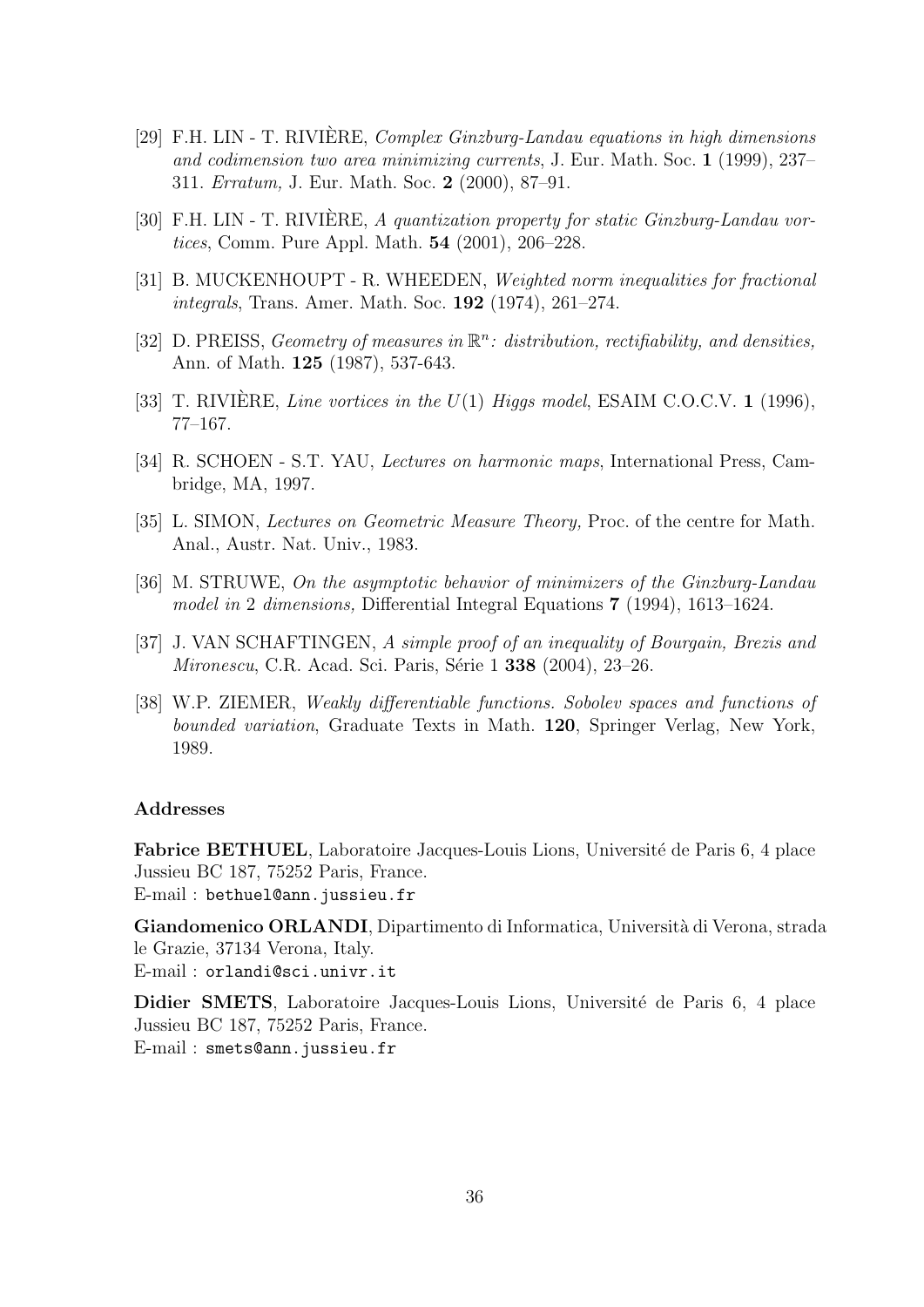[29] F.H. LIN - T. RIVIÈRE, *Complex Ginzburg-Landau equations in high dimensions and codimension two area minimizing currents*, J. Eur. Math. Soc. **1** (1999), 237–311. *Erratum,* J. Eur. Math. Soc. **2** (2000), 87–91.

[30] F.H. LIN - T. RIVIÈRE, *A quantization property for static Ginzburg-Landau vortices*, Comm. Pure Appl. Math. **54** (2001), 206–228.

[31] B. MUCKENHOUPT - R. WHEEDEN, *Weighted norm inequalities for fractional integrals*, Trans. Amer. Math. Soc. **192** (1974), 261–274.

[32] D. PREISS, *Geometry of measures in* $\mathbb{R}^n$*: distribution, rectifiability, and densities,* Ann. of Math. **125** (1987), 537-643.

[33] T. RIVIÈRE, *Line vortices in the* $U(1)$ *Higgs model*, ESAIM C.O.C.V. **1** (1996), 77–167.

[34] R. SCHOEN - S.T. YAU, *Lectures on harmonic maps*, International Press, Cambridge, MA, 1997.

[35] L. SIMON, *Lectures on Geometric Measure Theory,* Proc. of the centre for Math. Anal., Austr. Nat. Univ., 1983.

[36] M. STRUWE, *On the asymptotic behavior of minimizers of the Ginzburg-Landau model in* 2 *dimensions,* Differential Integral Equations **7** (1994), 1613–1624.

[37] J. VAN SCHAFTINGEN, *A simple proof of an inequality of Bourgain, Brezis and Mironescu*, C.R. Acad. Sci. Paris, Série 1 **338** (2004), 23–26.

[38] W.P. ZIEMER, *Weakly differentiable functions. Sobolev spaces and functions of bounded variation*, Graduate Texts in Math. **120**, Springer Verlag, New York, 1989.

**Addresses**

**Fabrice BETHUEL**, Laboratoire Jacques-Louis Lions, Université de Paris 6, 4 place Jussieu BC 187, 75252 Paris, France.
E-mail : bethuel@ann.jussieu.fr

**Giandomenico ORLANDI**, Dipartimento di Informatica, Università di Verona, strada le Grazie, 37134 Verona, Italy.
E-mail : orlandi@sci.univr.it

**Didier SMETS**, Laboratoire Jacques-Louis Lions, Université de Paris 6, 4 place Jussieu BC 187, 75252 Paris, France.
E-mail : smets@ann.jussieu.fr